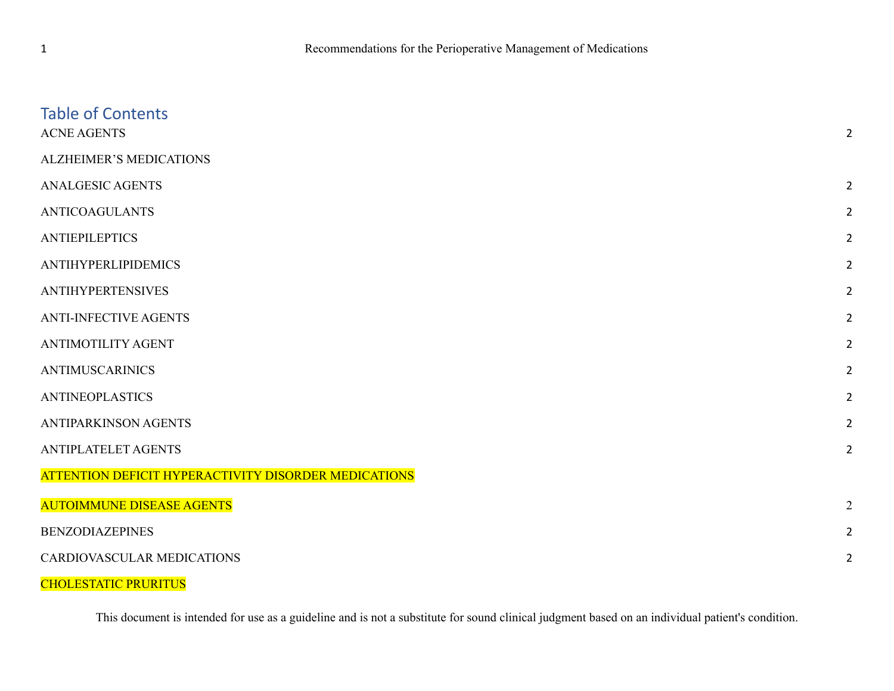## Table of Contents

ACNE AGENTS 2

ALZHEIMER'S MEDICATIONS

ANALGESIC AGENTS 2

ANTICOAGULANTS 2

ANTIEPILEPTICS 2

ANTIHYPERLIPIDEMICS 2

ANTIHYPERTENSIVES 2

ANTI-INFECTIVE AGENTS 2

ANTIMOTILITY AGENT 2

ANTIMUSCARINICS 2

ANTINEOPLASTICS 2

ANTIPARKINSON AGENTS 2

ANTIPLATELET AGENTS 2

ATTENTION DEFICIT HYPERACTIVITY DISORDER MEDICATIONS

AUTOIMMUNE DISEASE AGENTS 2

BENZODIAZEPINES 2

CARDIOVASCULAR MEDICATIONS 2

CHOLESTATIC PRURITUS

This document is intended for use as a guideline and is not a substitute for sound clinical judgment based on an individual patient's condition.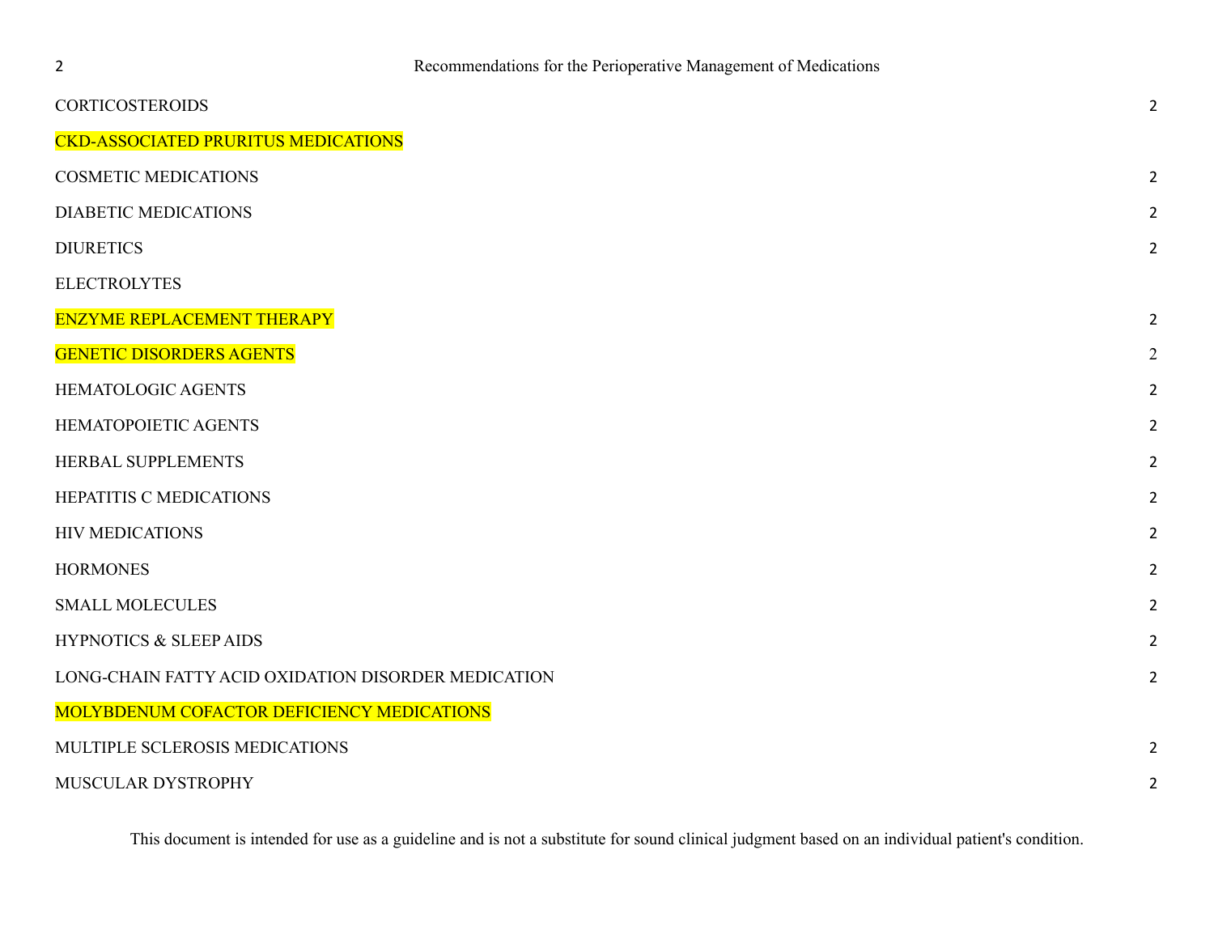CORTICOSTEROIDS 2

CKD-ASSOCIATED PRURITUS MEDICATIONS

COSMETIC MEDICATIONS 2

DIABETIC MEDICATIONS 2

DIURETICS 2

ELECTROLYTES

ENZYME REPLACEMENT THERAPY 2

GENETIC DISORDERS AGENTS 2

HEMATOLOGIC AGENTS 2

HEMATOPOIETIC AGENTS 2

HERBAL SUPPLEMENTS 2

HEPATITIS C MEDICATIONS 2

HIV MEDICATIONS 2

HORMONES 2

SMALL MOLECULES 2

HYPNOTICS & SLEEP AIDS 2

LONG-CHAIN FATTY ACID OXIDATION DISORDER MEDICATION 2

MOLYBDENUM COFACTOR DEFICIENCY MEDICATIONS

MULTIPLE SCLEROSIS MEDICATIONS 2

MUSCULAR DYSTROPHY 2

This document is intended for use as a guideline and is not a substitute for sound clinical judgment based on an individual patient's condition.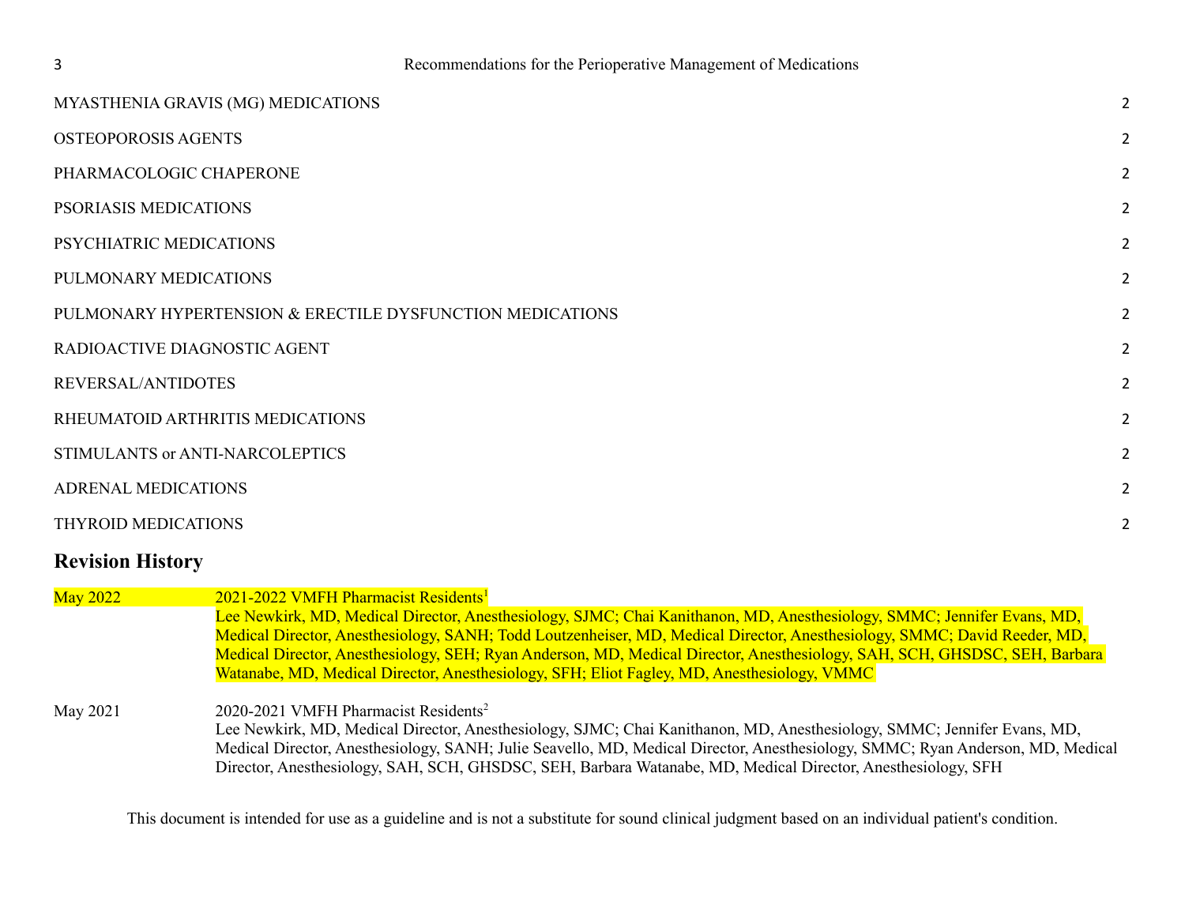MYASTHENIA GRAVIS (MG) MEDICATIONS 2

OSTEOPOROSIS AGENTS 2

PHARMACOLOGIC CHAPERONE 2

PSORIASIS MEDICATIONS 2

PSYCHIATRIC MEDICATIONS 2

PULMONARY MEDICATIONS 2

PULMONARY HYPERTENSION & ERECTILE DYSFUNCTION MEDICATIONS 2

RADIOACTIVE DIAGNOSTIC AGENT 2

REVERSAL/ANTIDOTES 2

RHEUMATOID ARTHRITIS MEDICATIONS 2

STIMULANTS or ANTI-NARCOLEPTICS 2

ADRENAL MEDICATIONS 2

THYROID MEDICATIONS 2

## Revision History

| | |
|---|---|
| May 2022 | 2021-2022 VMFH Pharmacist Residents[1] Lee Newkirk, MD, Medical Director, Anesthesiology, SJMC; Chai Kanithanon, MD, Anesthesiology, SMMC; Jennifer Evans, MD, Medical Director, Anesthesiology, SANH; Todd Loutzenheiser, MD, Medical Director, Anesthesiology, SMMC; David Reeder, MD, Medical Director, Anesthesiology, SEH; Ryan Anderson, MD, Medical Director, Anesthesiology, SAH, SCH, GHSDSC, SEH, Barbara Watanabe, MD, Medical Director, Anesthesiology, SFH; Eliot Fagley, MD, Anesthesiology, VMMC |
| May 2021 | 2020-2021 VMFH Pharmacist Residents[2] Lee Newkirk, MD, Medical Director, Anesthesiology, SJMC; Chai Kanithanon, MD, Anesthesiology, SMMC; Jennifer Evans, MD, Medical Director, Anesthesiology, SANH; Julie Seavello, MD, Medical Director, Anesthesiology, SMMC; Ryan Anderson, MD, Medical Director, Anesthesiology, SAH, SCH, GHSDSC, SEH, Barbara Watanabe, MD, Medical Director, Anesthesiology, SFH |

This document is intended for use as a guideline and is not a substitute for sound clinical judgment based on an individual patient's condition.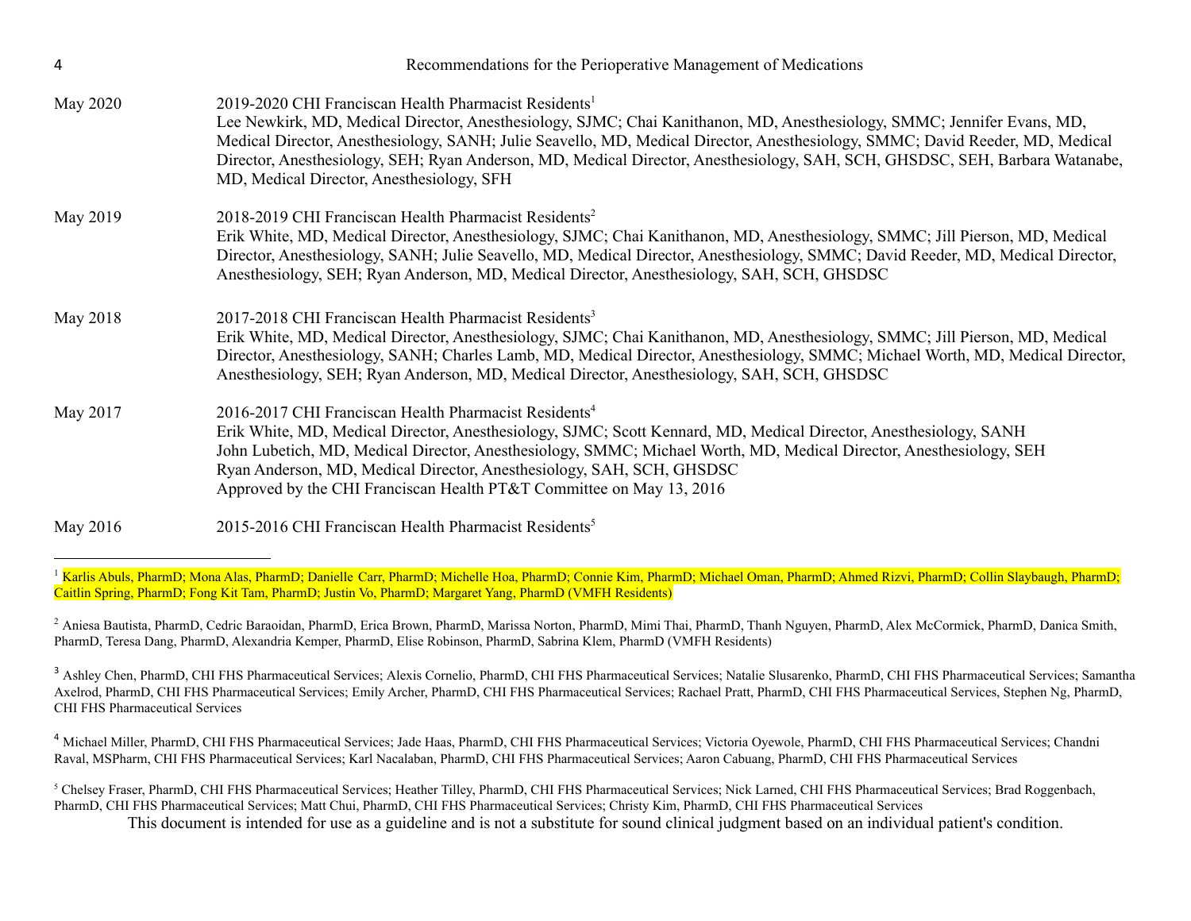May 2020 — 2019-2020 CHI Franciscan Health Pharmacist Residents[1]
Lee Newkirk, MD, Medical Director, Anesthesiology, SJMC; Chai Kanithanon, MD, Anesthesiology, SMMC; Jennifer Evans, MD, Medical Director, Anesthesiology, SANH; Julie Seavello, MD, Medical Director, Anesthesiology, SMMC; David Reeder, MD, Medical Director, Anesthesiology, SEH; Ryan Anderson, MD, Medical Director, Anesthesiology, SAH, SCH, GHSDSC, SEH, Barbara Watanabe, MD, Medical Director, Anesthesiology, SFH

May 2019 — 2018-2019 CHI Franciscan Health Pharmacist Residents[2]
Erik White, MD, Medical Director, Anesthesiology, SJMC; Chai Kanithanon, MD, Anesthesiology, SMMC; Jill Pierson, MD, Medical Director, Anesthesiology, SANH; Julie Seavello, MD, Medical Director, Anesthesiology, SMMC; David Reeder, MD, Medical Director, Anesthesiology, SEH; Ryan Anderson, MD, Medical Director, Anesthesiology, SAH, SCH, GHSDSC

May 2018 — 2017-2018 CHI Franciscan Health Pharmacist Residents[3]
Erik White, MD, Medical Director, Anesthesiology, SJMC; Chai Kanithanon, MD, Anesthesiology, SMMC; Jill Pierson, MD, Medical Director, Anesthesiology, SANH; Charles Lamb, MD, Medical Director, Anesthesiology, SMMC; Michael Worth, MD, Medical Director, Anesthesiology, SEH; Ryan Anderson, MD, Medical Director, Anesthesiology, SAH, SCH, GHSDSC

May 2017 — 2016-2017 CHI Franciscan Health Pharmacist Residents[4]
Erik White, MD, Medical Director, Anesthesiology, SJMC; Scott Kennard, MD, Medical Director, Anesthesiology, SANH
John Lubetich, MD, Medical Director, Anesthesiology, SMMC; Michael Worth, MD, Medical Director, Anesthesiology, SEH
Ryan Anderson, MD, Medical Director, Anesthesiology, SAH, SCH, GHSDSC
Approved by the CHI Franciscan Health PT&T Committee on May 13, 2016

May 2016 — 2015-2016 CHI Franciscan Health Pharmacist Residents[5]

---

[1] Karlis Abuls, PharmD; Mona Alas, PharmD; Danielle Carr, PharmD; Michelle Hoa, PharmD; Connie Kim, PharmD; Michael Oman, PharmD; Ahmed Rizvi, PharmD; Collin Slaybaugh, PharmD; Caitlin Spring, PharmD; Fong Kit Tam, PharmD; Justin Vo, PharmD; Margaret Yang, PharmD (VMFH Residents)

[2] Aniesa Bautista, PharmD, Cedric Baraoidan, PharmD, Erica Brown, PharmD, Marissa Norton, PharmD, Mimi Thai, PharmD, Thanh Nguyen, PharmD, Alex McCormick, PharmD, Danica Smith, PharmD, Teresa Dang, PharmD, Alexandria Kemper, PharmD, Elise Robinson, PharmD, Sabrina Klem, PharmD (VMFH Residents)

[3] Ashley Chen, PharmD, CHI FHS Pharmaceutical Services; Alexis Cornelio, PharmD, CHI FHS Pharmaceutical Services; Natalie Slusarenko, PharmD, CHI FHS Pharmaceutical Services; Samantha Axelrod, PharmD, CHI FHS Pharmaceutical Services; Emily Archer, PharmD, CHI FHS Pharmaceutical Services; Rachael Pratt, PharmD, CHI FHS Pharmaceutical Services, Stephen Ng, PharmD, CHI FHS Pharmaceutical Services

[4] Michael Miller, PharmD, CHI FHS Pharmaceutical Services; Jade Haas, PharmD, CHI FHS Pharmaceutical Services; Victoria Oyewole, PharmD, CHI FHS Pharmaceutical Services; Chandni Raval, MSPharm, CHI FHS Pharmaceutical Services; Karl Nacalaban, PharmD, CHI FHS Pharmaceutical Services; Aaron Cabuang, PharmD, CHI FHS Pharmaceutical Services

[5] Chelsey Fraser, PharmD, CHI FHS Pharmaceutical Services; Heather Tilley, PharmD, CHI FHS Pharmaceutical Services; Nick Larned, CHI FHS Pharmaceutical Services; Brad Roggenbach, PharmD, CHI FHS Pharmaceutical Services; Matt Chui, PharmD, CHI FHS Pharmaceutical Services; Christy Kim, PharmD, CHI FHS Pharmaceutical Services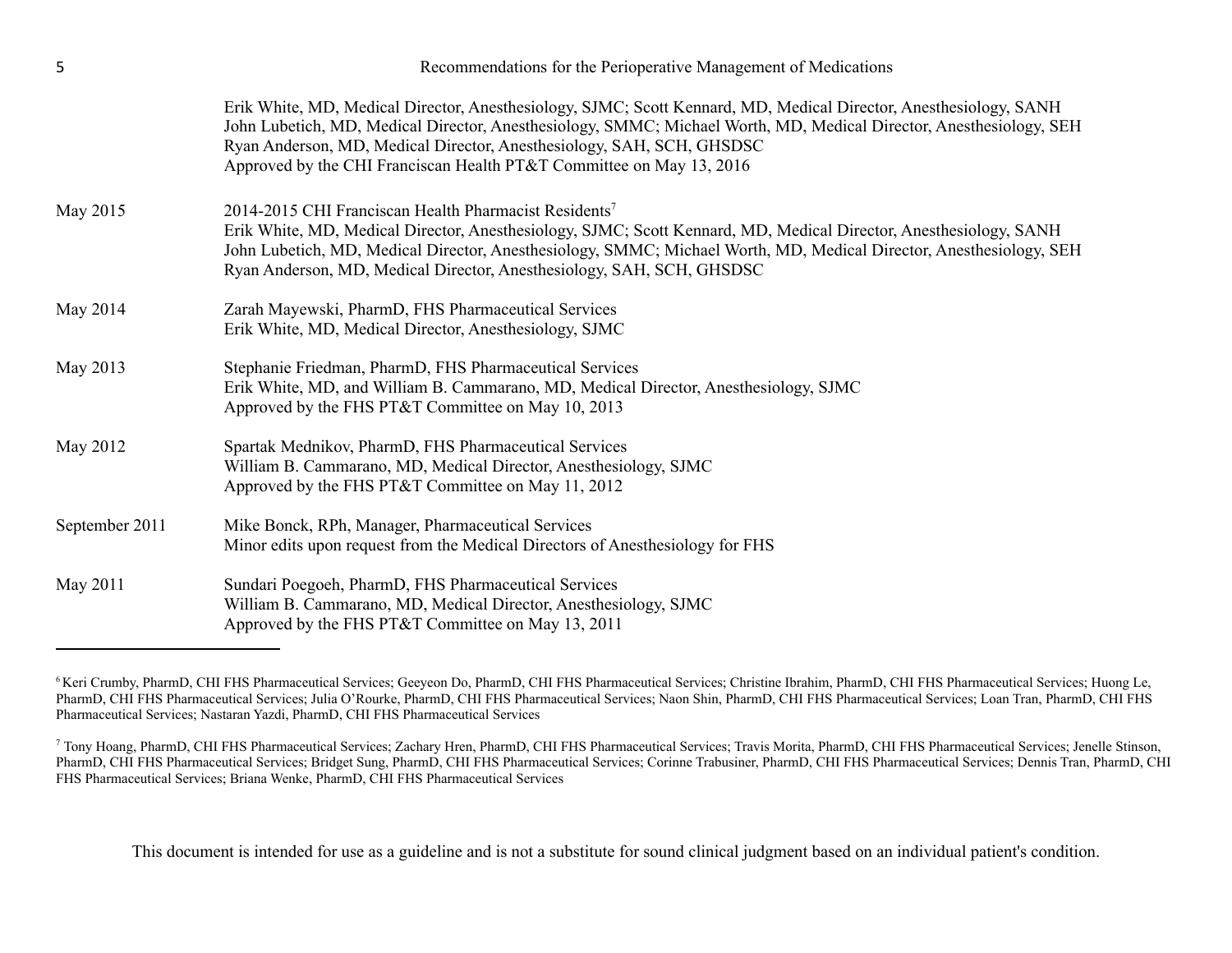| | |
|---|---|
| | Erik White, MD, Medical Director, Anesthesiology, SJMC; Scott Kennard, MD, Medical Director, Anesthesiology, SANH<br>John Lubetich, MD, Medical Director, Anesthesiology, SMMC; Michael Worth, MD, Medical Director, Anesthesiology, SEH<br>Ryan Anderson, MD, Medical Director, Anesthesiology, SAH, SCH, GHSDSC<br>Approved by the CHI Franciscan Health PT&T Committee on May 13, 2016 |
| May 2015 | 2014-2015 CHI Franciscan Health Pharmacist Residents[7]<br>Erik White, MD, Medical Director, Anesthesiology, SJMC; Scott Kennard, MD, Medical Director, Anesthesiology, SANH<br>John Lubetich, MD, Medical Director, Anesthesiology, SMMC; Michael Worth, MD, Medical Director, Anesthesiology, SEH<br>Ryan Anderson, MD, Medical Director, Anesthesiology, SAH, SCH, GHSDSC |
| May 2014 | Zarah Mayewski, PharmD, FHS Pharmaceutical Services<br>Erik White, MD, Medical Director, Anesthesiology, SJMC |
| May 2013 | Stephanie Friedman, PharmD, FHS Pharmaceutical Services<br>Erik White, MD, and William B. Cammarano, MD, Medical Director, Anesthesiology, SJMC<br>Approved by the FHS PT&T Committee on May 10, 2013 |
| May 2012 | Spartak Mednikov, PharmD, FHS Pharmaceutical Services<br>William B. Cammarano, MD, Medical Director, Anesthesiology, SJMC<br>Approved by the FHS PT&T Committee on May 11, 2012 |
| September 2011 | Mike Bonck, RPh, Manager, Pharmaceutical Services<br>Minor edits upon request from the Medical Directors of Anesthesiology for FHS |
| May 2011 | Sundari Poegoeh, PharmD, FHS Pharmaceutical Services<br>William B. Cammarano, MD, Medical Director, Anesthesiology, SJMC<br>Approved by the FHS PT&T Committee on May 13, 2011 |

---

[6] Keri Crumby, PharmD, CHI FHS Pharmaceutical Services; Geeyeon Do, PharmD, CHI FHS Pharmaceutical Services; Christine Ibrahim, PharmD, CHI FHS Pharmaceutical Services; Huong Le, PharmD, CHI FHS Pharmaceutical Services; Julia O'Rourke, PharmD, CHI FHS Pharmaceutical Services; Naon Shin, PharmD, CHI FHS Pharmaceutical Services; Loan Tran, PharmD, CHI FHS Pharmaceutical Services; Nastaran Yazdi, PharmD, CHI FHS Pharmaceutical Services

[7] Tony Hoang, PharmD, CHI FHS Pharmaceutical Services; Zachary Hren, PharmD, CHI FHS Pharmaceutical Services; Travis Morita, PharmD, CHI FHS Pharmaceutical Services; Jenelle Stinson, PharmD, CHI FHS Pharmaceutical Services; Bridget Sung, PharmD, CHI FHS Pharmaceutical Services; Corinne Trabusiner, PharmD, CHI FHS Pharmaceutical Services; Dennis Tran, PharmD, CHI FHS Pharmaceutical Services; Briana Wenke, PharmD, CHI FHS Pharmaceutical Services

This document is intended for use as a guideline and is not a substitute for sound clinical judgment based on an individual patient's condition.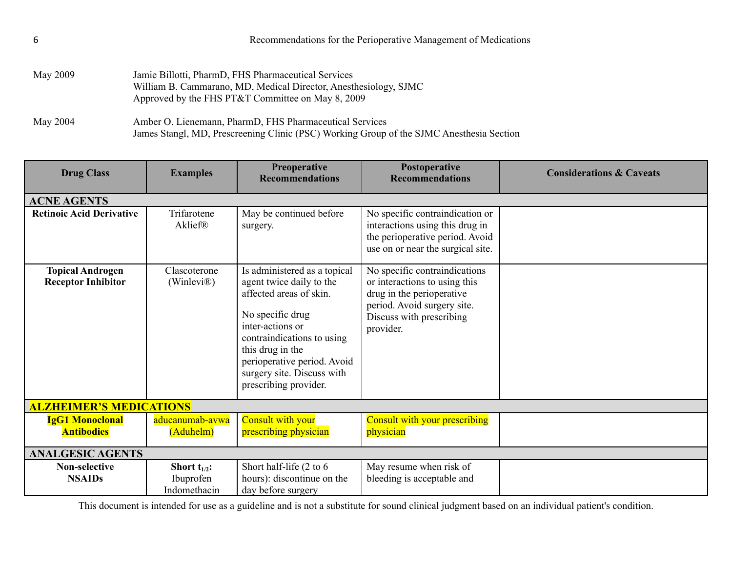| May 2009 | Jamie Billotti, PharmD, FHS Pharmaceutical Services<br>William B. Cammarano, MD, Medical Director, Anesthesiology, SJMC<br>Approved by the FHS PT&T Committee on May 8, 2009 |
|---|---|
| May 2004 | Amber O. Lienemann, PharmD, FHS Pharmaceutical Services<br>James Stangl, MD, Prescreening Clinic (PSC) Working Group of the SJMC Anesthesia Section |

| Drug Class | Examples | Preoperative Recommendations | Postoperative Recommendations | Considerations & Caveats |
|---|---|---|---|---|
| **ACNE AGENTS** | | | | |
| **Retinoic Acid Derivative** | Trifarotene Aklief® | May be continued before surgery. | No specific contraindication or interactions using this drug in the perioperative period. Avoid use on or near the surgical site. | |
| **Topical Androgen Receptor Inhibitor** | Clascoterone (Winlevi®) | Is administered as a topical agent twice daily to the affected areas of skin.<br><br>No specific drug inter-actions or contraindications to using this drug in the perioperative period. Avoid surgery site. Discuss with prescribing provider. | No specific contraindications or interactions to using this drug in the perioperative period. Avoid surgery site. Discuss with prescribing provider. | |
| **ALZHEIMER'S MEDICATIONS** | | | | |
| **IgG1 Monoclonal Antibodies** | aducanumab-avwa (Aduhelm) | Consult with your prescribing physician | Consult with your prescribing physician | |
| **ANALGESIC AGENTS** | | | | |
| **Non-selective NSAIDs** | **Short $t_{1/2}$:**<br>Ibuprofen<br>Indomethacin | Short half-life (2 to 6 hours): discontinue on the day before surgery | May resume when risk of bleeding is acceptable and | |

This document is intended for use as a guideline and is not a substitute for sound clinical judgment based on an individual patient's condition.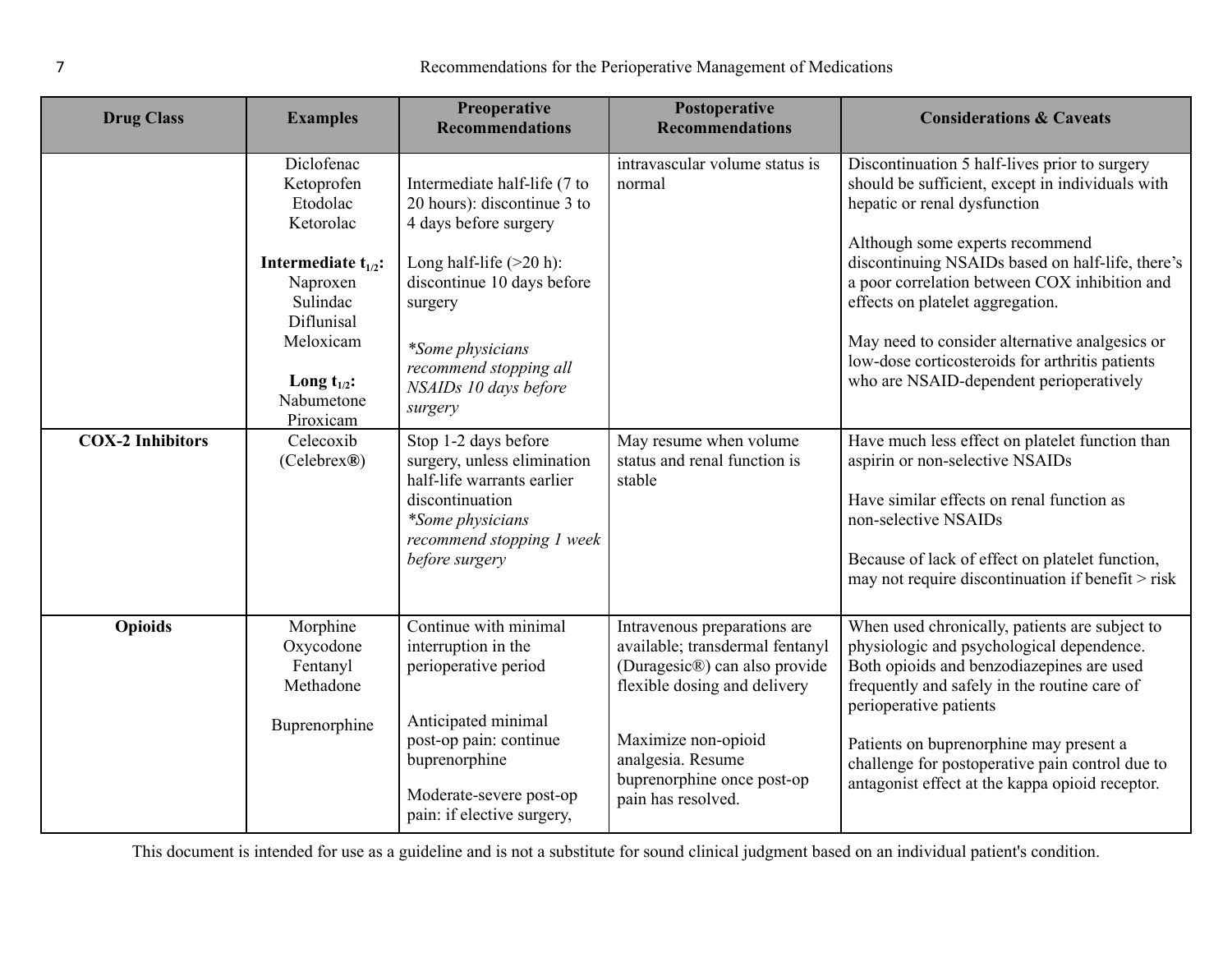| Drug Class | Examples | Preoperative Recommendations | Postoperative Recommendations | Considerations & Caveats |
|---|---|---|---|---|
| | Diclofenac<br>Ketoprofen<br>Etodolac<br>Ketorolac<br><br>**Intermediate $t_{1/2}$:**<br>Naproxen<br>Sulindac<br>Diflunisal<br>Meloxicam<br><br>**Long $t_{1/2}$:**<br>Nabumetone<br>Piroxicam | Intermediate half-life (7 to 20 hours): discontinue 3 to 4 days before surgery<br><br>Long half-life (>20 h): discontinue 10 days before surgery<br><br>*\*Some physicians recommend stopping all NSAIDs 10 days before surgery* | intravascular volume status is normal | Discontinuation 5 half-lives prior to surgery should be sufficient, except in individuals with hepatic or renal dysfunction<br><br>Although some experts recommend discontinuing NSAIDs based on half-life, there's a poor correlation between COX inhibition and effects on platelet aggregation.<br><br>May need to consider alternative analgesics or low-dose corticosteroids for arthritis patients who are NSAID-dependent perioperatively |
| **COX-2 Inhibitors** | Celecoxib (Celebrex®) | Stop 1-2 days before surgery, unless elimination half-life warrants earlier discontinuation<br>*\*Some physicians recommend stopping 1 week before surgery* | May resume when volume status and renal function is stable | Have much less effect on platelet function than aspirin or non-selective NSAIDs<br><br>Have similar effects on renal function as non-selective NSAIDs<br><br>Because of lack of effect on platelet function, may not require discontinuation if benefit > risk |
| **Opioids** | Morphine<br>Oxycodone<br>Fentanyl<br>Methadone<br><br>Buprenorphine | Continue with minimal interruption in the perioperative period<br><br>Anticipated minimal post-op pain: continue buprenorphine<br><br>Moderate-severe post-op pain: if elective surgery, | Intravenous preparations are available; transdermal fentanyl (Duragesic®) can also provide flexible dosing and delivery<br><br>Maximize non-opioid analgesia. Resume buprenorphine once post-op pain has resolved. | When used chronically, patients are subject to physiologic and psychological dependence. Both opioids and benzodiazepines are used frequently and safely in the routine care of perioperative patients<br><br>Patients on buprenorphine may present a challenge for postoperative pain control due to antagonist effect at the kappa opioid receptor. |

This document is intended for use as a guideline and is not a substitute for sound clinical judgment based on an individual patient's condition.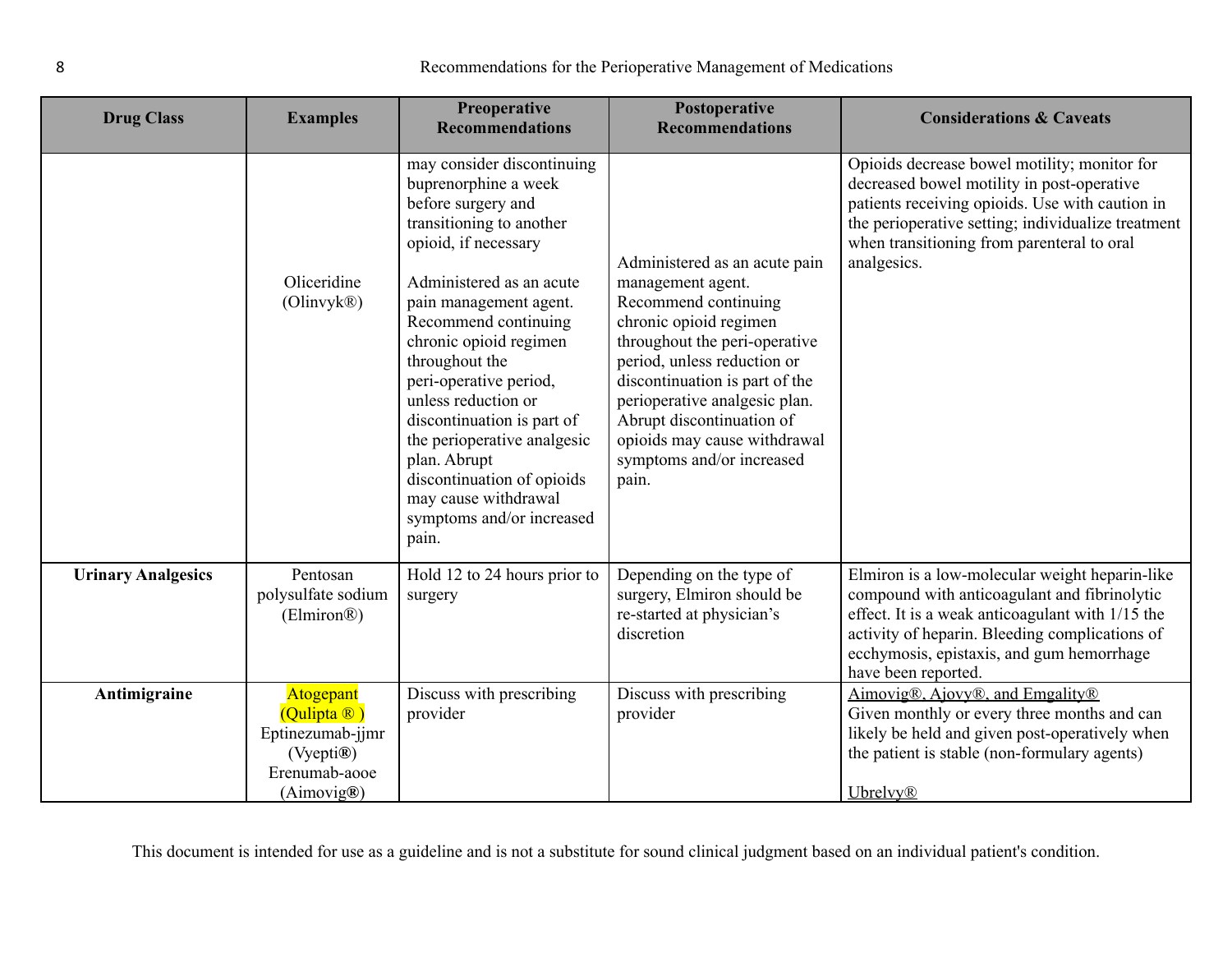| Drug Class | Examples | Preoperative Recommendations | Postoperative Recommendations | Considerations & Caveats |
| --- | --- | --- | --- | --- |
| | Oliceridine (Olinvyk®) | may consider discontinuing buprenorphine a week before surgery and transitioning to another opioid, if necessary<br><br>Administered as an acute pain management agent. Recommend continuing chronic opioid regimen throughout the peri-operative period, unless reduction or discontinuation is part of the perioperative analgesic plan. Abrupt discontinuation of opioids may cause withdrawal symptoms and/or increased pain. | Administered as an acute pain management agent. Recommend continuing chronic opioid regimen throughout the peri-operative period, unless reduction or discontinuation is part of the perioperative analgesic plan. Abrupt discontinuation of opioids may cause withdrawal symptoms and/or increased pain. | Opioids decrease bowel motility; monitor for decreased bowel motility in post-operative patients receiving opioids. Use with caution in the perioperative setting; individualize treatment when transitioning from parenteral to oral analgesics. |
| **Urinary Analgesics** | Pentosan polysulfate sodium (Elmiron®) | Hold 12 to 24 hours prior to surgery | Depending on the type of surgery, Elmiron should be re-started at physician's discretion | Elmiron is a low-molecular weight heparin-like compound with anticoagulant and fibrinolytic effect. It is a weak anticoagulant with 1/15 the activity of heparin. Bleeding complications of ecchymosis, epistaxis, and gum hemorrhage have been reported. |
| **Antimigraine** | Atogepant (Qulipta ® )<br>Eptinezumab-jjmr (Vyepti®)<br>Erenumab-aooe (Aimovig®) | Discuss with prescribing provider | Discuss with prescribing provider | Aimovig®, Ajovy®, and Emgality®<br>Given monthly or every three months and can likely be held and given post-operatively when the patient is stable (non-formulary agents)<br><br>Ubrelvy® |

This document is intended for use as a guideline and is not a substitute for sound clinical judgment based on an individual patient's condition.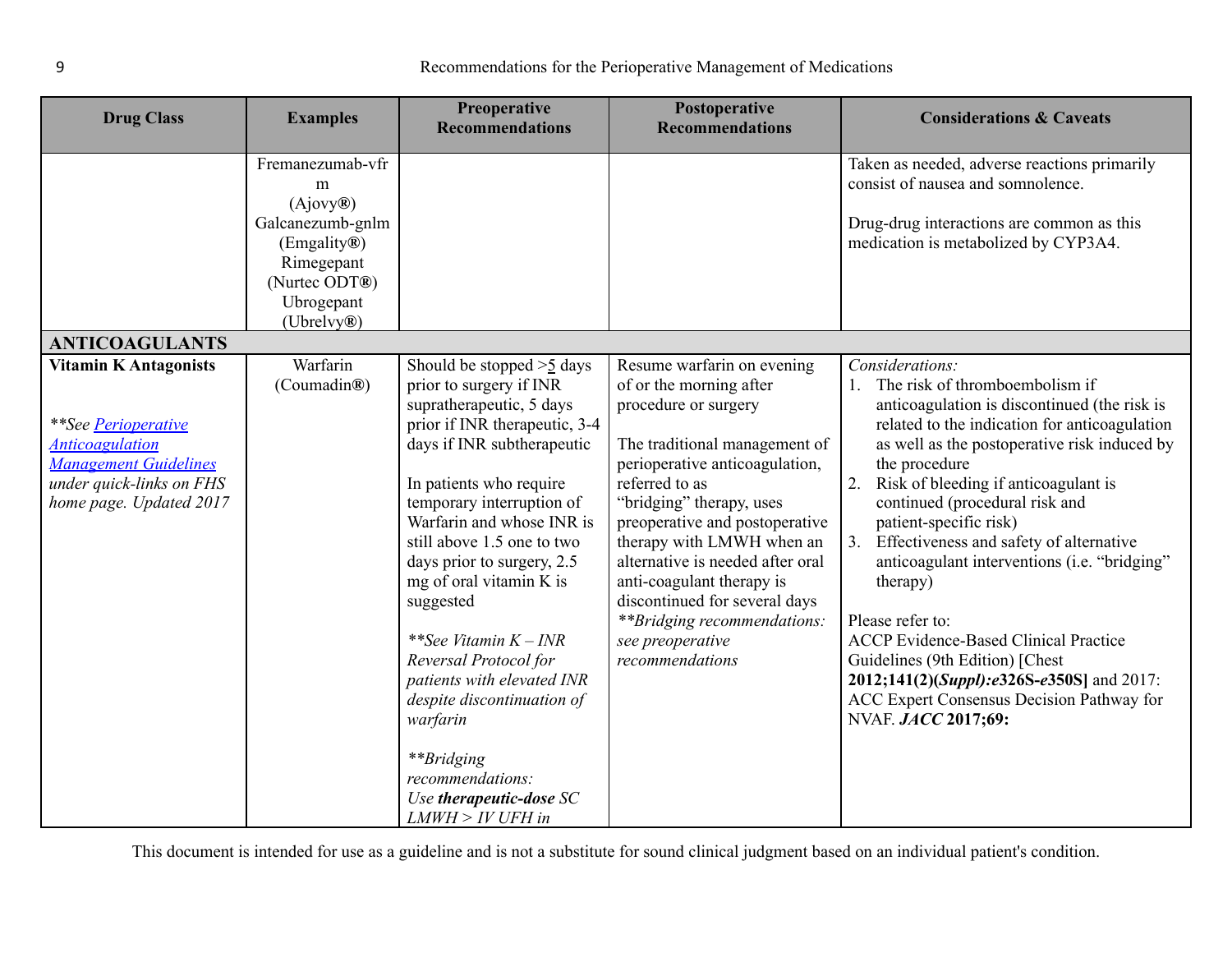| Drug Class | Examples | Preoperative Recommendations | Postoperative Recommendations | Considerations & Caveats |
| --- | --- | --- | --- | --- |
| | Fremanezumab-vfrm (Ajovy®) Galcanezumb-gnlm (Emgality®) Rimegepant (Nurtec ODT®) Ubrogepant (Ubrelvy®) | | | Taken as needed, adverse reactions primarily consist of nausea and somnolence.<br><br>Drug-drug interactions are common as this medication is metabolized by CYP3A4. |
| **ANTICOAGULANTS** | | | | |
| **Vitamin K Antagonists**<br><br>*\*\*See [Perioperative Anticoagulation Management Guidelines]() under quick-links on FHS home page. Updated 2017* | Warfarin (Coumadin®) | Should be stopped >5 days prior to surgery if INR supratherapeutic, 5 days prior if INR therapeutic, 3-4 days if INR subtherapeutic<br><br>In patients who require temporary interruption of Warfarin and whose INR is still above 1.5 one to two days prior to surgery, 2.5 mg of oral vitamin K is suggested<br><br>*\*\*See Vitamin K – INR Reversal Protocol for patients with elevated INR despite discontinuation of warfarin*<br><br>*\*\*Bridging recommendations: Use **therapeutic-dose** SC LMWH > IV UFH in* | Resume warfarin on evening of or the morning after procedure or surgery<br><br>The traditional management of perioperative anticoagulation, referred to as "bridging" therapy, uses preoperative and postoperative therapy with LMWH when an alternative is needed after oral anti-coagulant therapy is discontinued for several days<br>*\*\*Bridging recommendations: see preoperative recommendations* | *Considerations:*<br>1. The risk of thromboembolism if anticoagulation is discontinued (the risk is related to the indication for anticoagulation as well as the postoperative risk induced by the procedure<br>2. Risk of bleeding if anticoagulant is continued (procedural risk and patient-specific risk)<br>3. Effectiveness and safety of alternative anticoagulant interventions (i.e. "bridging" therapy)<br><br>Please refer to:<br>ACCP Evidence-Based Clinical Practice Guidelines (9th Edition) [Chest **2012;141(2)(*Suppl):e*326S-*e*350S]** and 2017: ACC Expert Consensus Decision Pathway for NVAF. ***JACC* 2017;69:** |

This document is intended for use as a guideline and is not a substitute for sound clinical judgment based on an individual patient's condition.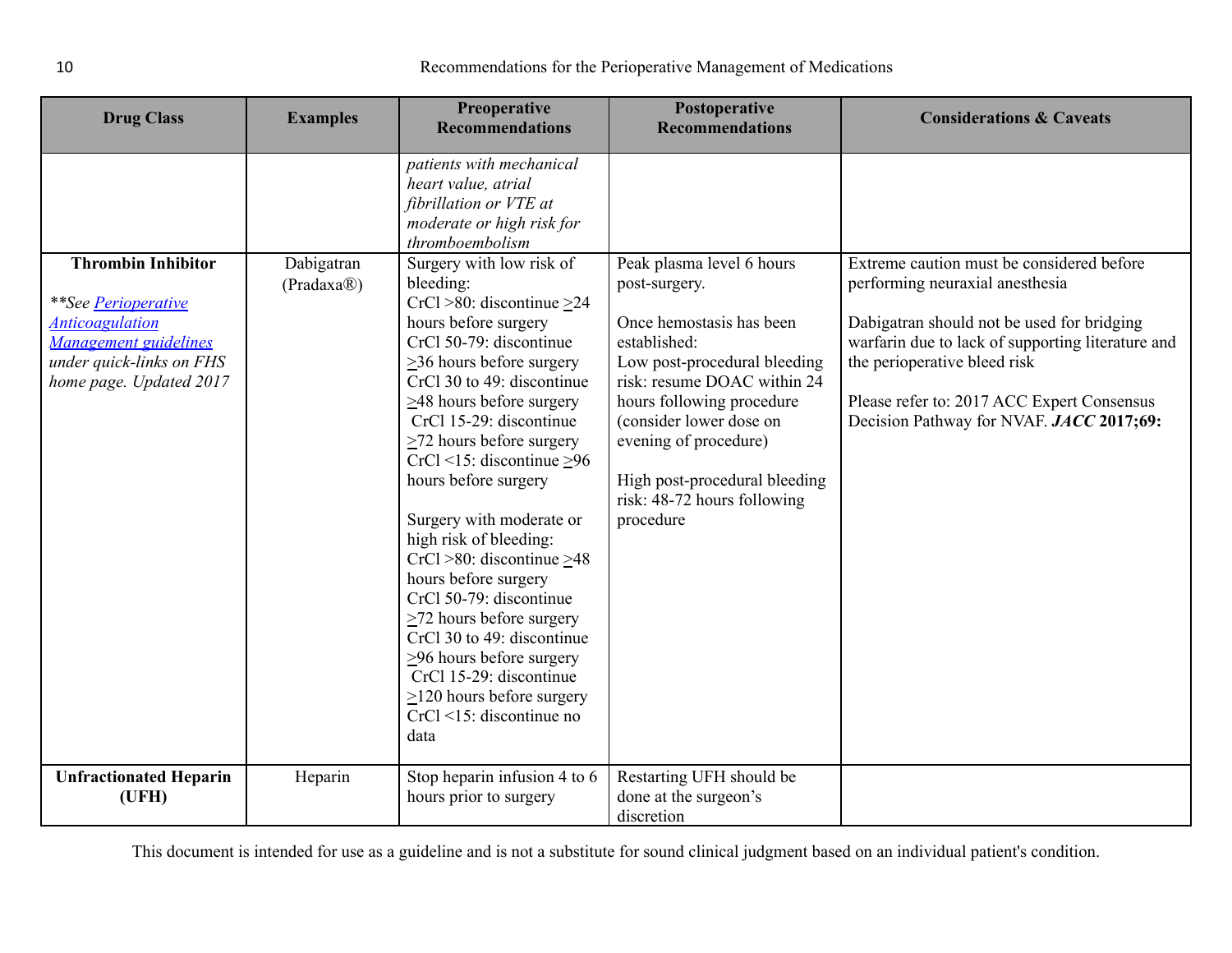| Drug Class | Examples | Preoperative Recommendations | Postoperative Recommendations | Considerations & Caveats |
|---|---|---|---|---|
| | | *patients with mechanical heart value, atrial fibrillation or VTE at moderate or high risk for thromboembolism* | | |
| **Thrombin Inhibitor**<br><br>*\*\*See [Perioperative Anticoagulation Management guidelines](#) under quick-links on FHS home page. Updated 2017* | Dabigatran (Pradaxa®) | Surgery with low risk of bleeding:<br>CrCl >80: discontinue ≥24 hours before surgery<br>CrCl 50-79: discontinue ≥36 hours before surgery<br>CrCl 30 to 49: discontinue ≥48 hours before surgery<br>CrCl 15-29: discontinue ≥72 hours before surgery<br>CrCl <15: discontinue ≥96 hours before surgery<br><br>Surgery with moderate or high risk of bleeding:<br>CrCl >80: discontinue ≥48 hours before surgery<br>CrCl 50-79: discontinue ≥72 hours before surgery<br>CrCl 30 to 49: discontinue ≥96 hours before surgery<br>CrCl 15-29: discontinue ≥120 hours before surgery<br>CrCl <15: discontinue no data | Peak plasma level 6 hours post-surgery.<br><br>Once hemostasis has been established:<br>Low post-procedural bleeding risk: resume DOAC within 24 hours following procedure (consider lower dose on evening of procedure)<br><br>High post-procedural bleeding risk: 48-72 hours following procedure | Extreme caution must be considered before performing neuraxial anesthesia<br><br>Dabigatran should not be used for bridging warfarin due to lack of supporting literature and the perioperative bleed risk<br><br>Please refer to: 2017 ACC Expert Consensus Decision Pathway for NVAF. ***JACC* 2017;69:** |
| **Unfractionated Heparin (UFH)** | Heparin | Stop heparin infusion 4 to 6 hours prior to surgery | Restarting UFH should be done at the surgeon's discretion | |

This document is intended for use as a guideline and is not a substitute for sound clinical judgment based on an individual patient's condition.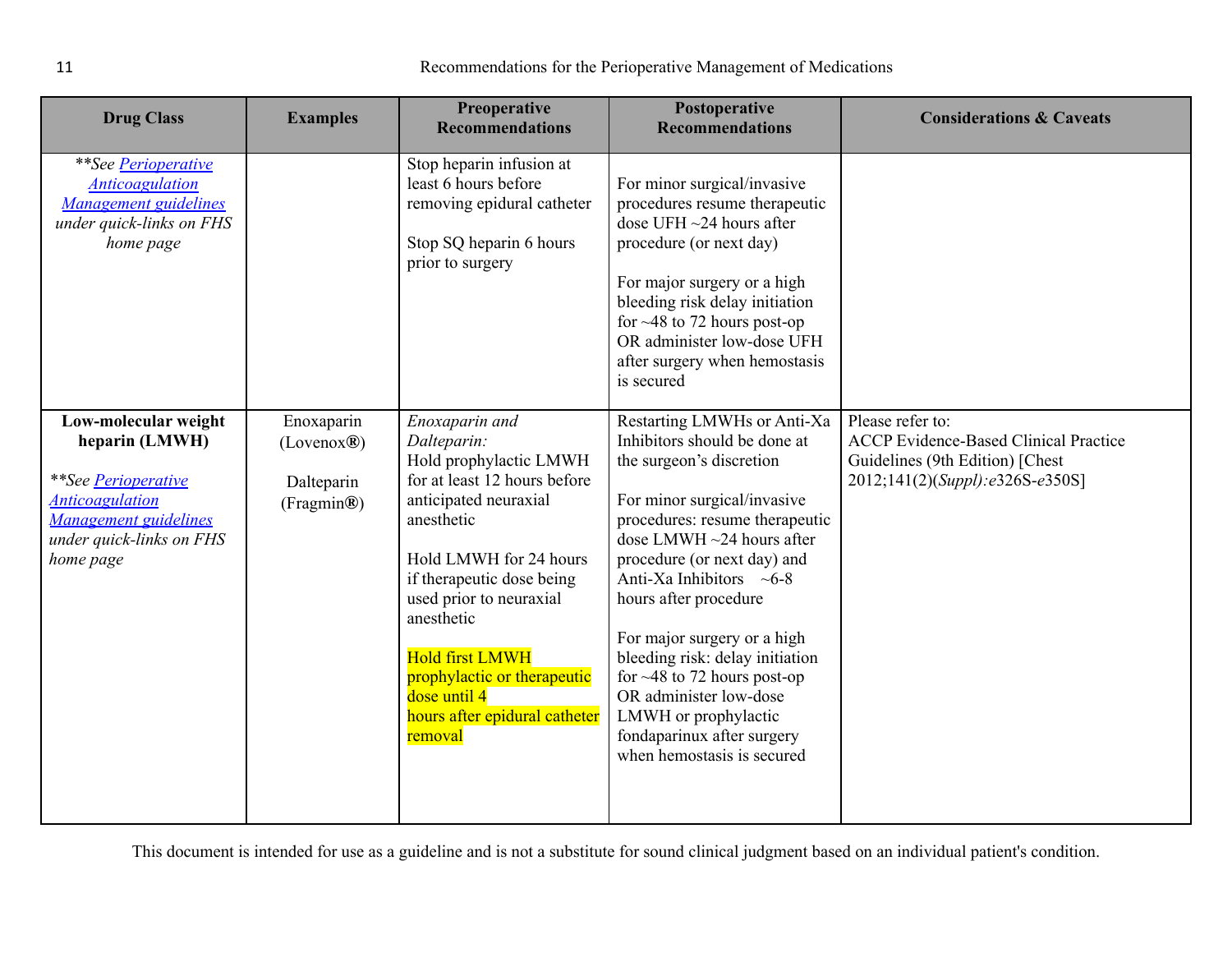| Drug Class | Examples | Preoperative Recommendations | Postoperative Recommendations | Considerations & Caveats |
|---|---|---|---|---|
| *\*\*See [Perioperative Anticoagulation Management guidelines](#) under quick-links on FHS home page* | | Stop heparin infusion at least 6 hours before removing epidural catheter<br><br>Stop SQ heparin 6 hours prior to surgery | For minor surgical/invasive procedures resume therapeutic dose UFH ~24 hours after procedure (or next day)<br><br>For major surgery or a high bleeding risk delay initiation for ~48 to 72 hours post-op OR administer low-dose UFH after surgery when hemostasis is secured | |
| **Low-molecular weight heparin (LMWH)**<br><br>*\*\*See [Perioperative Anticoagulation Management guidelines](#) under quick-links on FHS home page* | Enoxaparin (Lovenox®)<br><br>Dalteparin (Fragmin®) | *Enoxaparin and Dalteparin:*<br>Hold prophylactic LMWH for at least 12 hours before anticipated neuraxial anesthetic<br><br>Hold LMWH for 24 hours if therapeutic dose being used prior to neuraxial anesthetic<br><br>Hold first LMWH prophylactic or therapeutic dose until 4 hours after epidural catheter removal | Restarting LMWHs or Anti-Xa Inhibitors should be done at the surgeon's discretion<br><br>For minor surgical/invasive procedures: resume therapeutic dose LMWH ~24 hours after procedure (or next day) and Anti-Xa Inhibitors ~6-8 hours after procedure<br><br>For major surgery or a high bleeding risk: delay initiation for ~48 to 72 hours post-op OR administer low-dose LMWH or prophylactic fondaparinux after surgery when hemostasis is secured | Please refer to:<br>ACCP Evidence-Based Clinical Practice Guidelines (9th Edition) [Chest 2012;141(2)(*Suppl):e*326S-*e*350S] |

This document is intended for use as a guideline and is not a substitute for sound clinical judgment based on an individual patient's condition.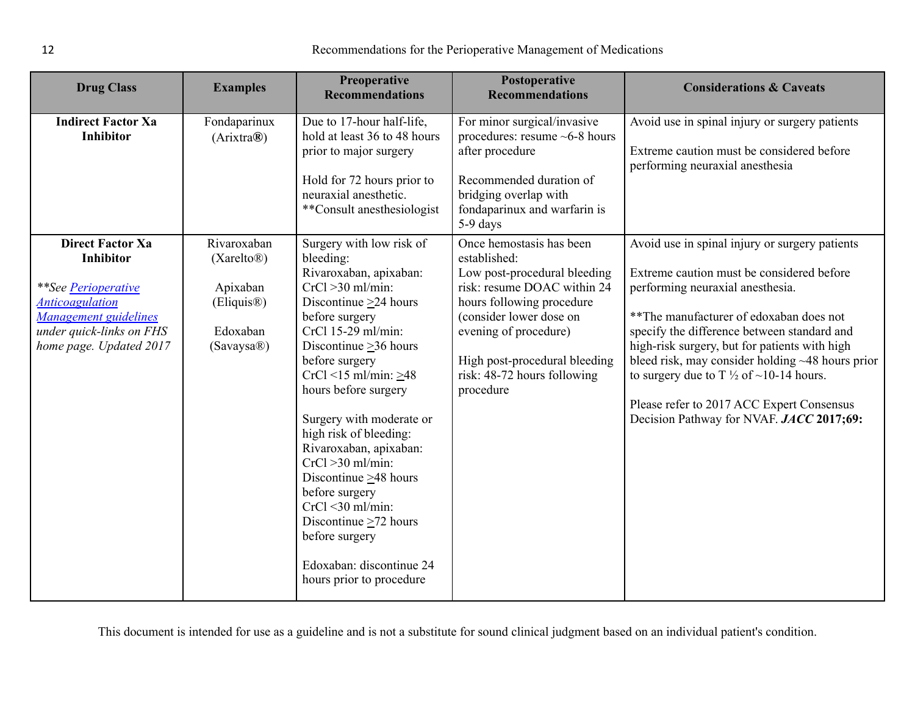| Drug Class | Examples | Preoperative Recommendations | Postoperative Recommendations | Considerations & Caveats |
|---|---|---|---|---|
| **Indirect Factor Xa Inhibitor** | Fondaparinux (Arixtra**®**) | Due to 17-hour half-life, hold at least 36 to 48 hours prior to major surgery<br><br>Hold for 72 hours prior to neuraxial anesthetic. **Consult anesthesiologist | For minor surgical/invasive procedures: resume ~6-8 hours after procedure<br><br>Recommended duration of bridging overlap with fondaparinux and warfarin is 5-9 days | Avoid use in spinal injury or surgery patients<br><br>Extreme caution must be considered before performing neuraxial anesthesia |
| **Direct Factor Xa Inhibitor**<br><br>*\*\*See [Perioperative Anticoagulation Management guidelines] under quick-links on FHS home page. Updated 2017* | Rivaroxaban (Xarelto®)<br><br>Apixaban (Eliquis®)<br><br>Edoxaban (Savaysa®) | Surgery with low risk of bleeding:<br>Rivaroxaban, apixaban:<br>CrCl >30 ml/min: Discontinue ≥24 hours before surgery<br>CrCl 15-29 ml/min: Discontinue ≥36 hours before surgery<br>CrCl <15 ml/min: ≥48 hours before surgery<br><br>Surgery with moderate or high risk of bleeding:<br>Rivaroxaban, apixaban:<br>CrCl >30 ml/min: Discontinue ≥48 hours before surgery<br>CrCl <30 ml/min: Discontinue ≥72 hours before surgery<br><br>Edoxaban: discontinue 24 hours prior to procedure | Once hemostasis has been established:<br>Low post-procedural bleeding risk: resume DOAC within 24 hours following procedure (consider lower dose on evening of procedure)<br><br>High post-procedural bleeding risk: 48-72 hours following procedure | Avoid use in spinal injury or surgery patients<br><br>Extreme caution must be considered before performing neuraxial anesthesia.<br><br>**The manufacturer of edoxaban does not specify the difference between standard and high-risk surgery, but for patients with high bleed risk, may consider holding ~48 hours prior to surgery due to T ½ of ~10-14 hours.<br><br>Please refer to 2017 ACC Expert Consensus Decision Pathway for NVAF. ***JACC* 2017;69:** |

This document is intended for use as a guideline and is not a substitute for sound clinical judgment based on an individual patient's condition.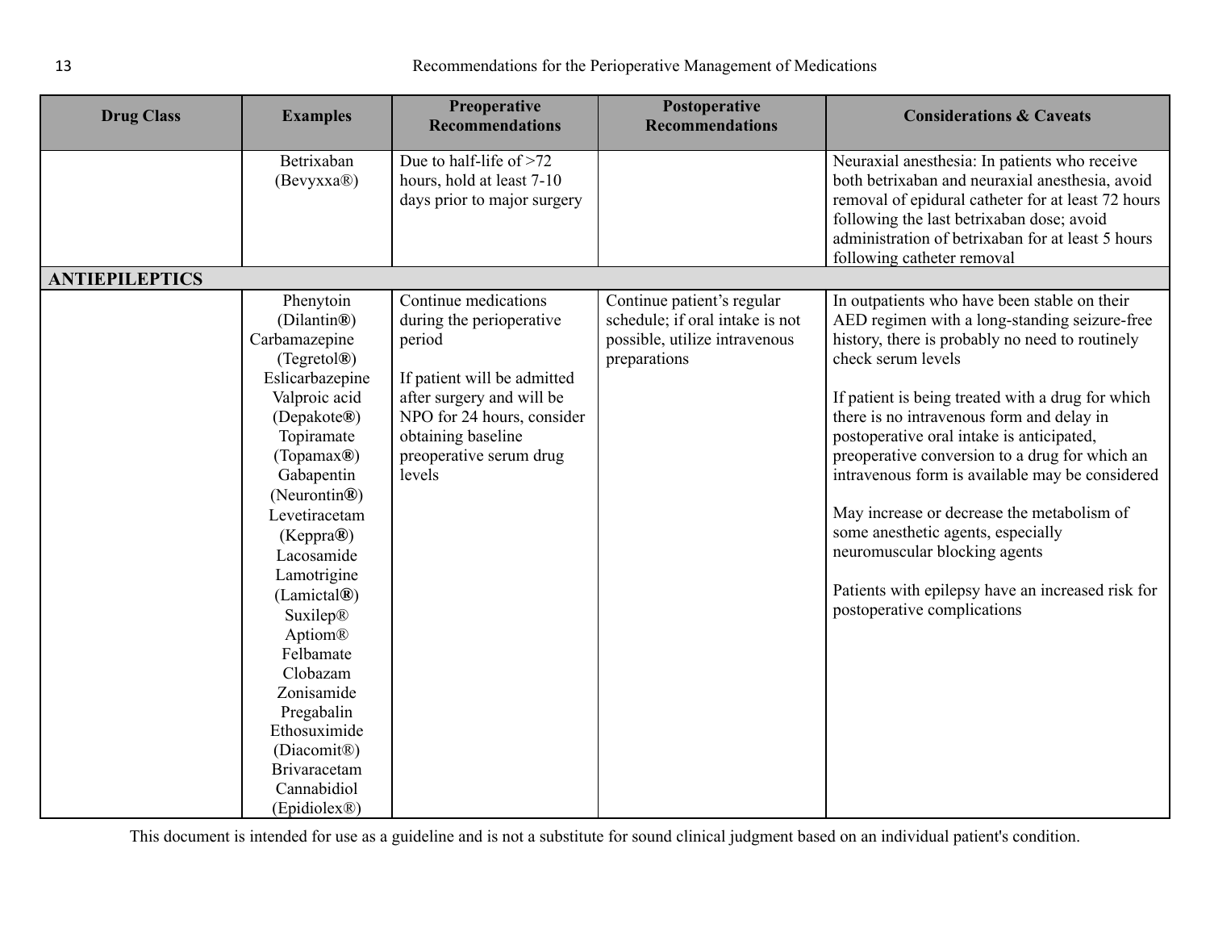| Drug Class | Examples | Preoperative Recommendations | Postoperative Recommendations | Considerations & Caveats |
|---|---|---|---|---|
| | Betrixaban (Bevyxxa®) | Due to half-life of >72 hours, hold at least 7-10 days prior to major surgery | | Neuraxial anesthesia: In patients who receive both betrixaban and neuraxial anesthesia, avoid removal of epidural catheter for at least 72 hours following the last betrixaban dose; avoid administration of betrixaban for at least 5 hours following catheter removal |
| **ANTIEPILEPTICS** | | | | |
| | Phenytoin (Dilantin®)<br>Carbamazepine (Tegretol®)<br>Eslicarbazepine<br>Valproic acid (Depakote®)<br>Topiramate (Topamax®)<br>Gabapentin (Neurontin®)<br>Levetiracetam (Keppra®)<br>Lacosamide<br>Lamotrigine (Lamictal®)<br>Suxilep®<br>Aptiom®<br>Felbamate<br>Clobazam<br>Zonisamide<br>Pregabalin<br>Ethosuximide (Diacomit®)<br>Brivaracetam<br>Cannabidiol (Epidiolex®) | Continue medications during the perioperative period<br><br>If patient will be admitted after surgery and will be NPO for 24 hours, consider obtaining baseline preoperative serum drug levels | Continue patient's regular schedule; if oral intake is not possible, utilize intravenous preparations | In outpatients who have been stable on their AED regimen with a long-standing seizure-free history, there is probably no need to routinely check serum levels<br><br>If patient is being treated with a drug for which there is no intravenous form and delay in postoperative oral intake is anticipated, preoperative conversion to a drug for which an intravenous form is available may be considered<br><br>May increase or decrease the metabolism of some anesthetic agents, especially neuromuscular blocking agents<br><br>Patients with epilepsy have an increased risk for postoperative complications |

This document is intended for use as a guideline and is not a substitute for sound clinical judgment based on an individual patient's condition.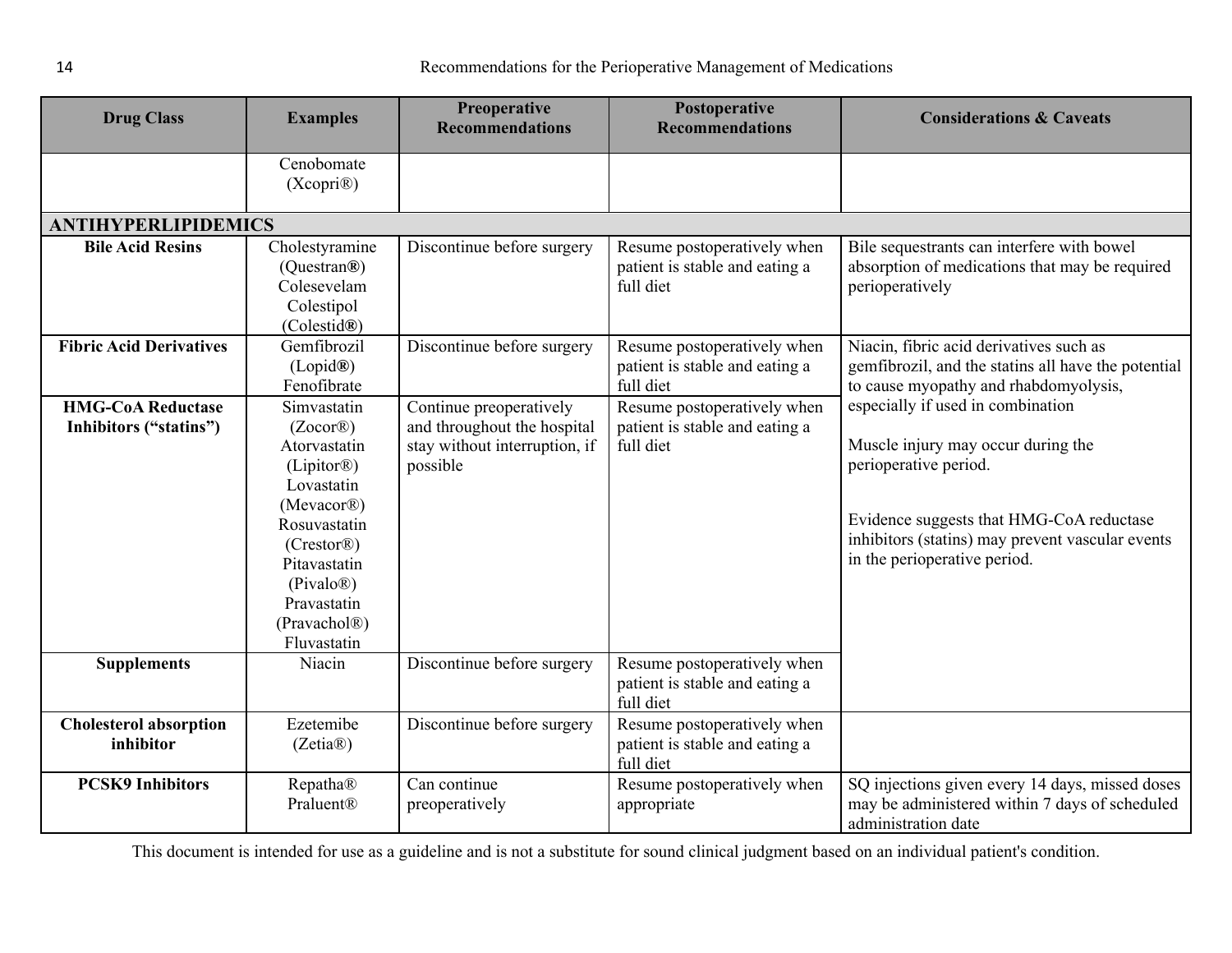| Drug Class | Examples | Preoperative Recommendations | Postoperative Recommendations | Considerations & Caveats |
|---|---|---|---|---|
| | Cenobomate (Xcopri®) | | | |
| **ANTIHYPERLIPIDEMICS** | | | | |
| **Bile Acid Resins** | Cholestyramine (Questran®) Colesevelam Colestipol (Colestid®) | Discontinue before surgery | Resume postoperatively when patient is stable and eating a full diet | Bile sequestrants can interfere with bowel absorption of medications that may be required perioperatively |
| **Fibric Acid Derivatives** | Gemfibrozil (Lopid®) Fenofibrate | Discontinue before surgery | Resume postoperatively when patient is stable and eating a full diet | Niacin, fibric acid derivatives such as gemfibrozil, and the statins all have the potential to cause myopathy and rhabdomyolysis, especially if used in combination<br><br>Muscle injury may occur during the perioperative period.<br><br>Evidence suggests that HMG-CoA reductase inhibitors (statins) may prevent vascular events in the perioperative period. |
| **HMG-CoA Reductase Inhibitors ("statins")** | Simvastatin (Zocor®) Atorvastatin (Lipitor®) Lovastatin (Mevacor®) Rosuvastatin (Crestor®) Pitavastatin (Pivalo®) Pravastatin (Pravachol®) Fluvastatin | Continue preoperatively and throughout the hospital stay without interruption, if possible | Resume postoperatively when patient is stable and eating a full diet | |
| **Supplements** | Niacin | Discontinue before surgery | Resume postoperatively when patient is stable and eating a full diet | |
| **Cholesterol absorption inhibitor** | Ezetemibe (Zetia®) | Discontinue before surgery | Resume postoperatively when patient is stable and eating a full diet | |
| **PCSK9 Inhibitors** | Repatha® Praluent® | Can continue preoperatively | Resume postoperatively when appropriate | SQ injections given every 14 days, missed doses may be administered within 7 days of scheduled administration date |

This document is intended for use as a guideline and is not a substitute for sound clinical judgment based on an individual patient's condition.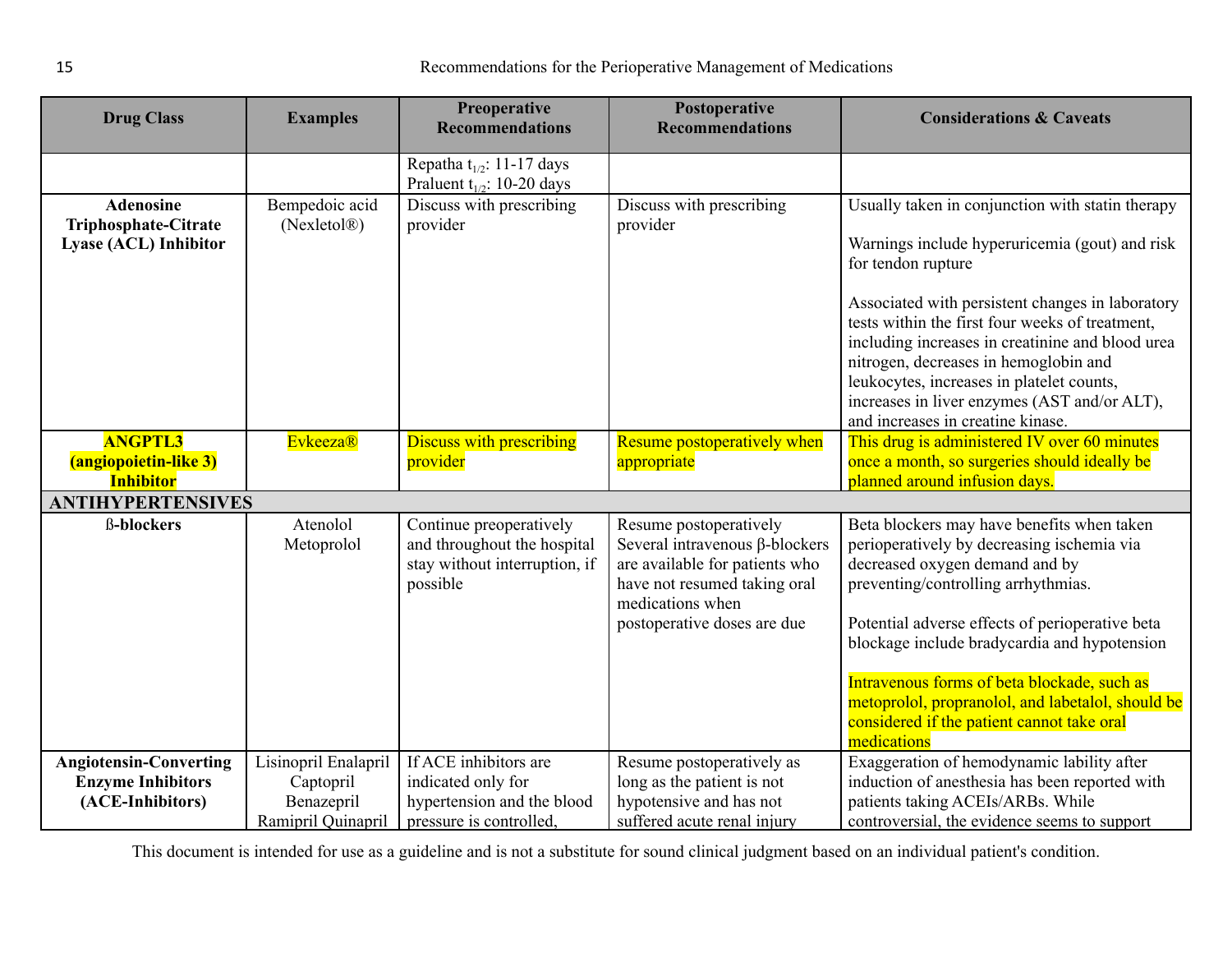| Drug Class | Examples | Preoperative Recommendations | Postoperative Recommendations | Considerations & Caveats |
|---|---|---|---|---|
| | | Repatha $t_{1/2}$: 11-17 days<br>Praluent $t_{1/2}$: 10-20 days | | |
| **Adenosine Triphosphate-Citrate Lyase (ACL) Inhibitor** | Bempedoic acid (Nexletol®) | Discuss with prescribing provider | Discuss with prescribing provider | Usually taken in conjunction with statin therapy<br><br>Warnings include hyperuricemia (gout) and risk for tendon rupture<br><br>Associated with persistent changes in laboratory tests within the first four weeks of treatment, including increases in creatinine and blood urea nitrogen, decreases in hemoglobin and leukocytes, increases in platelet counts, increases in liver enzymes (AST and/or ALT), and increases in creatine kinase. |
| **ANGPTL3 (angiopoietin-like 3) Inhibitor** | Evkeeza® | Discuss with prescribing provider | Resume postoperatively when appropriate | This drug is administered IV over 60 minutes once a month, so surgeries should ideally be planned around infusion days. |
| **ANTIHYPERTENSIVES** | | | | |
| **ß-blockers** | Atenolol<br>Metoprolol | Continue preoperatively and throughout the hospital stay without interruption, if possible | Resume postoperatively<br>Several intravenous β-blockers are available for patients who have not resumed taking oral medications when postoperative doses are due | Beta blockers may have benefits when taken perioperatively by decreasing ischemia via decreased oxygen demand and by preventing/controlling arrhythmias.<br><br>Potential adverse effects of perioperative beta blockage include bradycardia and hypotension<br><br>Intravenous forms of beta blockade, such as metoprolol, propranolol, and labetalol, should be considered if the patient cannot take oral medications |
| **Angiotensin-Converting Enzyme Inhibitors (ACE-Inhibitors)** | Lisinopril Enalapril<br>Captopril<br>Benazepril<br>Ramipril Quinapril | If ACE inhibitors are indicated only for hypertension and the blood pressure is controlled, | Resume postoperatively as long as the patient is not hypotensive and has not suffered acute renal injury | Exaggeration of hemodynamic lability after induction of anesthesia has been reported with patients taking ACEIs/ARBs. While controversial, the evidence seems to support |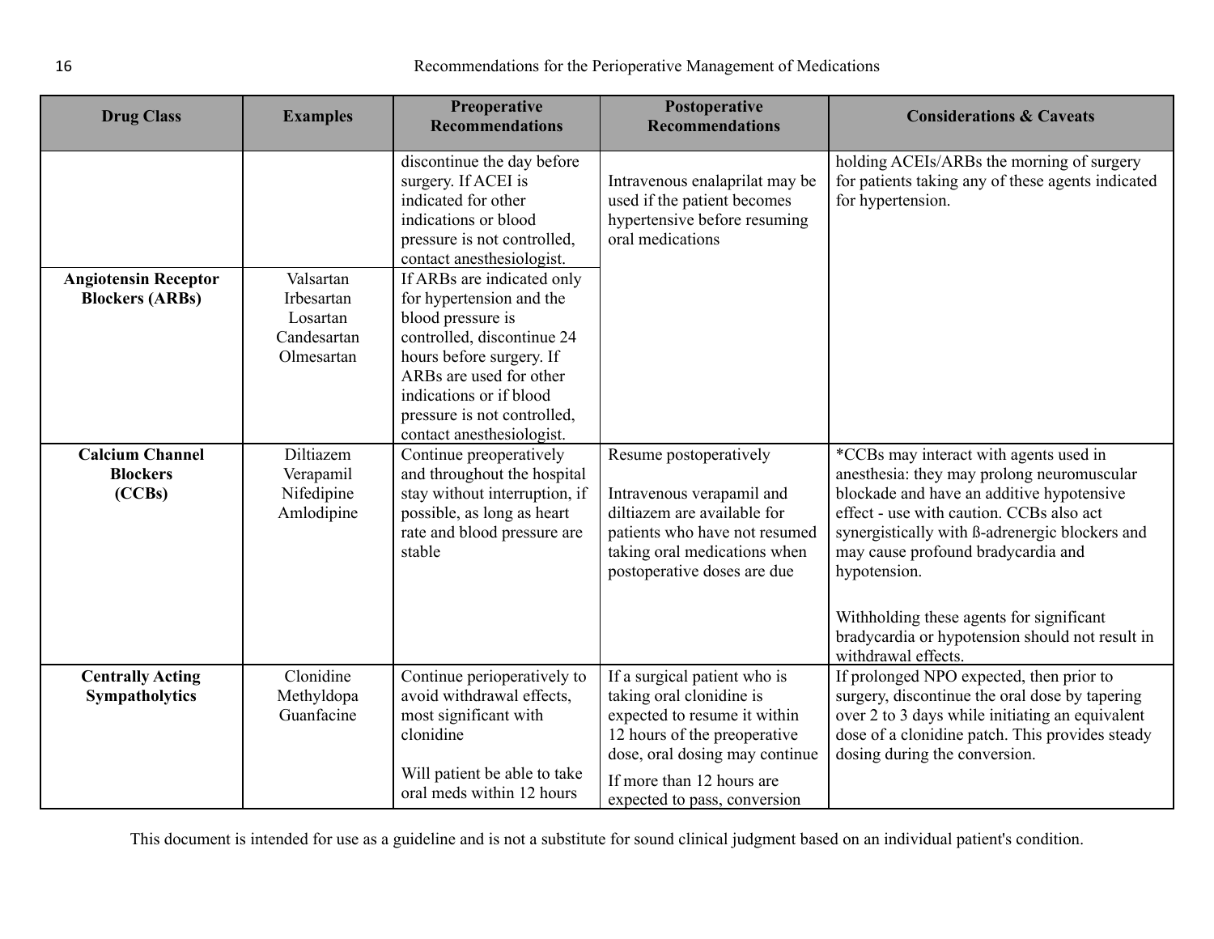| Drug Class | Examples | Preoperative Recommendations | Postoperative Recommendations | Considerations & Caveats |
|---|---|---|---|---|
| | | discontinue the day before surgery. If ACEI is indicated for other indications or blood pressure is not controlled, contact anesthesiologist. | Intravenous enalaprilat may be used if the patient becomes hypertensive before resuming oral medications | holding ACEIs/ARBs the morning of surgery for patients taking any of these agents indicated for hypertension. |
| **Angiotensin Receptor Blockers (ARBs)** | Valsartan<br>Irbesartan<br>Losartan<br>Candesartan<br>Olmesartan | If ARBs are indicated only for hypertension and the blood pressure is controlled, discontinue 24 hours before surgery. If ARBs are used for other indications or if blood pressure is not controlled, contact anesthesiologist. | | |
| **Calcium Channel Blockers (CCBs)** | Diltiazem<br>Verapamil<br>Nifedipine<br>Amlodipine | Continue preoperatively and throughout the hospital stay without interruption, if possible, as long as heart rate and blood pressure are stable | Resume postoperatively<br><br>Intravenous verapamil and diltiazem are available for patients who have not resumed taking oral medications when postoperative doses are due | *CCBs may interact with agents used in anesthesia: they may prolong neuromuscular blockade and have an additive hypotensive effect - use with caution. CCBs also act synergistically with ß-adrenergic blockers and may cause profound bradycardia and hypotension.<br><br>Withholding these agents for significant bradycardia or hypotension should not result in withdrawal effects. |
| **Centrally Acting Sympatholytics** | Clonidine<br>Methyldopa<br>Guanfacine | Continue perioperatively to avoid withdrawal effects, most significant with clonidine<br><br>Will patient be able to take oral meds within 12 hours | If a surgical patient who is taking oral clonidine is expected to resume it within 12 hours of the preoperative dose, oral dosing may continue<br><br>If more than 12 hours are expected to pass, conversion | If prolonged NPO expected, then prior to surgery, discontinue the oral dose by tapering over 2 to 3 days while initiating an equivalent dose of a clonidine patch. This provides steady dosing during the conversion. |

This document is intended for use as a guideline and is not a substitute for sound clinical judgment based on an individual patient's condition.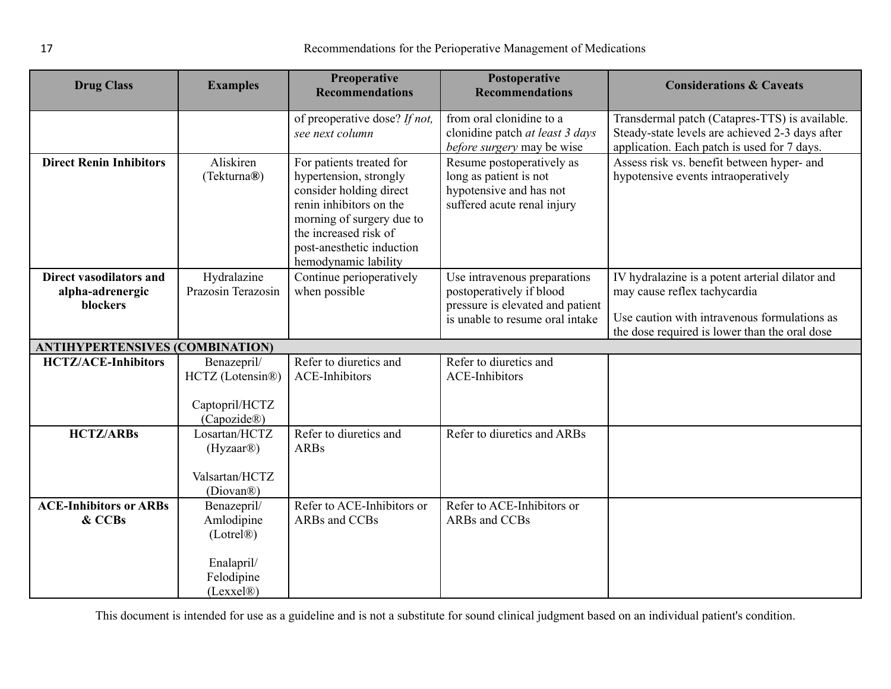| Drug Class | Examples | Preoperative Recommendations | Postoperative Recommendations | Considerations & Caveats |
|---|---|---|---|---|
| | | of preoperative dose? *If not, see next column* | from oral clonidine to a clonidine patch *at least 3 days before surgery* may be wise | Transdermal patch (Catapres-TTS) is available. Steady-state levels are achieved 2-3 days after application. Each patch is used for 7 days. |
| **Direct Renin Inhibitors** | Aliskiren (Tekturna®) | For patients treated for hypertension, strongly consider holding direct renin inhibitors on the morning of surgery due to the increased risk of post-anesthetic induction hemodynamic lability | Resume postoperatively as long as patient is not hypotensive and has not suffered acute renal injury | Assess risk vs. benefit between hyper- and hypotensive events intraoperatively |
| **Direct vasodilators and alpha-adrenergic blockers** | Hydralazine Prazosin Terazosin | Continue perioperatively when possible | Use intravenous preparations postoperatively if blood pressure is elevated and patient is unable to resume oral intake | IV hydralazine is a potent arterial dilator and may cause reflex tachycardia<br><br>Use caution with intravenous formulations as the dose required is lower than the oral dose |
| **ANTIHYPERTENSIVES (COMBINATION)** | | | | |
| **HCTZ/ACE-Inhibitors** | Benazepril/ HCTZ (Lotensin®)<br><br>Captopril/HCTZ (Capozide®) | Refer to diuretics and ACE-Inhibitors | Refer to diuretics and ACE-Inhibitors | |
| **HCTZ/ARBs** | Losartan/HCTZ (Hyzaar®)<br><br>Valsartan/HCTZ (Diovan®) | Refer to diuretics and ARBs | Refer to diuretics and ARBs | |
| **ACE-Inhibitors or ARBs & CCBs** | Benazepril/ Amlodipine (Lotrel®)<br><br>Enalapril/ Felodipine (Lexxel®) | Refer to ACE-Inhibitors or ARBs and CCBs | Refer to ACE-Inhibitors or ARBs and CCBs | |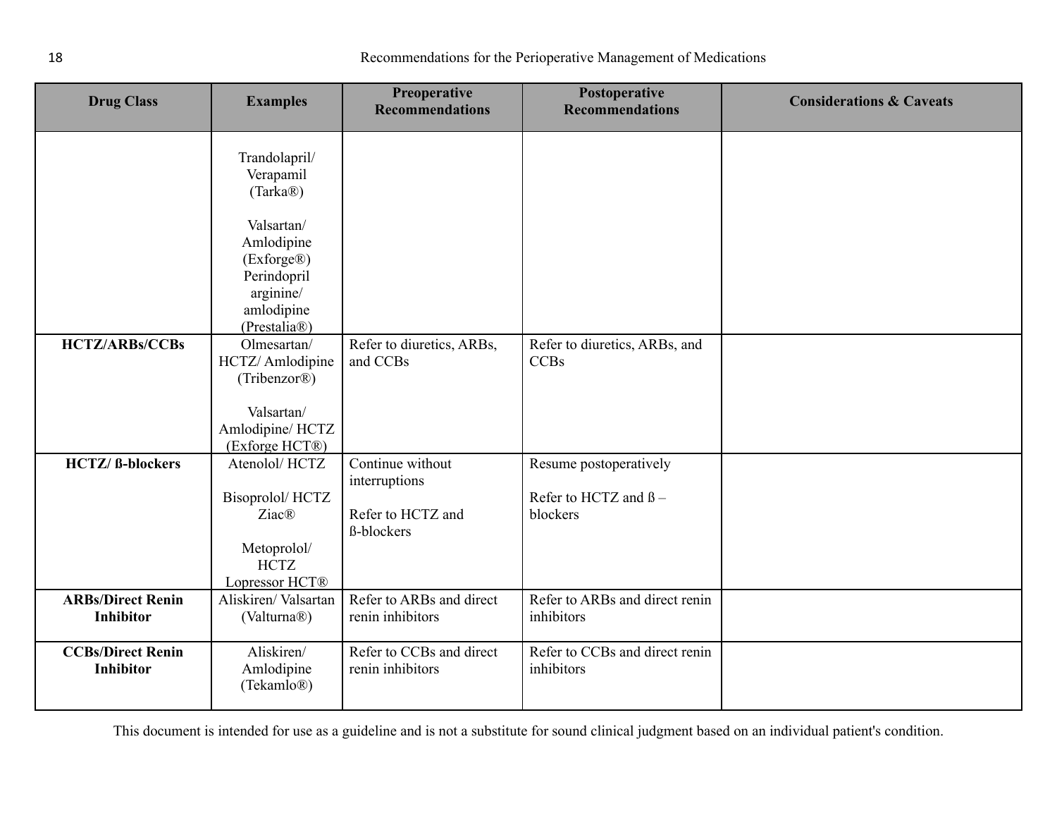| Drug Class | Examples | Preoperative Recommendations | Postoperative Recommendations | Considerations & Caveats |
|---|---|---|---|---|
| | Trandolapril/ Verapamil (Tarka®)<br><br>Valsartan/ Amlodipine (Exforge®)<br>Perindopril arginine/ amlodipine (Prestalia®) | | | |
| **HCTZ/ARBs/CCBs** | Olmesartan/ HCTZ/ Amlodipine (Tribenzor®)<br><br>Valsartan/ Amlodipine/ HCTZ (Exforge HCT®) | Refer to diuretics, ARBs, and CCBs | Refer to diuretics, ARBs, and CCBs | |
| **HCTZ/ ß-blockers** | Atenolol/ HCTZ<br><br>Bisoprolol/ HCTZ Ziac®<br><br>Metoprolol/ HCTZ Lopressor HCT® | Continue without interruptions<br><br>Refer to HCTZ and ß-blockers | Resume postoperatively<br><br>Refer to HCTZ and ß – blockers | |
| **ARBs/Direct Renin Inhibitor** | Aliskiren/ Valsartan (Valturna®) | Refer to ARBs and direct renin inhibitors | Refer to ARBs and direct renin inhibitors | |
| **CCBs/Direct Renin Inhibitor** | Aliskiren/ Amlodipine (Tekamlo®) | Refer to CCBs and direct renin inhibitors | Refer to CCBs and direct renin inhibitors | |

This document is intended for use as a guideline and is not a substitute for sound clinical judgment based on an individual patient's condition.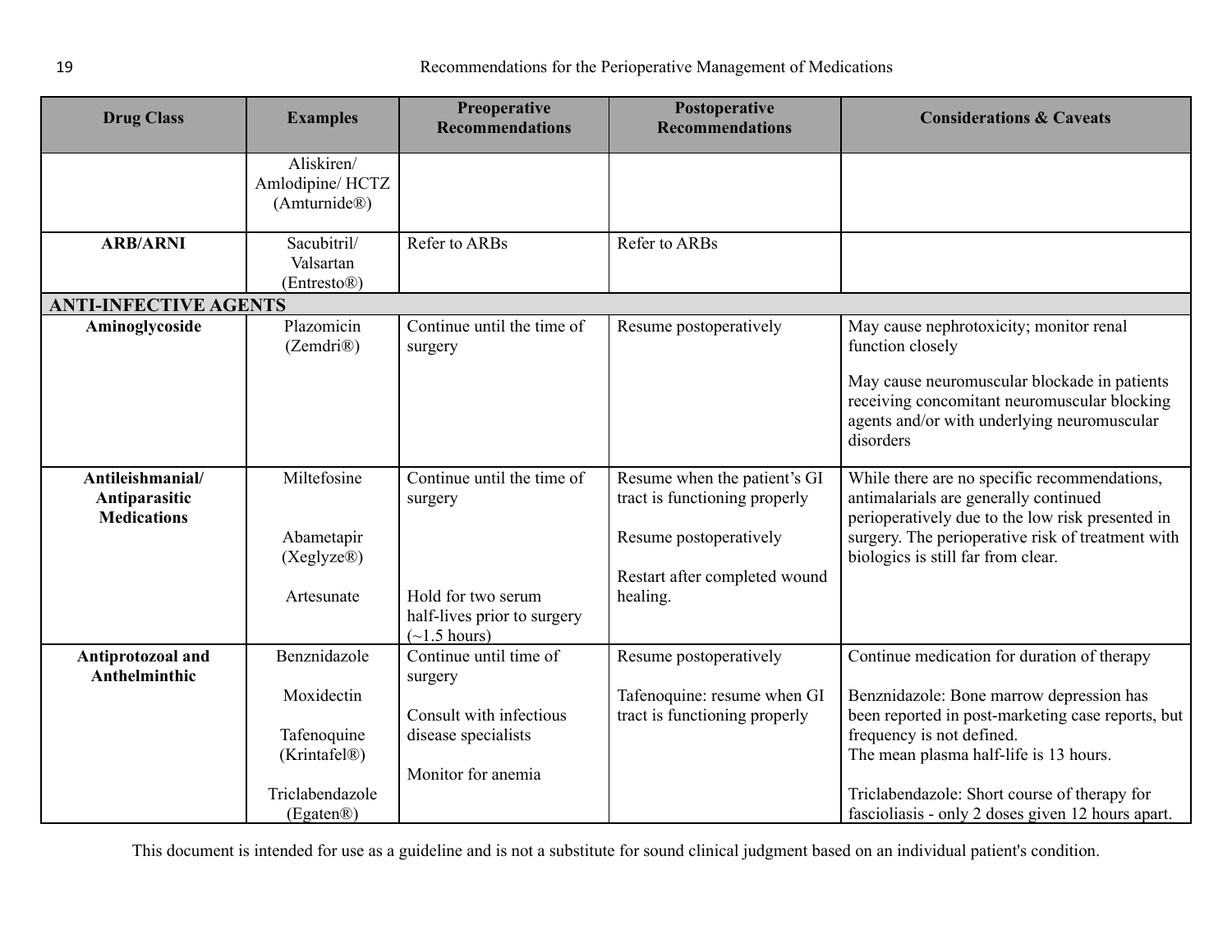| Drug Class | Examples | Preoperative Recommendations | Postoperative Recommendations | Considerations & Caveats |
|---|---|---|---|---|
| | Aliskiren/ Amlodipine/ HCTZ (Amturnide®) | | | |
| **ARB/ARNI** | Sacubitril/ Valsartan (Entresto®) | Refer to ARBs | Refer to ARBs | |
| **ANTI-INFECTIVE AGENTS** | | | | |
| **Aminoglycoside** | Plazomicin (Zemdri®) | Continue until the time of surgery | Resume postoperatively | May cause nephrotoxicity; monitor renal function closely<br><br>May cause neuromuscular blockade in patients receiving concomitant neuromuscular blocking agents and/or with underlying neuromuscular disorders |
| **Antileishmanial/ Antiparasitic Medications** | Miltefosine<br><br>Abametapir (Xeglyze®)<br><br>Artesunate | Continue until the time of surgery<br><br>Hold for two serum half-lives prior to surgery (~1.5 hours) | Resume when the patient's GI tract is functioning properly<br><br>Resume postoperatively<br><br>Restart after completed wound healing. | While there are no specific recommendations, antimalarials are generally continued perioperatively due to the low risk presented in surgery. The perioperative risk of treatment with biologics is still far from clear. |
| **Antiprotozoal and Anthelminthic** | Benznidazole<br><br>Moxidectin<br><br>Tafenoquine (Krintafel®)<br><br>Triclabendazole (Egaten®) | Continue until time of surgery<br><br>Consult with infectious disease specialists<br><br>Monitor for anemia | Resume postoperatively<br><br>Tafenoquine: resume when GI tract is functioning properly | Continue medication for duration of therapy<br><br>Benznidazole: Bone marrow depression has been reported in post-marketing case reports, but frequency is not defined.<br>The mean plasma half-life is 13 hours.<br><br>Triclabendazole: Short course of therapy for fascioliasis - only 2 doses given 12 hours apart. |

This document is intended for use as a guideline and is not a substitute for sound clinical judgment based on an individual patient's condition.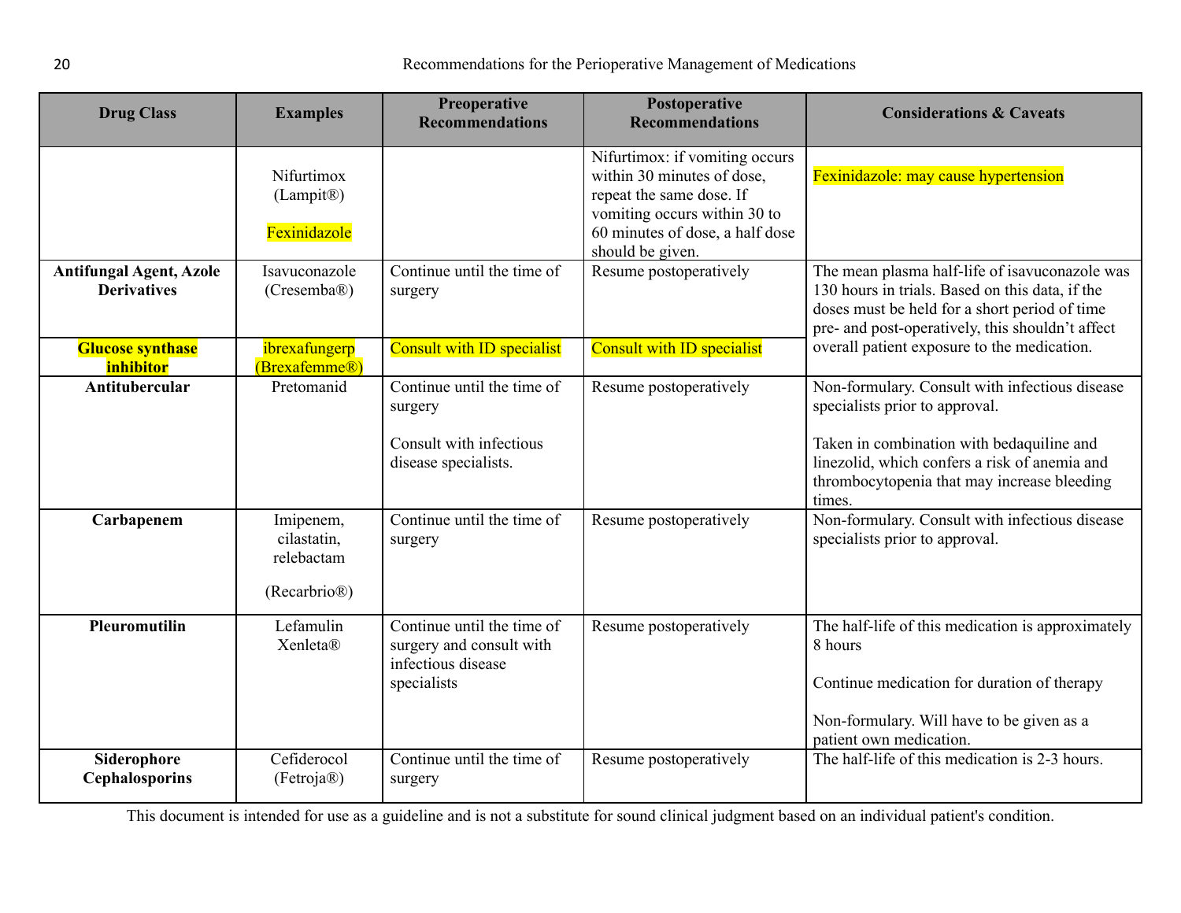| Drug Class | Examples | Preoperative Recommendations | Postoperative Recommendations | Considerations & Caveats |
|---|---|---|---|---|
| | Nifurtimox (Lampit®)<br><br>Fexinidazole | | Nifurtimox: if vomiting occurs within 30 minutes of dose, repeat the same dose. If vomiting occurs within 30 to 60 minutes of dose, a half dose should be given. | Fexinidazole: may cause hypertension |
| **Antifungal Agent, Azole Derivatives** | Isavuconazole (Cresemba®) | Continue until the time of surgery | Resume postoperatively | The mean plasma half-life of isavuconazole was 130 hours in trials. Based on this data, if the doses must be held for a short period of time pre- and post-operatively, this shouldn't affect overall patient exposure to the medication. |
| **Glucose synthase inhibitor** | ibrexafungerp (Brexafemme®) | Consult with ID specialist | Consult with ID specialist | |
| **Antitubercular** | Pretomanid | Continue until the time of surgery<br><br>Consult with infectious disease specialists. | Resume postoperatively | Non-formulary. Consult with infectious disease specialists prior to approval.<br><br>Taken in combination with bedaquiline and linezolid, which confers a risk of anemia and thrombocytopenia that may increase bleeding times. |
| **Carbapenem** | Imipenem, cilastatin, relebactam<br><br>(Recarbrio®) | Continue until the time of surgery | Resume postoperatively | Non-formulary. Consult with infectious disease specialists prior to approval. |
| **Pleuromutilin** | Lefamulin Xenleta® | Continue until the time of surgery and consult with infectious disease specialists | Resume postoperatively | The half-life of this medication is approximately 8 hours<br><br>Continue medication for duration of therapy<br><br>Non-formulary. Will have to be given as a patient own medication. |
| **Siderophore Cephalosporins** | Cefiderocol (Fetroja®) | Continue until the time of surgery | Resume postoperatively | The half-life of this medication is 2-3 hours. |

This document is intended for use as a guideline and is not a substitute for sound clinical judgment based on an individual patient's condition.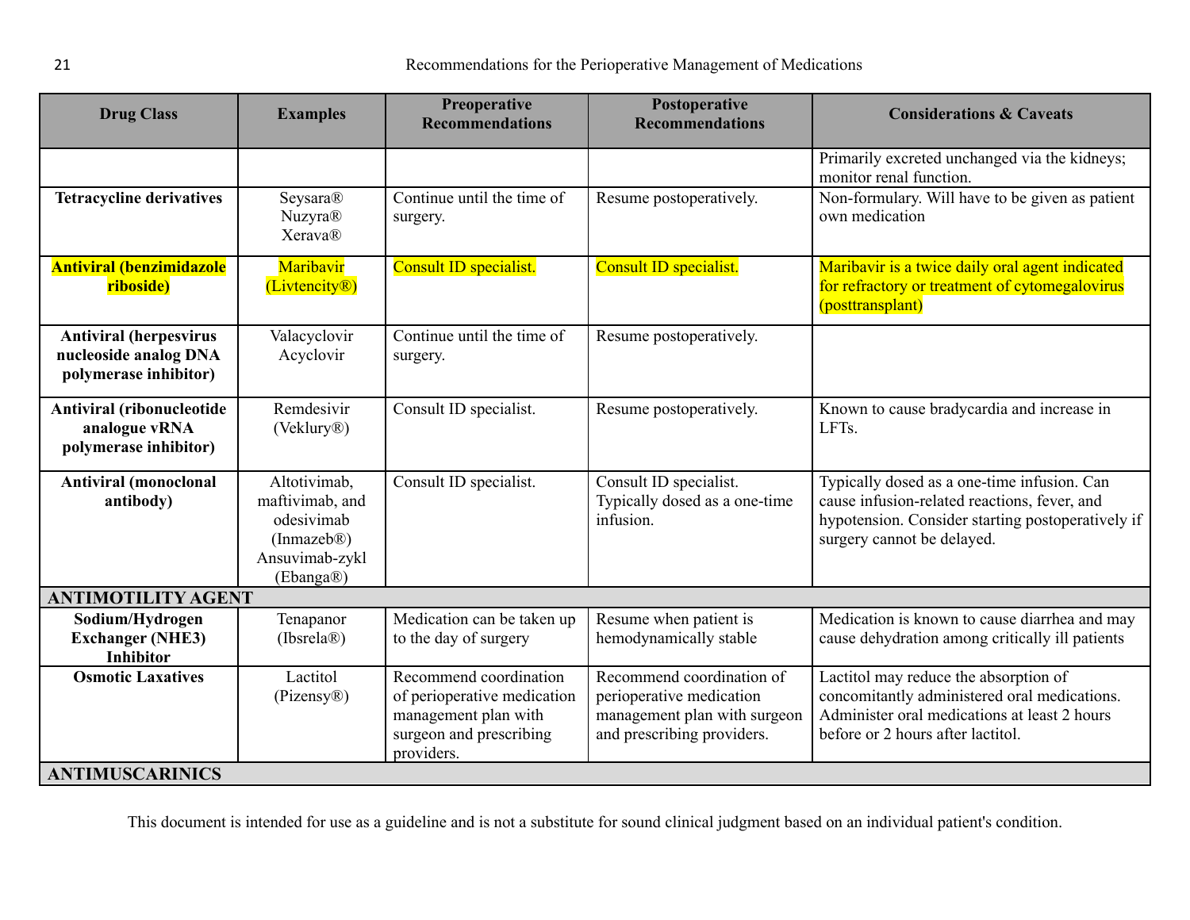| Drug Class | Examples | Preoperative Recommendations | Postoperative Recommendations | Considerations & Caveats |
| --- | --- | --- | --- | --- |
| | | | | Primarily excreted unchanged via the kidneys; monitor renal function. |
| **Tetracycline derivatives** | Seysara® Nuzyra® Xerava® | Continue until the time of surgery. | Resume postoperatively. | Non-formulary. Will have to be given as patient own medication |
| **Antiviral (benzimidazole riboside)** | Maribavir (Livtencity®) | Consult ID specialist. | Consult ID specialist. | Maribavir is a twice daily oral agent indicated for refractory or treatment of cytomegalovirus (posttransplant) |
| **Antiviral (herpesvirus nucleoside analog DNA polymerase inhibitor)** | Valacyclovir Acyclovir | Continue until the time of surgery. | Resume postoperatively. | |
| **Antiviral (ribonucleotide analogue vRNA polymerase inhibitor)** | Remdesivir (Veklury®) | Consult ID specialist. | Resume postoperatively. | Known to cause bradycardia and increase in LFTs. |
| **Antiviral (monoclonal antibody)** | Altotivimab, maftivimab, and odesivimab (Inmazeb®) Ansuvimab-zykl (Ebanga®) | Consult ID specialist. | Consult ID specialist. Typically dosed as a one-time infusion. | Typically dosed as a one-time infusion. Can cause infusion-related reactions, fever, and hypotension. Consider starting postoperatively if surgery cannot be delayed. |
| **ANTIMOTILITY AGENT** | | | | |
| **Sodium/Hydrogen Exchanger (NHE3) Inhibitor** | Tenapanor (Ibsrela®) | Medication can be taken up to the day of surgery | Resume when patient is hemodynamically stable | Medication is known to cause diarrhea and may cause dehydration among critically ill patients |
| **Osmotic Laxatives** | Lactitol (Pizensy®) | Recommend coordination of perioperative medication management plan with surgeon and prescribing providers. | Recommend coordination of perioperative medication management plan with surgeon and prescribing providers. | Lactitol may reduce the absorption of concomitantly administered oral medications. Administer oral medications at least 2 hours before or 2 hours after lactitol. |
| **ANTIMUSCARINICS** | | | | |

This document is intended for use as a guideline and is not a substitute for sound clinical judgment based on an individual patient's condition.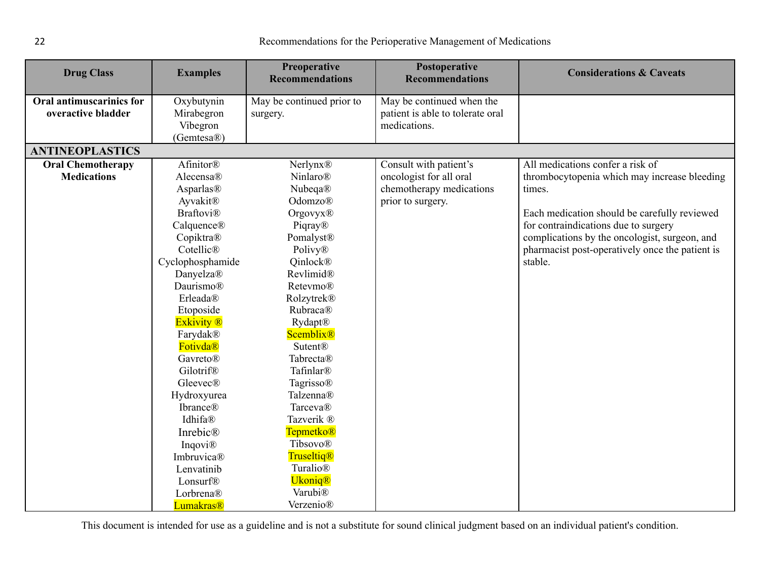| Drug Class | Examples | Preoperative Recommendations | Postoperative Recommendations | Considerations & Caveats |
|---|---|---|---|---|
| **Oral antimuscarinics for overactive bladder** | Oxybutynin<br>Mirabegron<br>Vibegron (Gemtesa®) | May be continued prior to surgery. | May be continued when the patient is able to tolerate oral medications. | |
| **ANTINEOPLASTICS** | | | | |
| **Oral Chemotherapy Medications** | Afinitor®<br>Alecensa®<br>Asparlas®<br>Ayvakit®<br>Braftovi®<br>Calquence®<br>Copiktra®<br>Cotellic®<br>Cyclophosphamide<br>Danyelza®<br>Daurismo®<br>Erleada®<br>Etoposide<br>Exkivity ®<br>Farydak®<br>Fotivda®<br>Gavreto®<br>Gilotrif®<br>Gleevec®<br>Hydroxyurea<br>Ibrance®<br>Idhifa®<br>Inrebic®<br>Inqovi®<br>Imbruvica®<br>Lenvatinib<br>Lonsurf®<br>Lorbrena®<br>Lumakras® | Nerlynx®<br>Ninlaro®<br>Nubeqa®<br>Odomzo®<br>Orgovyx®<br>Piqray®<br>Pomalyst®<br>Polivy®<br>Qinlock®<br>Revlimid®<br>Retevmo®<br>Rolzytrek®<br>Rubraca®<br>Rydapt®<br>Scemblix®<br>Sutent®<br>Tabrecta®<br>Tafinlar®<br>Tagrisso®<br>Talzenna®<br>Tarceva®<br>Tazverik ®<br>Tepmetko®<br>Tibsovo®<br>Truseltiq®<br>Turalio®<br>Ukoniq®<br>Varubi®<br>Verzenio® | Consult with patient's oncologist for all oral chemotherapy medications prior to surgery. | All medications confer a risk of thrombocytopenia which may increase bleeding times.<br><br>Each medication should be carefully reviewed for contraindications due to surgery complications by the oncologist, surgeon, and pharmacist post-operatively once the patient is stable. |

This document is intended for use as a guideline and is not a substitute for sound clinical judgment based on an individual patient's condition.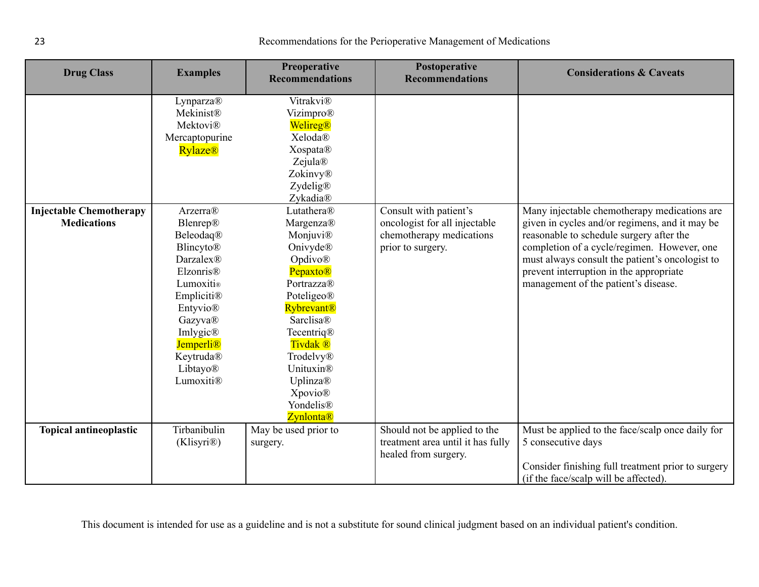| Drug Class | Examples | Preoperative Recommendations | Postoperative Recommendations | Considerations & Caveats |
|---|---|---|---|---|
| | Lynparza® Mekinist® Mektovi® Mercaptopurine Rylaze® | Vitrakvi® Vizimpro® Welireg® Xeloda® Xospata® Zejula® Zokinvy® Zydelig® Zykadia® | | |
| **Injectable Chemotherapy Medications** | Arzerra® Blenrep® Beleodaq® Blincyto® Darzalex® Elzonris® Lumoxiti® Empliciti® Entyvio® Gazyva® Imlygic® Jemperli® Keytruda® Libtayo® Lumoxiti® | Lutathera® Margenza® Monjuvi® Onivyde® Opdivo® Pepaxto® Portrazza® Poteligeo® Rybrevant® Sarclisa® Tecentriq® Tivdak ® Trodelvy® Unituxin® Uplinza® Xpovio® Yondelis® Zynlonta® | Consult with patient's oncologist for all injectable chemotherapy medications prior to surgery. | Many injectable chemotherapy medications are given in cycles and/or regimens, and it may be reasonable to schedule surgery after the completion of a cycle/regimen. However, one must always consult the patient's oncologist to prevent interruption in the appropriate management of the patient's disease. |
| **Topical antineoplastic** | Tirbanibulin (Klisyri®) | May be used prior to surgery. | Should not be applied to the treatment area until it has fully healed from surgery. | Must be applied to the face/scalp once daily for 5 consecutive days<br><br>Consider finishing full treatment prior to surgery (if the face/scalp will be affected). |

This document is intended for use as a guideline and is not a substitute for sound clinical judgment based on an individual patient's condition.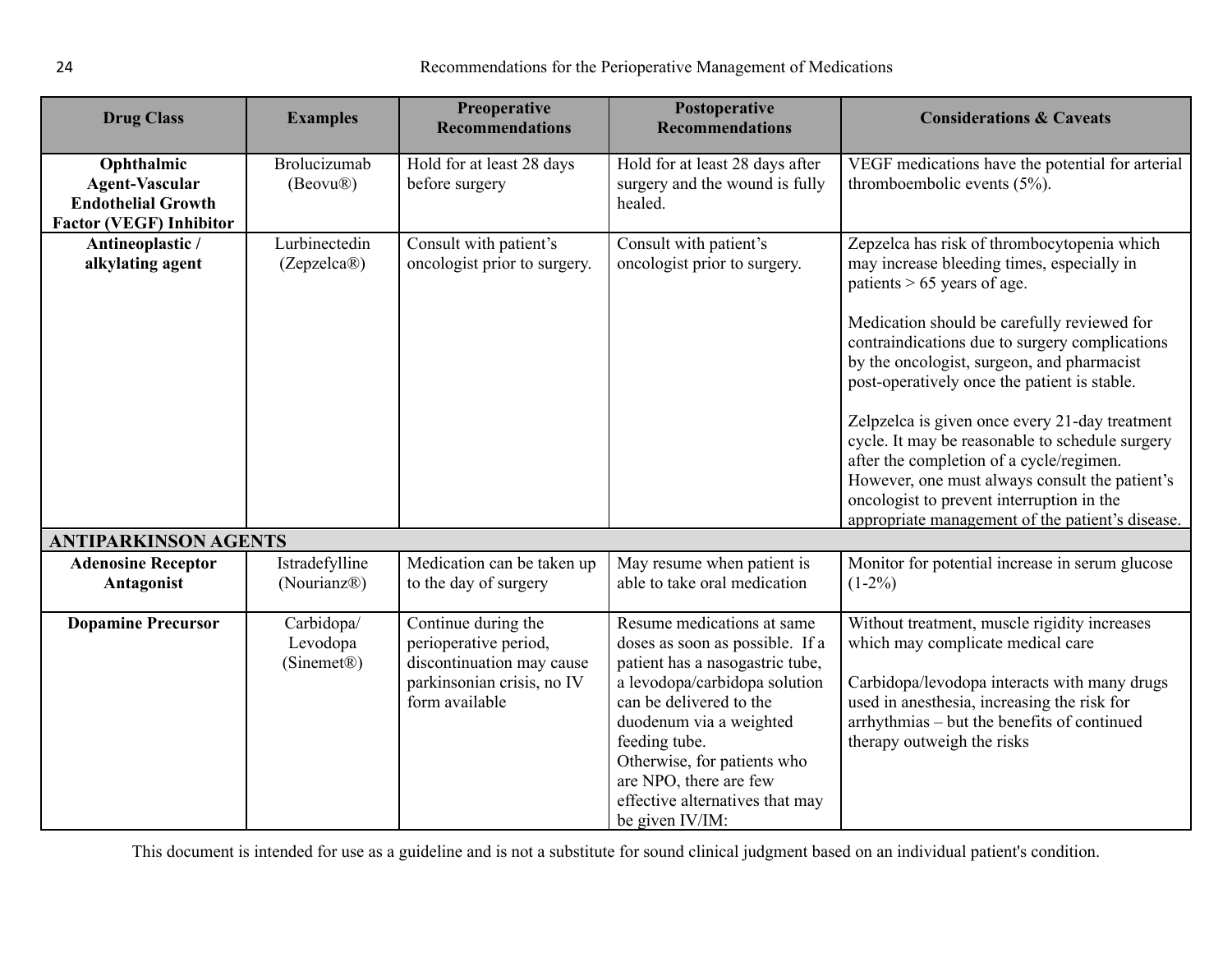| Drug Class | Examples | Preoperative Recommendations | Postoperative Recommendations | Considerations & Caveats |
|---|---|---|---|---|
| **Ophthalmic Agent-Vascular Endothelial Growth Factor (VEGF) Inhibitor** | Brolucizumab (Beovu®) | Hold for at least 28 days before surgery | Hold for at least 28 days after surgery and the wound is fully healed. | VEGF medications have the potential for arterial thromboembolic events (5%). |
| **Antineoplastic / alkylating agent** | Lurbinectedin (Zepzelca®) | Consult with patient's oncologist prior to surgery. | Consult with patient's oncologist prior to surgery. | Zepzelca has risk of thrombocytopenia which may increase bleeding times, especially in patients > 65 years of age.<br><br>Medication should be carefully reviewed for contraindications due to surgery complications by the oncologist, surgeon, and pharmacist post-operatively once the patient is stable.<br><br>Zelpzelca is given once every 21-day treatment cycle. It may be reasonable to schedule surgery after the completion of a cycle/regimen. However, one must always consult the patient's oncologist to prevent interruption in the appropriate management of the patient's disease. |
| **ANTIPARKINSON AGENTS** | | | | |
| **Adenosine Receptor Antagonist** | Istradefylline (Nourianz®) | Medication can be taken up to the day of surgery | May resume when patient is able to take oral medication | Monitor for potential increase in serum glucose (1-2%) |
| **Dopamine Precursor** | Carbidopa/ Levodopa (Sinemet®) | Continue during the perioperative period, discontinuation may cause parkinsonian crisis, no IV form available | Resume medications at same doses as soon as possible. If a patient has a nasogastric tube, a levodopa/carbidopa solution can be delivered to the duodenum via a weighted feeding tube.<br>Otherwise, for patients who are NPO, there are few effective alternatives that may be given IV/IM: | Without treatment, muscle rigidity increases which may complicate medical care<br><br>Carbidopa/levodopa interacts with many drugs used in anesthesia, increasing the risk for arrhythmias – but the benefits of continued therapy outweigh the risks |

This document is intended for use as a guideline and is not a substitute for sound clinical judgment based on an individual patient's condition.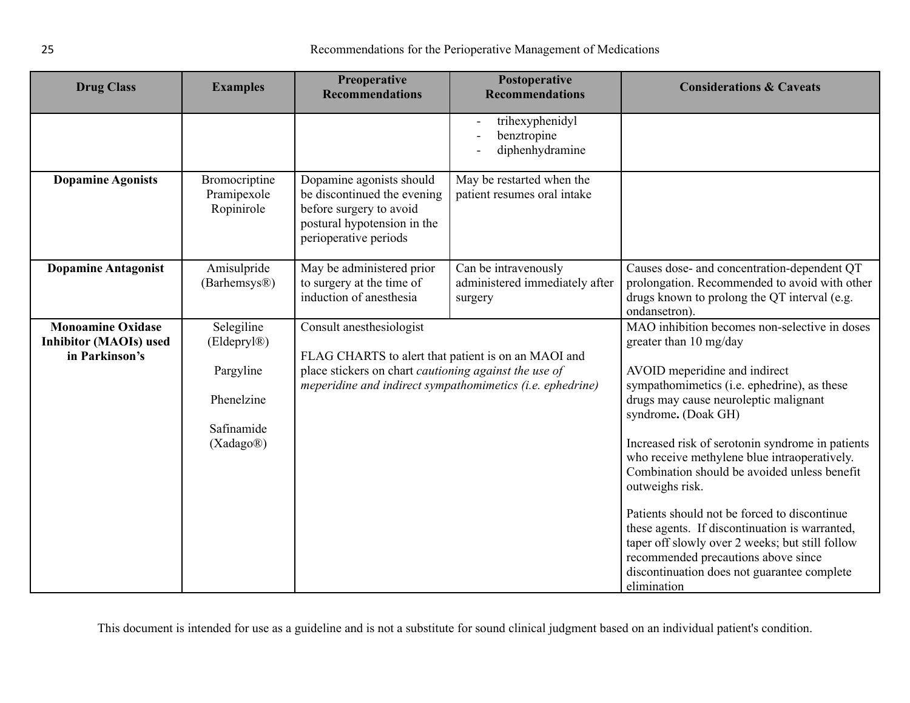| Drug Class | Examples | Preoperative Recommendations | Postoperative Recommendations | Considerations & Caveats |
|---|---|---|---|---|
| | | | - trihexyphenidyl<br>- benztropine<br>- diphenhydramine | |
| **Dopamine Agonists** | Bromocriptine<br>Pramipexole<br>Ropinirole | Dopamine agonists should be discontinued the evening before surgery to avoid postural hypotension in the perioperative periods | May be restarted when the patient resumes oral intake | |
| **Dopamine Antagonist** | Amisulpride (Barhemsys®) | May be administered prior to surgery at the time of induction of anesthesia | Can be intravenously administered immediately after surgery | Causes dose- and concentration-dependent QT prolongation. Recommended to avoid with other drugs known to prolong the QT interval (e.g. ondansetron). |
| **Monoamine Oxidase Inhibitor (MAOIs) used in Parkinson's** | Selegiline (Eldepryl®)<br><br>Pargyline<br><br>Phenelzine<br><br>Safinamide (Xadago®) | Consult anesthesiologist<br><br>FLAG CHARTS to alert that patient is on an MAOI and place stickers on chart *cautioning against the use of meperidine and indirect sympathomimetics (i.e. ephedrine)* | | MAO inhibition becomes non-selective in doses greater than 10 mg/day<br><br>AVOID meperidine and indirect sympathomimetics (i.e. ephedrine), as these drugs may cause neuroleptic malignant syndrome**.** (Doak GH)<br><br>Increased risk of serotonin syndrome in patients who receive methylene blue intraoperatively. Combination should be avoided unless benefit outweighs risk.<br><br>Patients should not be forced to discontinue these agents. If discontinuation is warranted, taper off slowly over 2 weeks; but still follow recommended precautions above since discontinuation does not guarantee complete elimination |

This document is intended for use as a guideline and is not a substitute for sound clinical judgment based on an individual patient's condition.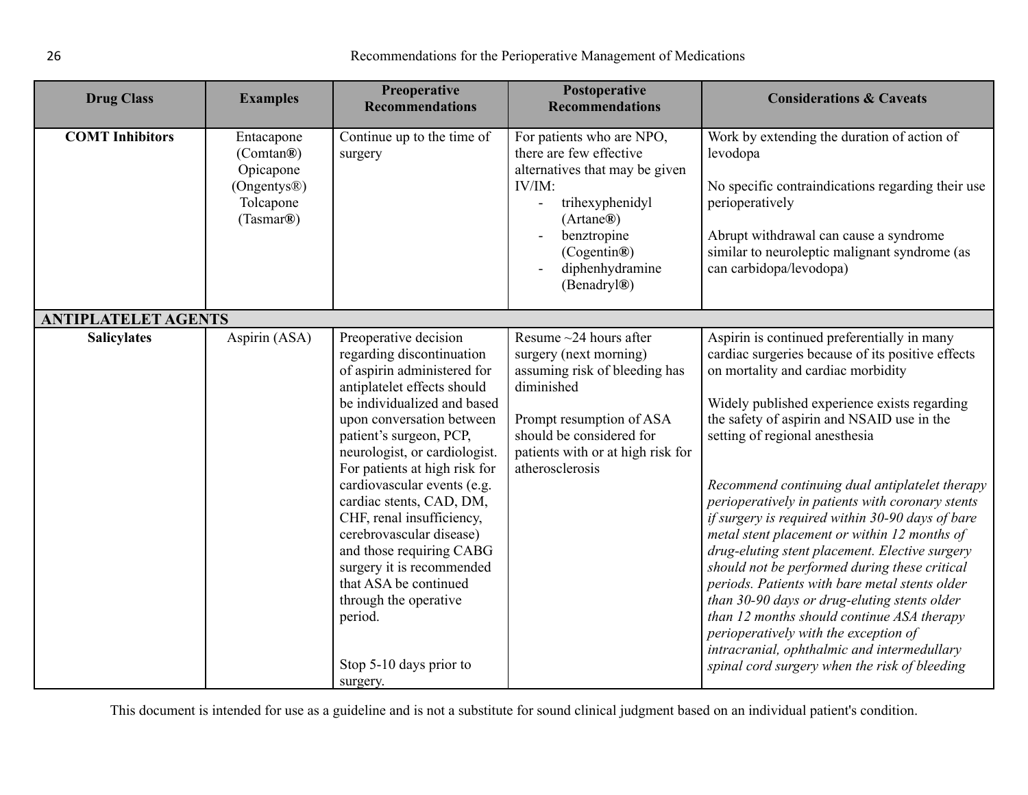| Drug Class | Examples | Preoperative Recommendations | Postoperative Recommendations | Considerations & Caveats |
|---|---|---|---|---|
| **COMT Inhibitors** | Entacapone (Comtan®)<br>Opicapone (Ongentys®)<br>Tolcapone (Tasmar®) | Continue up to the time of surgery | For patients who are NPO, there are few effective alternatives that may be given IV/IM:<br>- trihexyphenidyl (Artane®)<br>- benztropine (Cogentin®)<br>- diphenhydramine (Benadryl®) | Work by extending the duration of action of levodopa<br><br>No specific contraindications regarding their use perioperatively<br><br>Abrupt withdrawal can cause a syndrome similar to neuroleptic malignant syndrome (as can carbidopa/levodopa) |
| **ANTIPLATELET AGENTS** | | | | |
| **Salicylates** | Aspirin (ASA) | Preoperative decision regarding discontinuation of aspirin administered for antiplatelet effects should be individualized and based upon conversation between patient's surgeon, PCP, neurologist, or cardiologist. For patients at high risk for cardiovascular events (e.g. cardiac stents, CAD, DM, CHF, renal insufficiency, cerebrovascular disease) and those requiring CABG surgery it is recommended that ASA be continued through the operative period.<br><br>Stop 5-10 days prior to surgery. | Resume ~24 hours after surgery (next morning) assuming risk of bleeding has diminished<br><br>Prompt resumption of ASA should be considered for patients with or at high risk for atherosclerosis | Aspirin is continued preferentially in many cardiac surgeries because of its positive effects on mortality and cardiac morbidity<br><br>Widely published experience exists regarding the safety of aspirin and NSAID use in the setting of regional anesthesia<br><br>*Recommend continuing dual antiplatelet therapy perioperatively in patients with coronary stents if surgery is required within 30-90 days of bare metal stent placement or within 12 months of drug-eluting stent placement. Elective surgery should not be performed during these critical periods. Patients with bare metal stents older than 30-90 days or drug-eluting stents older than 12 months should continue ASA therapy perioperatively with the exception of intracranial, ophthalmic and intermedullary spinal cord surgery when the risk of bleeding* |

This document is intended for use as a guideline and is not a substitute for sound clinical judgment based on an individual patient's condition.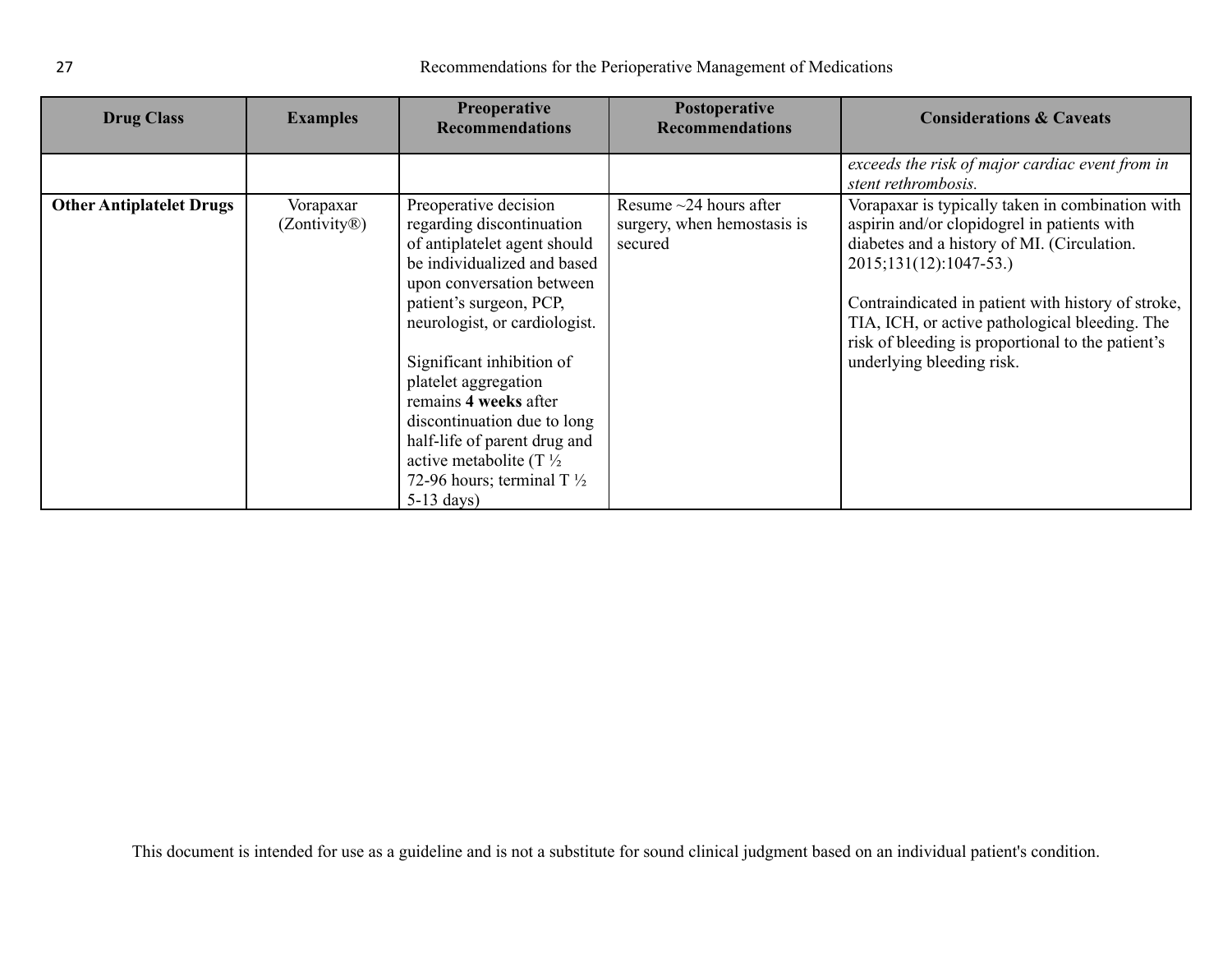| Drug Class | Examples | Preoperative Recommendations | Postoperative Recommendations | Considerations & Caveats |
|---|---|---|---|---|
| | | | | *exceeds the risk of major cardiac event from in stent rethrombosis.* |
| **Other Antiplatelet Drugs** | Vorapaxar (Zontivity®) | Preoperative decision regarding discontinuation of antiplatelet agent should be individualized and based upon conversation between patient's surgeon, PCP, neurologist, or cardiologist.<br><br>Significant inhibition of platelet aggregation remains **4 weeks** after discontinuation due to long half-life of parent drug and active metabolite (T ½ 72-96 hours; terminal T ½ 5-13 days) | Resume ~24 hours after surgery, when hemostasis is secured | Vorapaxar is typically taken in combination with aspirin and/or clopidogrel in patients with diabetes and a history of MI. (Circulation. 2015;131(12):1047-53.)<br><br>Contraindicated in patient with history of stroke, TIA, ICH, or active pathological bleeding. The risk of bleeding is proportional to the patient's underlying bleeding risk. |

This document is intended for use as a guideline and is not a substitute for sound clinical judgment based on an individual patient's condition.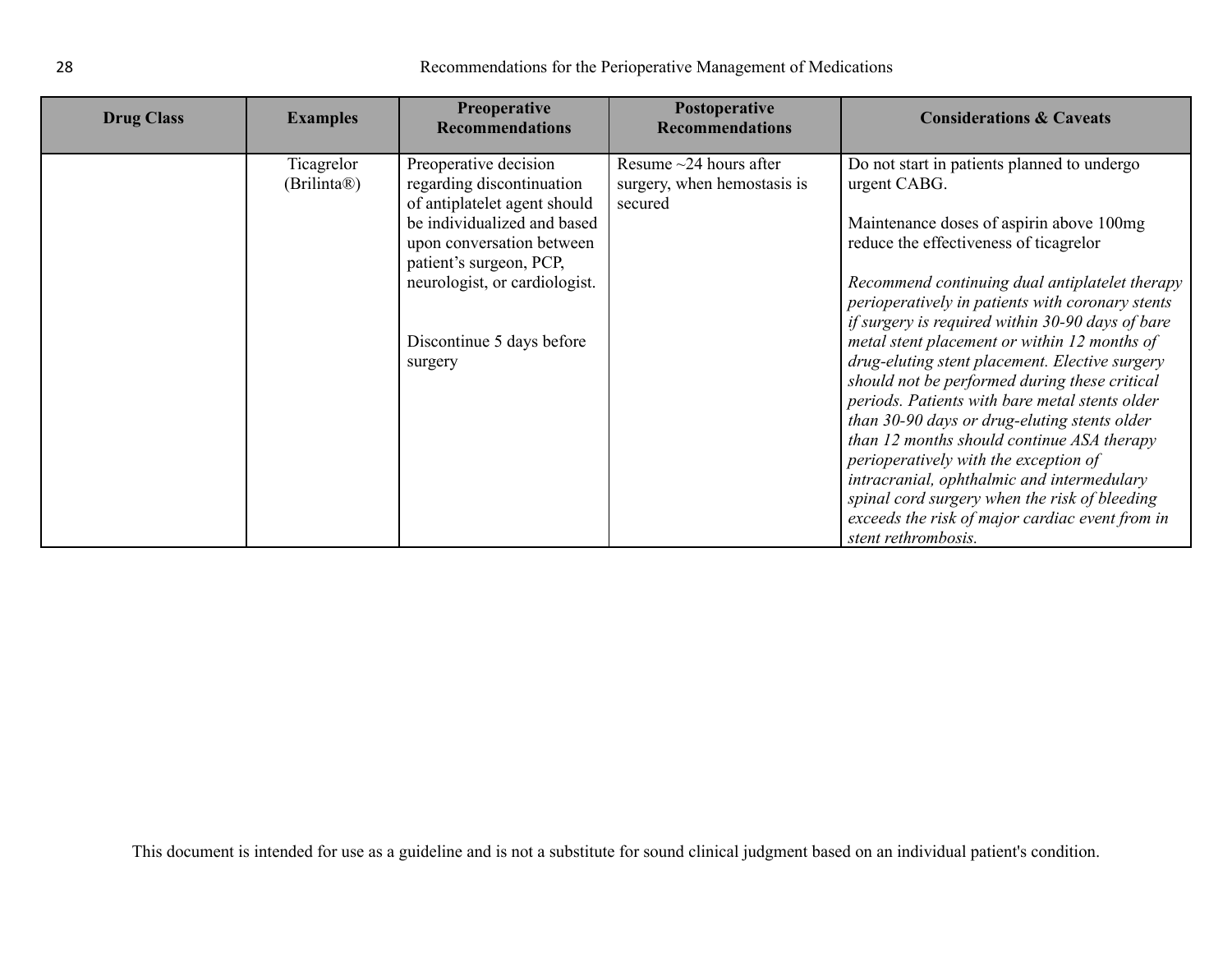| Drug Class | Examples | Preoperative Recommendations | Postoperative Recommendations | Considerations & Caveats |
|---|---|---|---|---|
| | Ticagrelor (Brilinta®) | Preoperative decision regarding discontinuation of antiplatelet agent should be individualized and based upon conversation between patient's surgeon, PCP, neurologist, or cardiologist.<br><br>Discontinue 5 days before surgery | Resume ~24 hours after surgery, when hemostasis is secured | Do not start in patients planned to undergo urgent CABG.<br><br>Maintenance doses of aspirin above 100mg reduce the effectiveness of ticagrelor<br><br>*Recommend continuing dual antiplatelet therapy perioperatively in patients with coronary stents if surgery is required within 30-90 days of bare metal stent placement or within 12 months of drug-eluting stent placement. Elective surgery should not be performed during these critical periods. Patients with bare metal stents older than 30-90 days or drug-eluting stents older than 12 months should continue ASA therapy perioperatively with the exception of intracranial, ophthalmic and intermedulary spinal cord surgery when the risk of bleeding exceeds the risk of major cardiac event from in stent rethrombosis.* |

This document is intended for use as a guideline and is not a substitute for sound clinical judgment based on an individual patient's condition.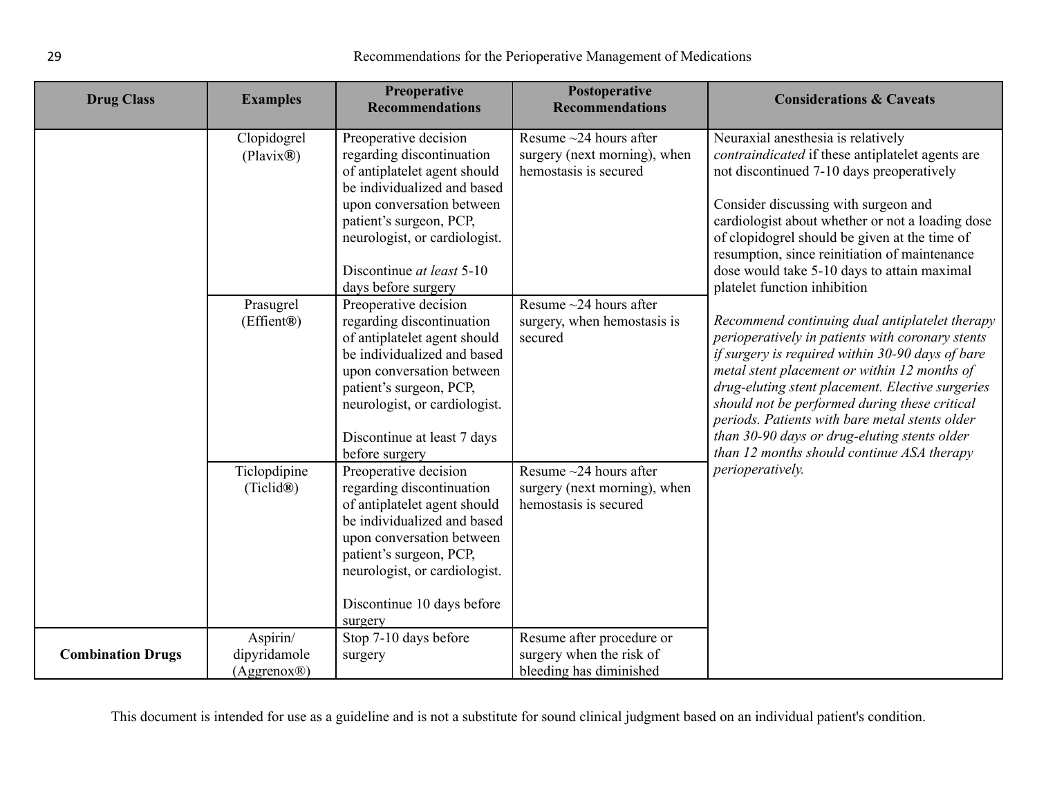| Drug Class | Examples | Preoperative Recommendations | Postoperative Recommendations | Considerations & Caveats |
|---|---|---|---|---|
| | Clopidogrel (Plavix®) | Preoperative decision regarding discontinuation of antiplatelet agent should be individualized and based upon conversation between patient's surgeon, PCP, neurologist, or cardiologist.<br><br>Discontinue *at least* 5-10 days before surgery | Resume ~24 hours after surgery (next morning), when hemostasis is secured | Neuraxial anesthesia is relatively *contraindicated* if these antiplatelet agents are not discontinued 7-10 days preoperatively<br><br>Consider discussing with surgeon and cardiologist about whether or not a loading dose of clopidogrel should be given at the time of resumption, since reinitiation of maintenance dose would take 5-10 days to attain maximal platelet function inhibition<br><br>*Recommend continuing dual antiplatelet therapy perioperatively in patients with coronary stents if surgery is required within 30-90 days of bare metal stent placement or within 12 months of drug-eluting stent placement. Elective surgeries should not be performed during these critical periods. Patients with bare metal stents older than 30-90 days or drug-eluting stents older than 12 months should continue ASA therapy perioperatively.* |
| | Prasugrel (Effient®) | Preoperative decision regarding discontinuation of antiplatelet agent should be individualized and based upon conversation between patient's surgeon, PCP, neurologist, or cardiologist.<br><br>Discontinue at least 7 days before surgery | Resume ~24 hours after surgery, when hemostasis is secured | |
| | Ticlopdipine (Ticlid®) | Preoperative decision regarding discontinuation of antiplatelet agent should be individualized and based upon conversation between patient's surgeon, PCP, neurologist, or cardiologist.<br><br>Discontinue 10 days before surgery | Resume ~24 hours after surgery (next morning), when hemostasis is secured | |
| **Combination Drugs** | Aspirin/ dipyridamole (Aggrenox®) | Stop 7-10 days before surgery | Resume after procedure or surgery when the risk of bleeding has diminished | |

This document is intended for use as a guideline and is not a substitute for sound clinical judgment based on an individual patient's condition.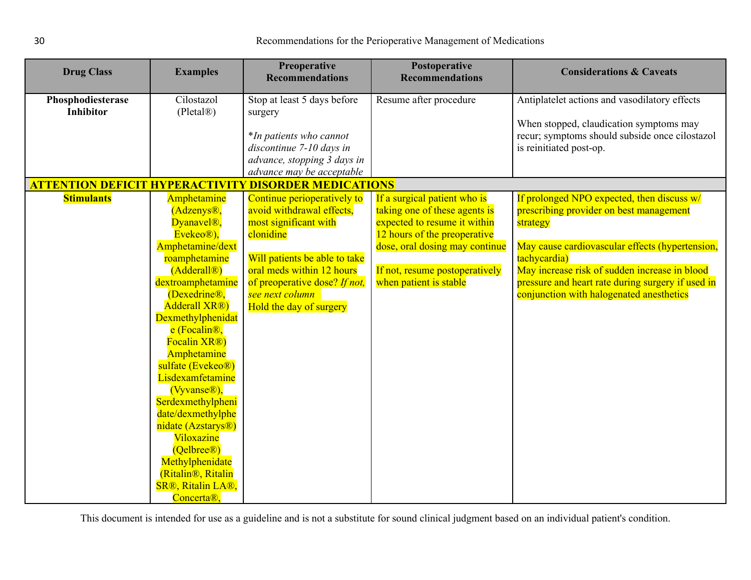| Drug Class | Examples | Preoperative Recommendations | Postoperative Recommendations | Considerations & Caveats |
|---|---|---|---|---|
| **Phosphodiesterase Inhibitor** | Cilostazol (Pletal®) | Stop at least 5 days before surgery<br><br>**In patients who cannot discontinue 7-10 days in advance, stopping 3 days in advance may be acceptable* | Resume after procedure | Antiplatelet actions and vasodilatory effects<br><br>When stopped, claudication symptoms may recur; symptoms should subside once cilostazol is reinitiated post-op. |
| **ATTENTION DEFICIT HYPERACTIVITY DISORDER MEDICATIONS** | | | | |
| **Stimulants** | Amphetamine (Adzenys®, Dyanavel®, Evekeo®), Amphetamine/dextroamphetamine (Adderall®) dextroamphetamine (Dexedrine®, Adderall XR®) Dexmethylphenidate (Focalin®, Focalin XR®) Amphetamine sulfate (Evekeo®) Lisdexamfetamine (Vyvanse®), Serdexmethylphenidate/dexmethylphenidate (Azstarys®) Viloxazine (Qelbree®) Methylphenidate (Ritalin®, Ritalin SR®, Ritalin LA®, Concerta®, | Continue perioperatively to avoid withdrawal effects, most significant with clonidine<br><br>Will patients be able to take oral meds within 12 hours of preoperative dose? *If not, see next column*<br>Hold the day of surgery | If a surgical patient who is taking one of these agents is expected to resume it within 12 hours of the preoperative dose, oral dosing may continue<br><br>If not, resume postoperatively when patient is stable | If prolonged NPO expected, then discuss w/ prescribing provider on best management strategy<br><br>May cause cardiovascular effects (hypertension, tachycardia)<br>May increase risk of sudden increase in blood pressure and heart rate during surgery if used in conjunction with halogenated anesthetics |

This document is intended for use as a guideline and is not a substitute for sound clinical judgment based on an individual patient's condition.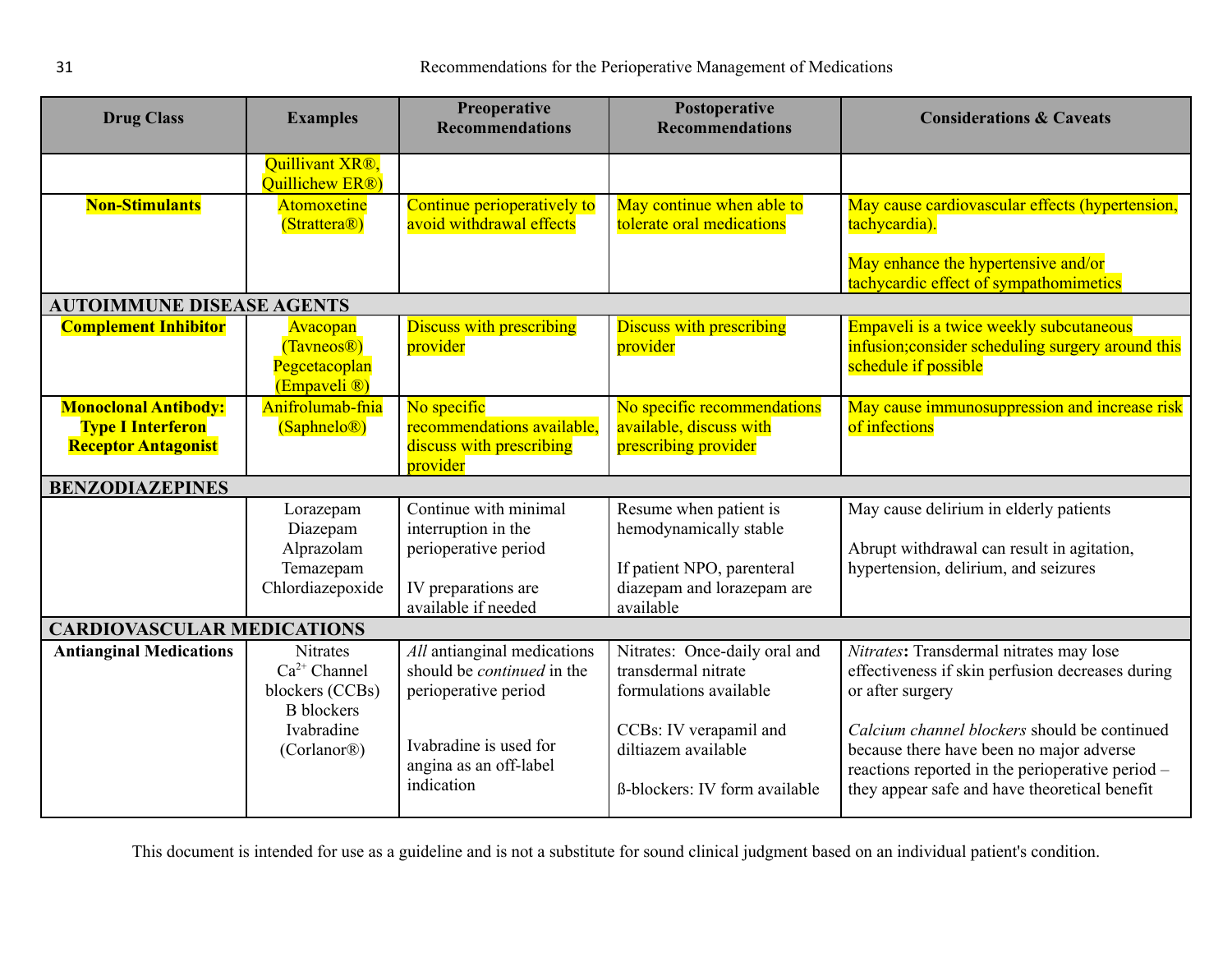| Drug Class | Examples | Preoperative Recommendations | Postoperative Recommendations | Considerations & Caveats |
|---|---|---|---|---|
| | Quillivant XR®, Quillichew ER®) | | | |
| **Non-Stimulants** | Atomoxetine (Strattera®) | Continue perioperatively to avoid withdrawal effects | May continue when able to tolerate oral medications | May cause cardiovascular effects (hypertension, tachycardia).<br><br>May enhance the hypertensive and/or tachycardic effect of sympathomimetics |
| **AUTOIMMUNE DISEASE AGENTS** | | | | |
| **Complement Inhibitor** | Avacopan (Tavneos®)<br>Pegcetacoplan (Empaveli ®) | Discuss with prescribing provider | Discuss with prescribing provider | Empaveli is a twice weekly subcutaneous infusion;consider scheduling surgery around this schedule if possible |
| **Monoclonal Antibody: Type I Interferon Receptor Antagonist** | Anifrolumab-fnia (Saphnelo®) | No specific recommendations available, discuss with prescribing provider | No specific recommendations available, discuss with prescribing provider | May cause immunosuppression and increase risk of infections |
| **BENZODIAZEPINES** | | | | |
| | Lorazepam<br>Diazepam<br>Alprazolam<br>Temazepam<br>Chlordiazepoxide | Continue with minimal interruption in the perioperative period<br><br>IV preparations are available if needed | Resume when patient is hemodynamically stable<br><br>If patient NPO, parenteral diazepam and lorazepam are available | May cause delirium in elderly patients<br><br>Abrupt withdrawal can result in agitation, hypertension, delirium, and seizures |
| **CARDIOVASCULAR MEDICATIONS** | | | | |
| **Antianginal Medications** | Nitrates<br>$Ca^{2+}$ Channel blockers (CCBs)<br>B blockers<br>Ivabradine (Corlanor®) | *All* antianginal medications should be *continued* in the perioperative period<br><br>Ivabradine is used for angina as an off-label indication | Nitrates: Once-daily oral and transdermal nitrate formulations available<br><br>CCBs: IV verapamil and diltiazem available<br><br>ß-blockers: IV form available | *Nitrates***:** Transdermal nitrates may lose effectiveness if skin perfusion decreases during or after surgery<br><br>*Calcium channel blockers* should be continued because there have been no major adverse reactions reported in the perioperative period – they appear safe and have theoretical benefit |

This document is intended for use as a guideline and is not a substitute for sound clinical judgment based on an individual patient's condition.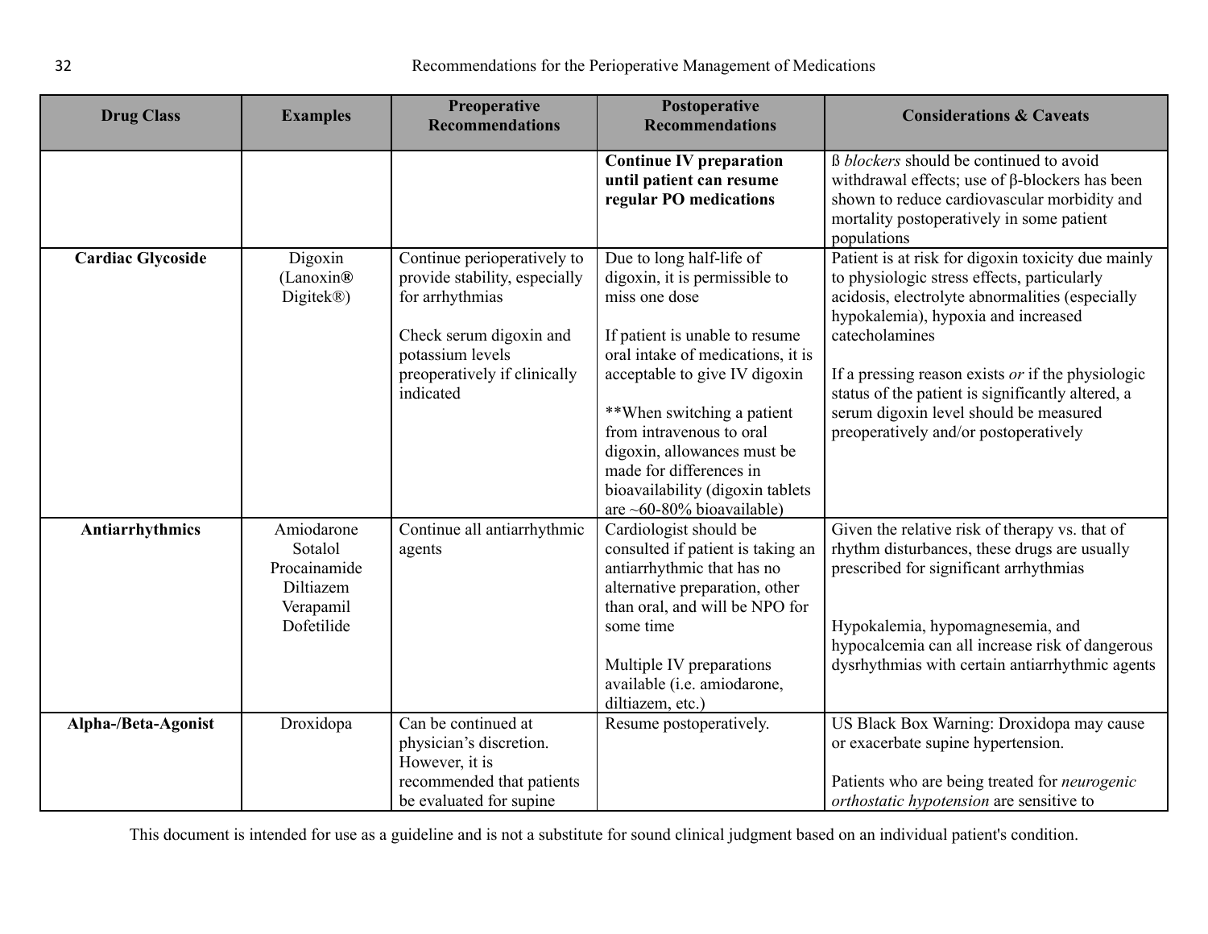| Drug Class | Examples | Preoperative Recommendations | Postoperative Recommendations | Considerations & Caveats |
|---|---|---|---|---|
| | | | **Continue IV preparation until patient can resume regular PO medications** | ß *blockers* should be continued to avoid withdrawal effects; use of β-blockers has been shown to reduce cardiovascular morbidity and mortality postoperatively in some patient populations |
| **Cardiac Glycoside** | Digoxin (Lanoxin® Digitek®) | Continue perioperatively to provide stability, especially for arrhythmias<br><br>Check serum digoxin and potassium levels preoperatively if clinically indicated | Due to long half-life of digoxin, it is permissible to miss one dose<br><br>If patient is unable to resume oral intake of medications, it is acceptable to give IV digoxin<br><br>**When switching a patient from intravenous to oral digoxin, allowances must be made for differences in bioavailability (digoxin tablets are ~60-80% bioavailable) | Patient is at risk for digoxin toxicity due mainly to physiologic stress effects, particularly acidosis, electrolyte abnormalities (especially hypokalemia), hypoxia and increased catecholamines<br><br>If a pressing reason exists *or* if the physiologic status of the patient is significantly altered, a serum digoxin level should be measured preoperatively and/or postoperatively |
| **Antiarrhythmics** | Amiodarone<br>Sotalol<br>Procainamide<br>Diltiazem<br>Verapamil<br>Dofetilide | Continue all antiarrhythmic agents | Cardiologist should be consulted if patient is taking an antiarrhythmic that has no alternative preparation, other than oral, and will be NPO for some time<br><br>Multiple IV preparations available (i.e. amiodarone, diltiazem, etc.) | Given the relative risk of therapy vs. that of rhythm disturbances, these drugs are usually prescribed for significant arrhythmias<br><br>Hypokalemia, hypomagnesemia, and hypocalcemia can all increase risk of dangerous dysrhythmias with certain antiarrhythmic agents |
| **Alpha-/Beta-Agonist** | Droxidopa | Can be continued at physician's discretion. However, it is recommended that patients be evaluated for supine | Resume postoperatively. | US Black Box Warning: Droxidopa may cause or exacerbate supine hypertension.<br><br>Patients who are being treated for *neurogenic orthostatic hypotension* are sensitive to |

This document is intended for use as a guideline and is not a substitute for sound clinical judgment based on an individual patient's condition.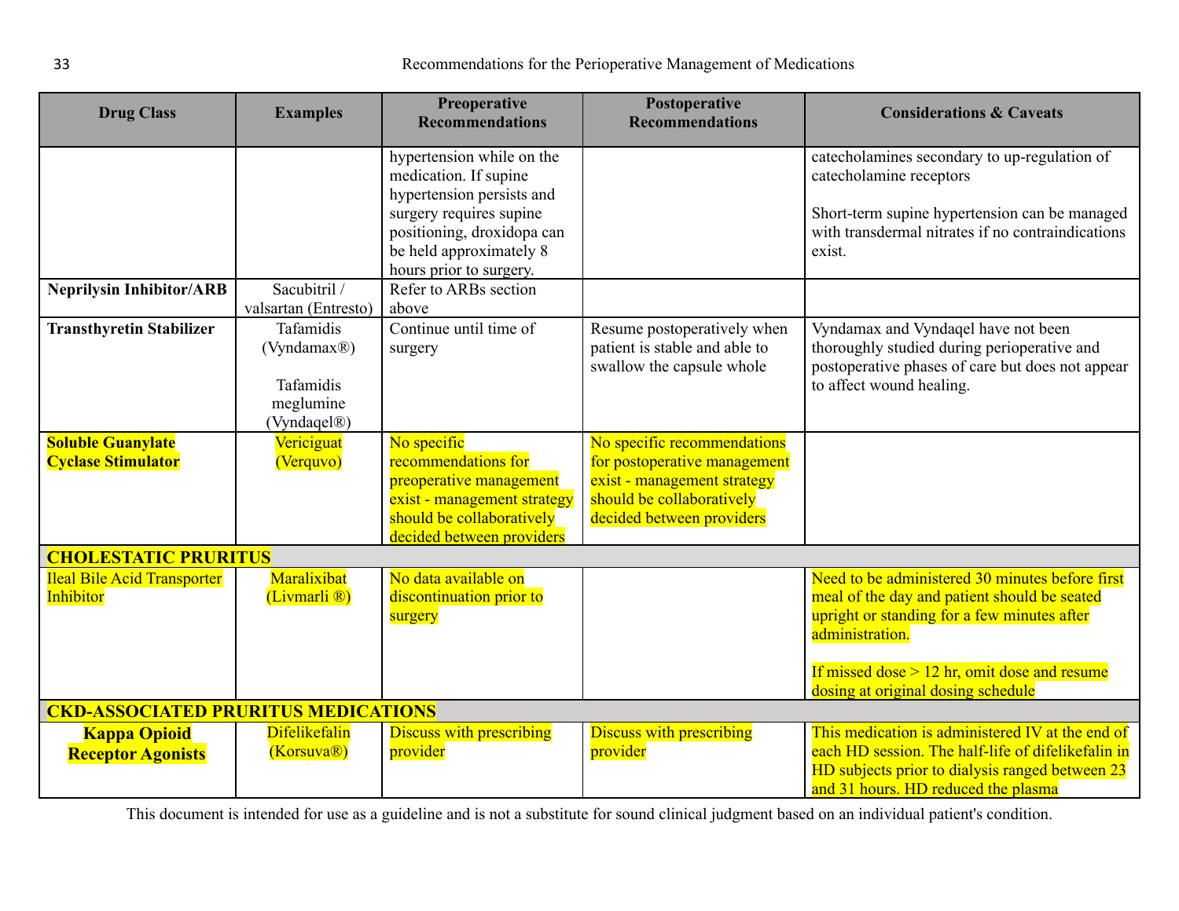| Drug Class | Examples | Preoperative Recommendations | Postoperative Recommendations | Considerations & Caveats |
|---|---|---|---|---|
| | | hypertension while on the medication. If supine hypertension persists and surgery requires supine positioning, droxidopa can be held approximately 8 hours prior to surgery. | | catecholamines secondary to up-regulation of catecholamine receptors<br><br>Short-term supine hypertension can be managed with transdermal nitrates if no contraindications exist. |
| **Neprilysin Inhibitor/ARB** | Sacubitril / valsartan (Entresto) | Refer to ARBs section above | | |
| **Transthyretin Stabilizer** | Tafamidis (Vyndamax®)<br><br>Tafamidis meglumine (Vyndaqel®) | Continue until time of surgery | Resume postoperatively when patient is stable and able to swallow the capsule whole | Vyndamax and Vyndaqel have not been thoroughly studied during perioperative and postoperative phases of care but does not appear to affect wound healing. |
| **Soluble Guanylate Cyclase Stimulator** | Vericiguat (Verquvo) | No specific recommendations for preoperative management exist - management strategy should be collaboratively decided between providers | No specific recommendations for postoperative management exist - management strategy should be collaboratively decided between providers | |
| **CHOLESTATIC PRURITUS** | | | | |
| Ileal Bile Acid Transporter Inhibitor | Maralixibat (Livmarli ®) | No data available on discontinuation prior to surgery | | Need to be administered 30 minutes before first meal of the day and patient should be seated upright or standing for a few minutes after administration.<br><br>If missed dose > 12 hr, omit dose and resume dosing at original dosing schedule |
| **CKD-ASSOCIATED PRURITUS MEDICATIONS** | | | | |
| **Kappa Opioid Receptor Agonists** | Difelikefalin (Korsuva®) | Discuss with prescribing provider | Discuss with prescribing provider | This medication is administered IV at the end of each HD session. The half-life of difelikefalin in HD subjects prior to dialysis ranged between 23 and 31 hours. HD reduced the plasma |

This document is intended for use as a guideline and is not a substitute for sound clinical judgment based on an individual patient's condition.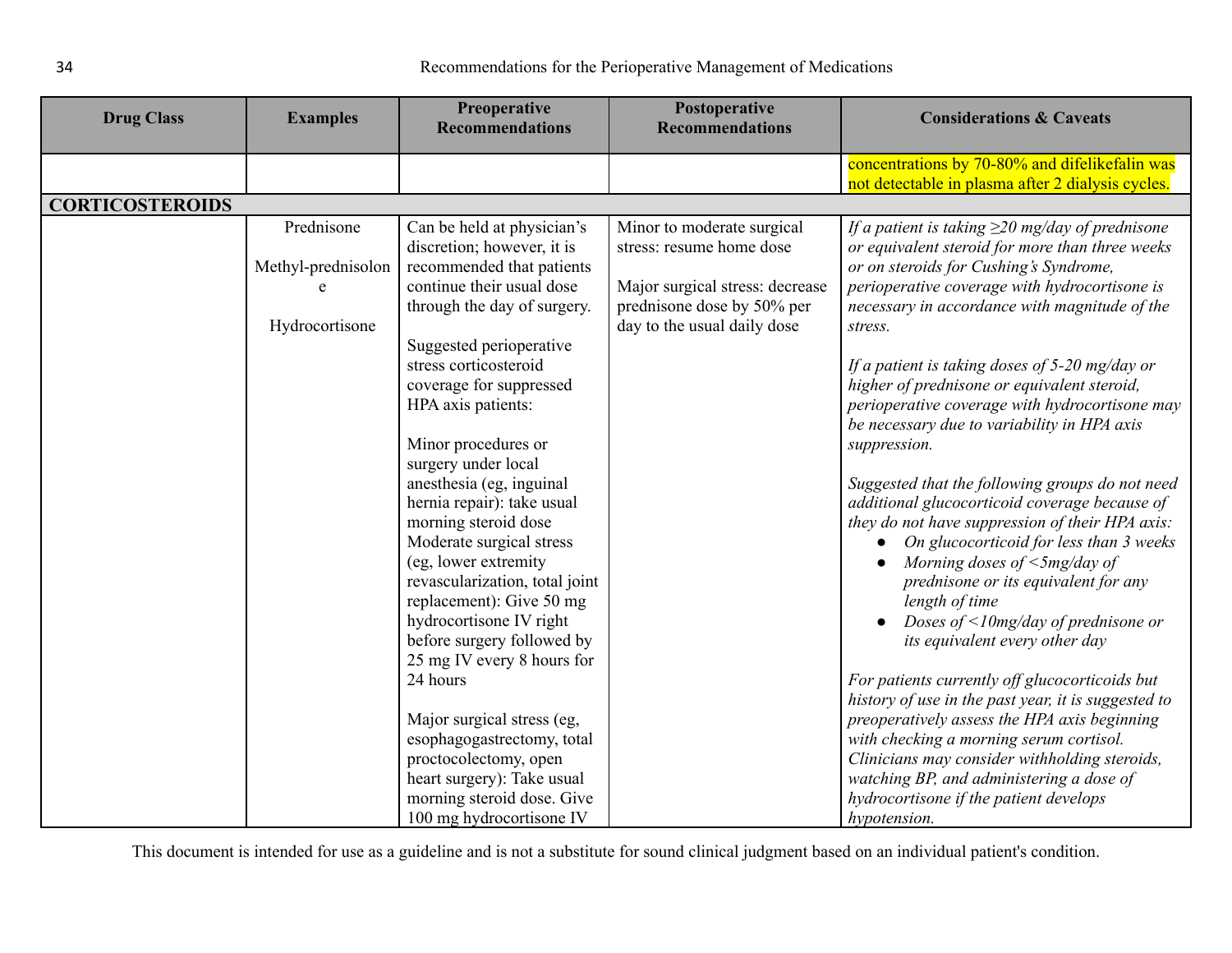| Drug Class | Examples | Preoperative Recommendations | Postoperative Recommendations | Considerations & Caveats |
|---|---|---|---|---|
| | | | | concentrations by 70-80% and difelikefalin was not detectable in plasma after 2 dialysis cycles. |
| **CORTICOSTEROIDS** | | | | |
| | Prednisone<br><br>Methyl-prednisolone<br><br>Hydrocortisone | Can be held at physician's discretion; however, it is recommended that patients continue their usual dose through the day of surgery.<br><br>Suggested perioperative stress corticosteroid coverage for suppressed HPA axis patients:<br><br>Minor procedures or surgery under local anesthesia (eg, inguinal hernia repair): take usual morning steroid dose<br>Moderate surgical stress (eg, lower extremity revascularization, total joint replacement): Give 50 mg hydrocortisone IV right before surgery followed by 25 mg IV every 8 hours for 24 hours<br><br>Major surgical stress (eg, esophagogastrectomy, total proctocolectomy, open heart surgery): Take usual morning steroid dose. Give 100 mg hydrocortisone IV | Minor to moderate surgical stress: resume home dose<br><br>Major surgical stress: decrease prednisone dose by 50% per day to the usual daily dose | *If a patient is taking ≥20 mg/day of prednisone or equivalent steroid for more than three weeks or on steroids for Cushing's Syndrome, perioperative coverage with hydrocortisone is necessary in accordance with magnitude of the stress.*<br><br>*If a patient is taking doses of 5-20 mg/day or higher of prednisone or equivalent steroid, perioperative coverage with hydrocortisone may be necessary due to variability in HPA axis suppression.*<br><br>*Suggested that the following groups do not need additional glucocorticoid coverage because of they do not have suppression of their HPA axis:*<br>• *On glucocorticoid for less than 3 weeks*<br>• *Morning doses of <5mg/day of prednisone or its equivalent for any length of time*<br>• *Doses of <10mg/day of prednisone or its equivalent every other day*<br><br>*For patients currently off glucocorticoids but history of use in the past year, it is suggested to preoperatively assess the HPA axis beginning with checking a morning serum cortisol. Clinicians may consider withholding steroids, watching BP, and administering a dose of hydrocortisone if the patient develops hypotension.* |

This document is intended for use as a guideline and is not a substitute for sound clinical judgment based on an individual patient's condition.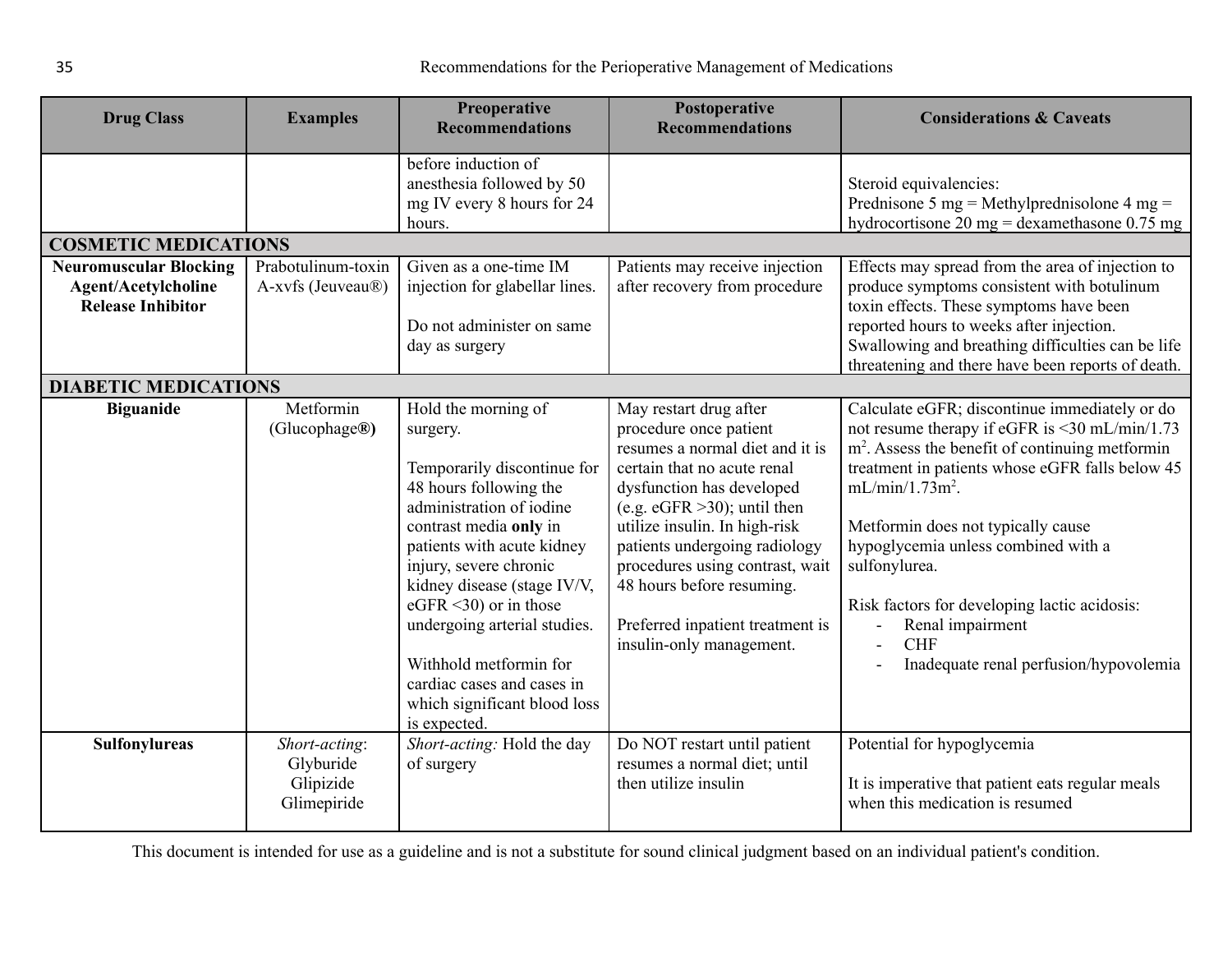| Drug Class | Examples | Preoperative Recommendations | Postoperative Recommendations | Considerations & Caveats |
|---|---|---|---|---|
| | | before induction of anesthesia followed by 50 mg IV every 8 hours for 24 hours. | | Steroid equivalencies:<br>Prednisone 5 mg = Methylprednisolone 4 mg = hydrocortisone 20 mg = dexamethasone 0.75 mg |
| **COSMETIC MEDICATIONS** | | | | |
| **Neuromuscular Blocking Agent/Acetylcholine Release Inhibitor** | Prabotulinum-toxin A-xvfs (Jeuveau®) | Given as a one-time IM injection for glabellar lines.<br><br>Do not administer on same day as surgery | Patients may receive injection after recovery from procedure | Effects may spread from the area of injection to produce symptoms consistent with botulinum toxin effects. These symptoms have been reported hours to weeks after injection. Swallowing and breathing difficulties can be life threatening and there have been reports of death. |
| **DIABETIC MEDICATIONS** | | | | |
| **Biguanide** | Metformin (Glucophage**®**) | Hold the morning of surgery.<br><br>Temporarily discontinue for 48 hours following the administration of iodine contrast media **only** in patients with acute kidney injury, severe chronic kidney disease (stage IV/V, eGFR <30) or in those undergoing arterial studies.<br><br>Withhold metformin for cardiac cases and cases in which significant blood loss is expected. | May restart drug after procedure once patient resumes a normal diet and it is certain that no acute renal dysfunction has developed (e.g. eGFR >30); until then utilize insulin. In high-risk patients undergoing radiology procedures using contrast, wait 48 hours before resuming.<br><br>Preferred inpatient treatment is insulin-only management. | Calculate eGFR; discontinue immediately or do not resume therapy if eGFR is <30 mL/min/1.73 $m^2$. Assess the benefit of continuing metformin treatment in patients whose eGFR falls below 45 mL/min/1.73$m^2$.<br><br>Metformin does not typically cause hypoglycemia unless combined with a sulfonylurea.<br><br>Risk factors for developing lactic acidosis:<br>- Renal impairment<br>- CHF<br>- Inadequate renal perfusion/hypovolemia |
| **Sulfonylureas** | *Short-acting*:<br>Glyburide<br>Glipizide<br>Glimepiride | *Short-acting:* Hold the day of surgery | Do NOT restart until patient resumes a normal diet; until then utilize insulin | Potential for hypoglycemia<br><br>It is imperative that patient eats regular meals when this medication is resumed |

This document is intended for use as a guideline and is not a substitute for sound clinical judgment based on an individual patient's condition.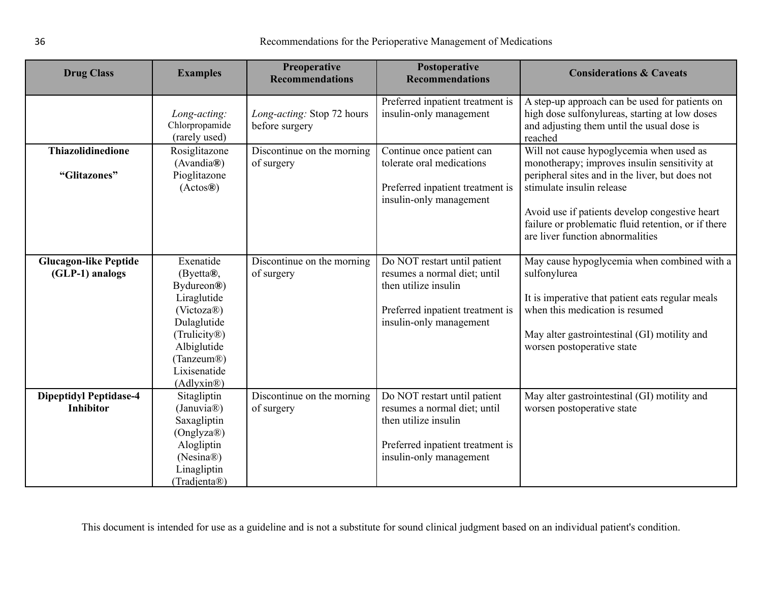| Drug Class | Examples | Preoperative Recommendations | Postoperative Recommendations | Considerations & Caveats |
|---|---|---|---|---|
| | *Long-acting:* Chlorpropamide (rarely used) | *Long-acting:* Stop 72 hours before surgery | Preferred inpatient treatment is insulin-only management | A step-up approach can be used for patients on high dose sulfonylureas, starting at low doses and adjusting them until the usual dose is reached |
| **Thiazolidinedione**<br><br>**"Glitazones"** | Rosiglitazone (Avandia®)<br>Pioglitazone (Actos®) | Discontinue on the morning of surgery | Continue once patient can tolerate oral medications<br><br>Preferred inpatient treatment is insulin-only management | Will not cause hypoglycemia when used as monotherapy; improves insulin sensitivity at peripheral sites and in the liver, but does not stimulate insulin release<br><br>Avoid use if patients develop congestive heart failure or problematic fluid retention, or if there are liver function abnormalities |
| **Glucagon-like Peptide (GLP-1) analogs** | Exenatide (Byetta®, Bydureon®)<br>Liraglutide (Victoza®)<br>Dulaglutide (Trulicity®)<br>Albiglutide (Tanzeum®)<br>Lixisenatide (Adlyxin®) | Discontinue on the morning of surgery | Do NOT restart until patient resumes a normal diet; until then utilize insulin<br><br>Preferred inpatient treatment is insulin-only management | May cause hypoglycemia when combined with a sulfonylurea<br><br>It is imperative that patient eats regular meals when this medication is resumed<br><br>May alter gastrointestinal (GI) motility and worsen postoperative state |
| **Dipeptidyl Peptidase-4 Inhibitor** | Sitagliptin (Januvia®)<br>Saxagliptin (Onglyza®)<br>Alogliptin (Nesina®)<br>Linagliptin (Tradjenta®) | Discontinue on the morning of surgery | Do NOT restart until patient resumes a normal diet; until then utilize insulin<br><br>Preferred inpatient treatment is insulin-only management | May alter gastrointestinal (GI) motility and worsen postoperative state |

This document is intended for use as a guideline and is not a substitute for sound clinical judgment based on an individual patient's condition.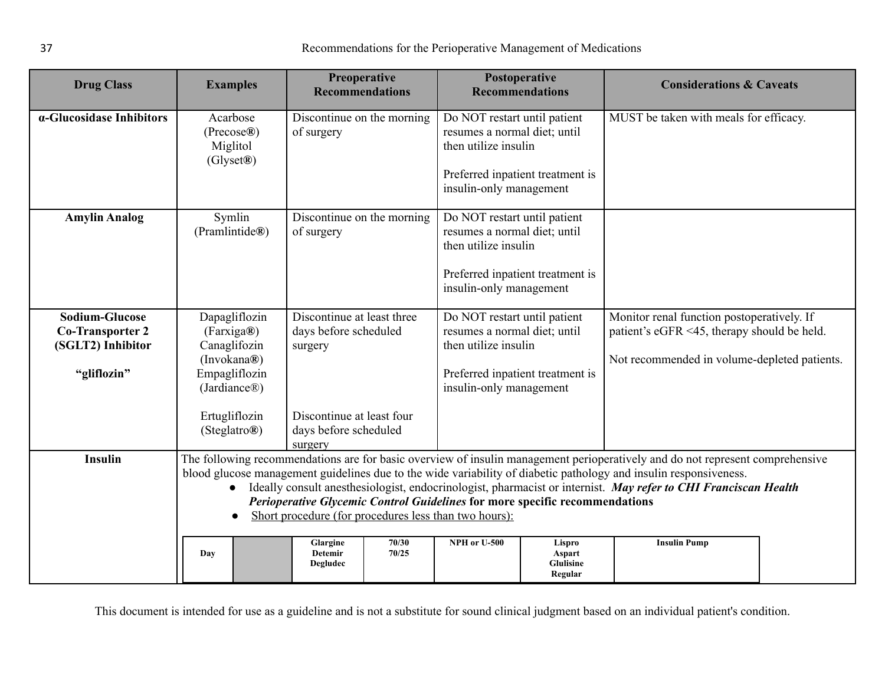| Drug Class | Examples | Preoperative Recommendations | Postoperative Recommendations | Considerations & Caveats |
|---|---|---|---|---|
| **α-Glucosidase Inhibitors** | Acarbose (Precose®)<br>Miglitol (Glyset®) | Discontinue on the morning of surgery | Do NOT restart until patient resumes a normal diet; until then utilize insulin<br><br>Preferred inpatient treatment is insulin-only management | MUST be taken with meals for efficacy. |
| **Amylin Analog** | Symlin (Pramlintide®) | Discontinue on the morning of surgery | Do NOT restart until patient resumes a normal diet; until then utilize insulin<br><br>Preferred inpatient treatment is insulin-only management | |
| **Sodium-Glucose Co-Transporter 2 (SGLT2) Inhibitor**<br><br>**"gliflozin"** | Dapagliflozin (Farxiga®)<br>Canaglifozin (Invokana®)<br>Empagliflozin (Jardiance®)<br><br>Ertugliflozin (Steglatro®) | Discontinue at least three days before scheduled surgery<br><br>Discontinue at least four days before scheduled surgery | Do NOT restart until patient resumes a normal diet; until then utilize insulin<br><br>Preferred inpatient treatment is insulin-only management | Monitor renal function postoperatively. If patient's eGFR <45, therapy should be held.<br><br>Not recommended in volume-depleted patients. |
| **Insulin** | The following recommendations are for basic overview of insulin management perioperatively and do not represent comprehensive blood glucose management guidelines due to the wide variability of diabetic pathology and insulin responsiveness.<br>● Ideally consult anesthesiologist, endocrinologist, pharmacist or internist. ***May refer to CHI Franciscan Health Perioperative Glycemic Control Guidelines*** **for more specific recommendations**<br>● Short procedure (for procedures less than two hours): | | | |

| Day | | Glargine Detemir Degludec | 70/30 70/25 | NPH or U-500 | Lispro Aspart Glulisine Regular | Insulin Pump |
|---|---|---|---|---|---|---|

This document is intended for use as a guideline and is not a substitute for sound clinical judgment based on an individual patient's condition.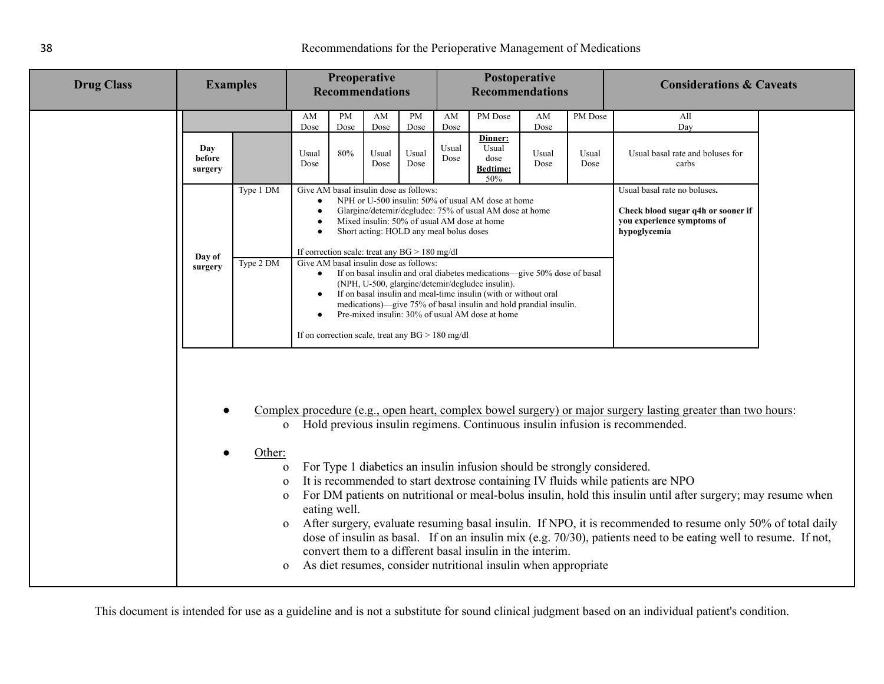| Drug Class | Examples | Preoperative Recommendations | | | | Postoperative Recommendations | | | | Considerations & Caveats |
|---|---|---|---|---|---|---|---|---|---|---|
| | | AM Dose | PM Dose | AM Dose | PM Dose | AM Dose | PM Dose | AM Dose | PM Dose | All Day |
| Day before surgery | | Usual Dose | 80% | Usual Dose | Usual Dose | Usual Dose | **Dinner:** Usual dose **Bedtime:** 50% | Usual Dose | Usual Dose | Usual basal rate and boluses for carbs |
| Day of surgery | Type 1 DM | Give AM basal insulin dose as follows:<br>● NPH or U-500 insulin: 50% of usual AM dose at home<br>● Glargine/detemir/degludec: 75% of usual AM dose at home<br>● Mixed insulin: 50% of usual AM dose at home<br>● Short acting: HOLD any meal bolus doses<br><br>If correction scale: treat any BG > 180 mg/dl | | | | | | | | Usual basal rate no boluses.<br><br>**Check blood sugar q4h or sooner if you experience symptoms of hypoglycemia** |
| | Type 2 DM | Give AM basal insulin dose as follows:<br>● If on basal insulin and oral diabetes medications—give 50% dose of basal (NPH, U-500, glargine/detemir/degludec insulin).<br>● If on basal insulin and meal-time insulin (with or without oral medications)—give 75% of basal insulin and hold prandial insulin.<br>● Pre-mixed insulin: 30% of usual AM dose at home<br><br>If on correction scale, treat any BG > 180 mg/dl | | | | | | | | |

- Complex procedure (e.g., open heart, complex bowel surgery) or major surgery lasting greater than two hours:
  - Hold previous insulin regimens. Continuous insulin infusion is recommended.

- Other:
  - For Type 1 diabetics an insulin infusion should be strongly considered.
  - It is recommended to start dextrose containing IV fluids while patients are NPO
  - For DM patients on nutritional or meal-bolus insulin, hold this insulin until after surgery; may resume when eating well.
  - After surgery, evaluate resuming basal insulin. If NPO, it is recommended to resume only 50% of total daily dose of insulin as basal. If on an insulin mix (e.g. 70/30), patients need to be eating well to resume. If not, convert them to a different basal insulin in the interim.
  - As diet resumes, consider nutritional insulin when appropriate

This document is intended for use as a guideline and is not a substitute for sound clinical judgment based on an individual patient's condition.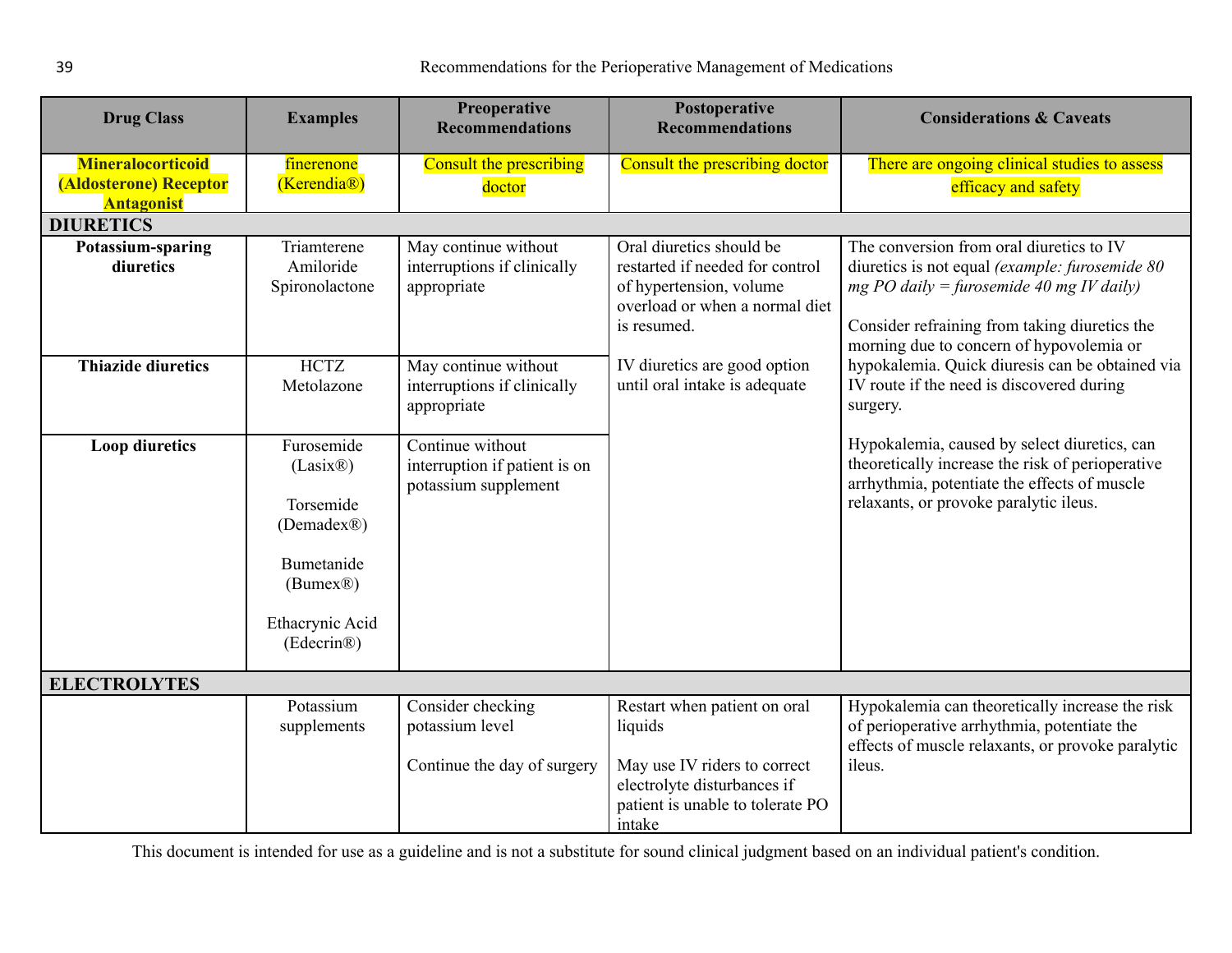| Drug Class | Examples | Preoperative Recommendations | Postoperative Recommendations | Considerations & Caveats |
|---|---|---|---|---|
| **Mineralocorticoid (Aldosterone) Receptor Antagonist** | finerenone (Kerendia®) | Consult the prescribing doctor | Consult the prescribing doctor | There are ongoing clinical studies to assess efficacy and safety |
| **DIURETICS** | | | | |
| **Potassium-sparing diuretics** | Triamterene<br>Amiloride<br>Spironolactone | May continue without interruptions if clinically appropriate | Oral diuretics should be restarted if needed for control of hypertension, volume overload or when a normal diet is resumed.<br><br>IV diuretics are good option until oral intake is adequate | The conversion from oral diuretics to IV diuretics is not equal *(example: furosemide 80 mg PO daily = furosemide 40 mg IV daily)*<br><br>Consider refraining from taking diuretics the morning due to concern of hypovolemia or hypokalemia. Quick diuresis can be obtained via IV route if the need is discovered during surgery.<br><br>Hypokalemia, caused by select diuretics, can theoretically increase the risk of perioperative arrhythmia, potentiate the effects of muscle relaxants, or provoke paralytic ileus. |
| **Thiazide diuretics** | HCTZ<br>Metolazone | May continue without interruptions if clinically appropriate | | |
| **Loop diuretics** | Furosemide (Lasix®)<br><br>Torsemide (Demadex®)<br><br>Bumetanide (Bumex®)<br><br>Ethacrynic Acid (Edecrin®) | Continue without interruption if patient is on potassium supplement | | |
| **ELECTROLYTES** | | | | |
| | Potassium supplements | Consider checking potassium level<br><br>Continue the day of surgery | Restart when patient on oral liquids<br><br>May use IV riders to correct electrolyte disturbances if patient is unable to tolerate PO intake | Hypokalemia can theoretically increase the risk of perioperative arrhythmia, potentiate the effects of muscle relaxants, or provoke paralytic ileus. |

This document is intended for use as a guideline and is not a substitute for sound clinical judgment based on an individual patient's condition.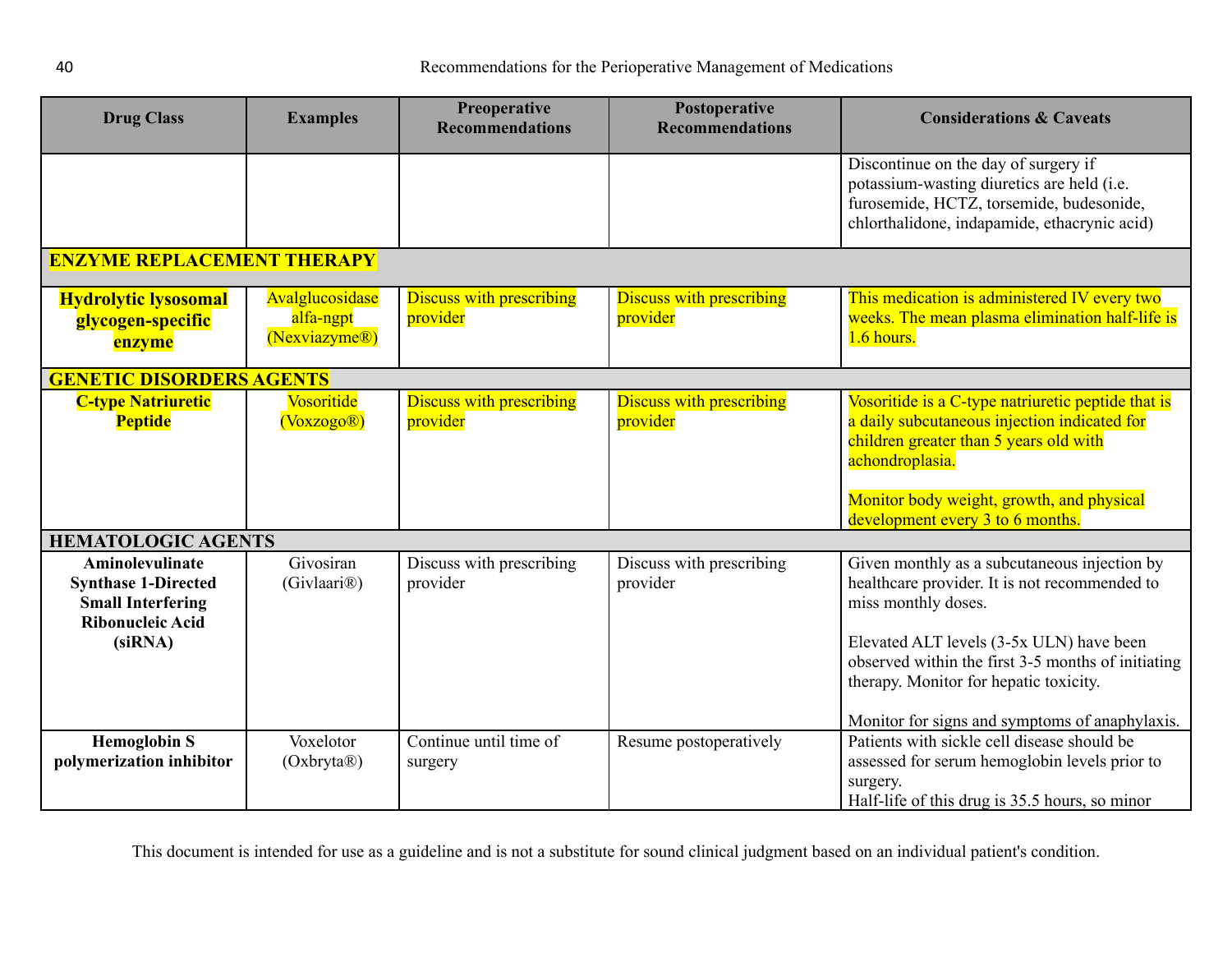| Drug Class | Examples | Preoperative Recommendations | Postoperative Recommendations | Considerations & Caveats |
|---|---|---|---|---|
| | | | | Discontinue on the day of surgery if potassium-wasting diuretics are held (i.e. furosemide, HCTZ, torsemide, budesonide, chlorthalidone, indapamide, ethacrynic acid) |
| **ENZYME REPLACEMENT THERAPY** | | | | |
| **Hydrolytic lysosomal glycogen-specific enzyme** | Avalglucosidase alfa-ngpt (Nexviazyme®) | Discuss with prescribing provider | Discuss with prescribing provider | This medication is administered IV every two weeks. The mean plasma elimination half-life is 1.6 hours. |
| **GENETIC DISORDERS AGENTS** | | | | |
| **C-type Natriuretic Peptide** | Vosoritide (Voxzogo®) | Discuss with prescribing provider | Discuss with prescribing provider | Vosoritide is a C-type natriuretic peptide that is a daily subcutaneous injection indicated for children greater than 5 years old with achondroplasia.<br><br>Monitor body weight, growth, and physical development every 3 to 6 months. |
| **HEMATOLOGIC AGENTS** | | | | |
| **Aminolevulinate Synthase 1-Directed Small Interfering Ribonucleic Acid (siRNA)** | Givosiran (Givlaari®) | Discuss with prescribing provider | Discuss with prescribing provider | Given monthly as a subcutaneous injection by healthcare provider. It is not recommended to miss monthly doses.<br><br>Elevated ALT levels (3-5x ULN) have been observed within the first 3-5 months of initiating therapy. Monitor for hepatic toxicity.<br><br>Monitor for signs and symptoms of anaphylaxis. |
| **Hemoglobin S polymerization inhibitor** | Voxelotor (Oxbryta®) | Continue until time of surgery | Resume postoperatively | Patients with sickle cell disease should be assessed for serum hemoglobin levels prior to surgery.<br>Half-life of this drug is 35.5 hours, so minor |

This document is intended for use as a guideline and is not a substitute for sound clinical judgment based on an individual patient's condition.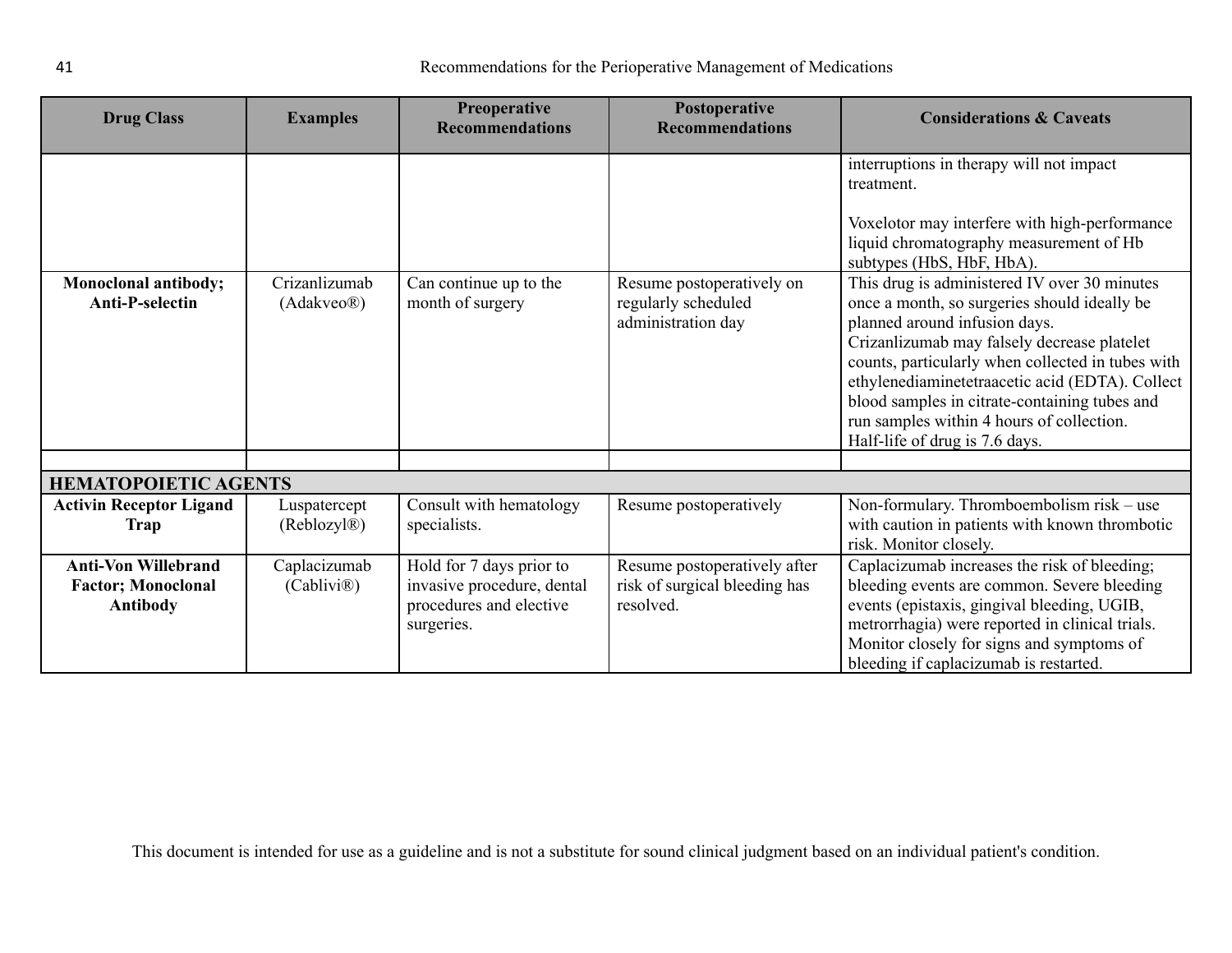| Drug Class | Examples | Preoperative Recommendations | Postoperative Recommendations | Considerations & Caveats |
|---|---|---|---|---|
| | | | | interruptions in therapy will not impact treatment.<br><br>Voxelotor may interfere with high-performance liquid chromatography measurement of Hb subtypes (HbS, HbF, HbA). |
| **Monoclonal antibody; Anti-P-selectin** | Crizanlizumab (Adakveo®) | Can continue up to the month of surgery | Resume postoperatively on regularly scheduled administration day | This drug is administered IV over 30 minutes once a month, so surgeries should ideally be planned around infusion days.<br>Crizanlizumab may falsely decrease platelet counts, particularly when collected in tubes with ethylenediaminetetraacetic acid (EDTA). Collect blood samples in citrate-containing tubes and run samples within 4 hours of collection.<br>Half-life of drug is 7.6 days. |
| | | | | |
| **HEMATOPOIETIC AGENTS** | | | | |
| **Activin Receptor Ligand Trap** | Luspatercept (Reblozyl®) | Consult with hematology specialists. | Resume postoperatively | Non-formulary. Thromboembolism risk – use with caution in patients with known thrombotic risk. Monitor closely. |
| **Anti-Von Willebrand Factor; Monoclonal Antibody** | Caplacizumab (Cablivi®) | Hold for 7 days prior to invasive procedure, dental procedures and elective surgeries. | Resume postoperatively after risk of surgical bleeding has resolved. | Caplacizumab increases the risk of bleeding; bleeding events are common. Severe bleeding events (epistaxis, gingival bleeding, UGIB, metrorrhagia) were reported in clinical trials. Monitor closely for signs and symptoms of bleeding if caplacizumab is restarted. |

This document is intended for use as a guideline and is not a substitute for sound clinical judgment based on an individual patient's condition.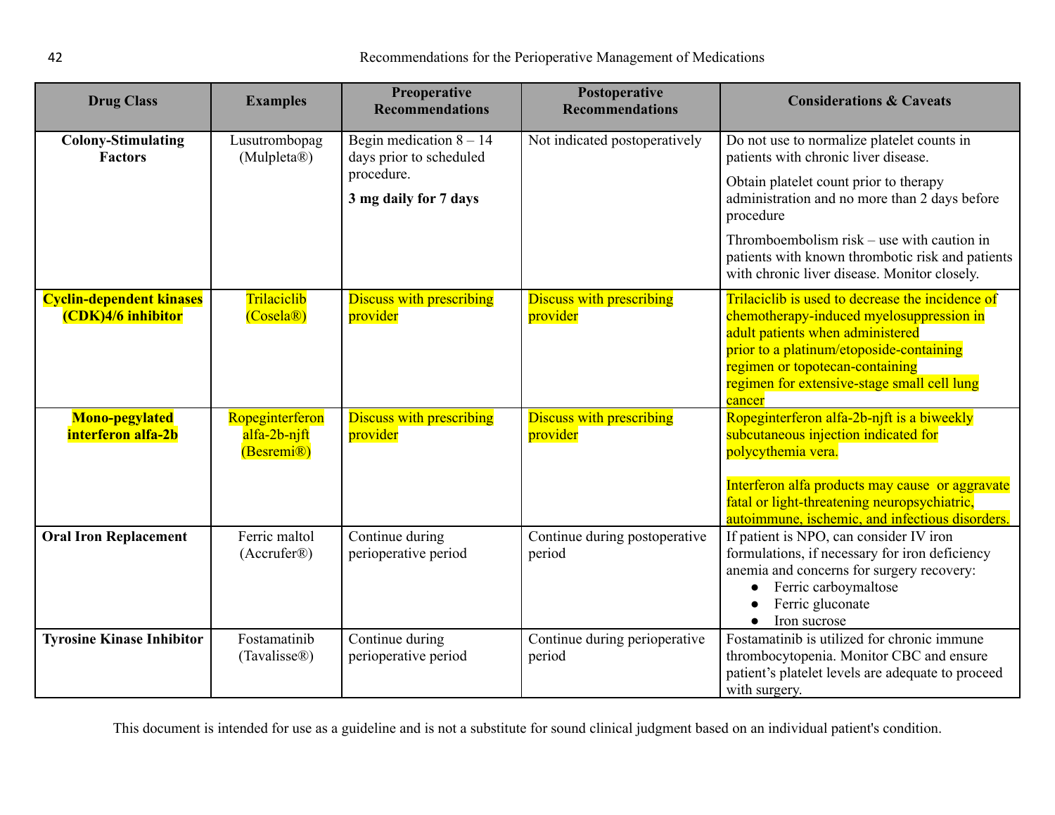| Drug Class | Examples | Preoperative Recommendations | Postoperative Recommendations | Considerations & Caveats |
|---|---|---|---|---|
| **Colony-Stimulating Factors** | Lusutrombopag (Mulpleta®) | Begin medication 8 – 14 days prior to scheduled procedure.<br>**3 mg daily for 7 days** | Not indicated postoperatively | Do not use to normalize platelet counts in patients with chronic liver disease.<br>Obtain platelet count prior to therapy administration and no more than 2 days before procedure<br>Thromboembolism risk – use with caution in patients with known thrombotic risk and patients with chronic liver disease. Monitor closely. |
| **Cyclin-dependent kinases (CDK)4/6 inhibitor** | Trilaciclib (Cosela®) | Discuss with prescribing provider | Discuss with prescribing provider | Trilaciclib is used to decrease the incidence of chemotherapy-induced myelosuppression in adult patients when administered prior to a platinum/etoposide-containing regimen or topotecan-containing regimen for extensive-stage small cell lung cancer |
| **Mono-pegylated interferon alfa-2b** | Ropeginterferon alfa-2b-njft (Besremi®) | Discuss with prescribing provider | Discuss with prescribing provider | Ropeginterferon alfa-2b-njft is a biweekly subcutaneous injection indicated for polycythemia vera.<br><br>Interferon alfa products may cause or aggravate fatal or light-threatening neuropsychiatric, autoimmune, ischemic, and infectious disorders. |
| **Oral Iron Replacement** | Ferric maltol (Accrufer®) | Continue during perioperative period | Continue during postoperative period | If patient is NPO, can consider IV iron formulations, if necessary for iron deficiency anemia and concerns for surgery recovery:<br>• Ferric carboymaltose<br>• Ferric gluconate<br>• Iron sucrose |
| **Tyrosine Kinase Inhibitor** | Fostamatinib (Tavalisse®) | Continue during perioperative period | Continue during perioperative period | Fostamatinib is utilized for chronic immune thrombocytopenia. Monitor CBC and ensure patient's platelet levels are adequate to proceed with surgery. |

This document is intended for use as a guideline and is not a substitute for sound clinical judgment based on an individual patient's condition.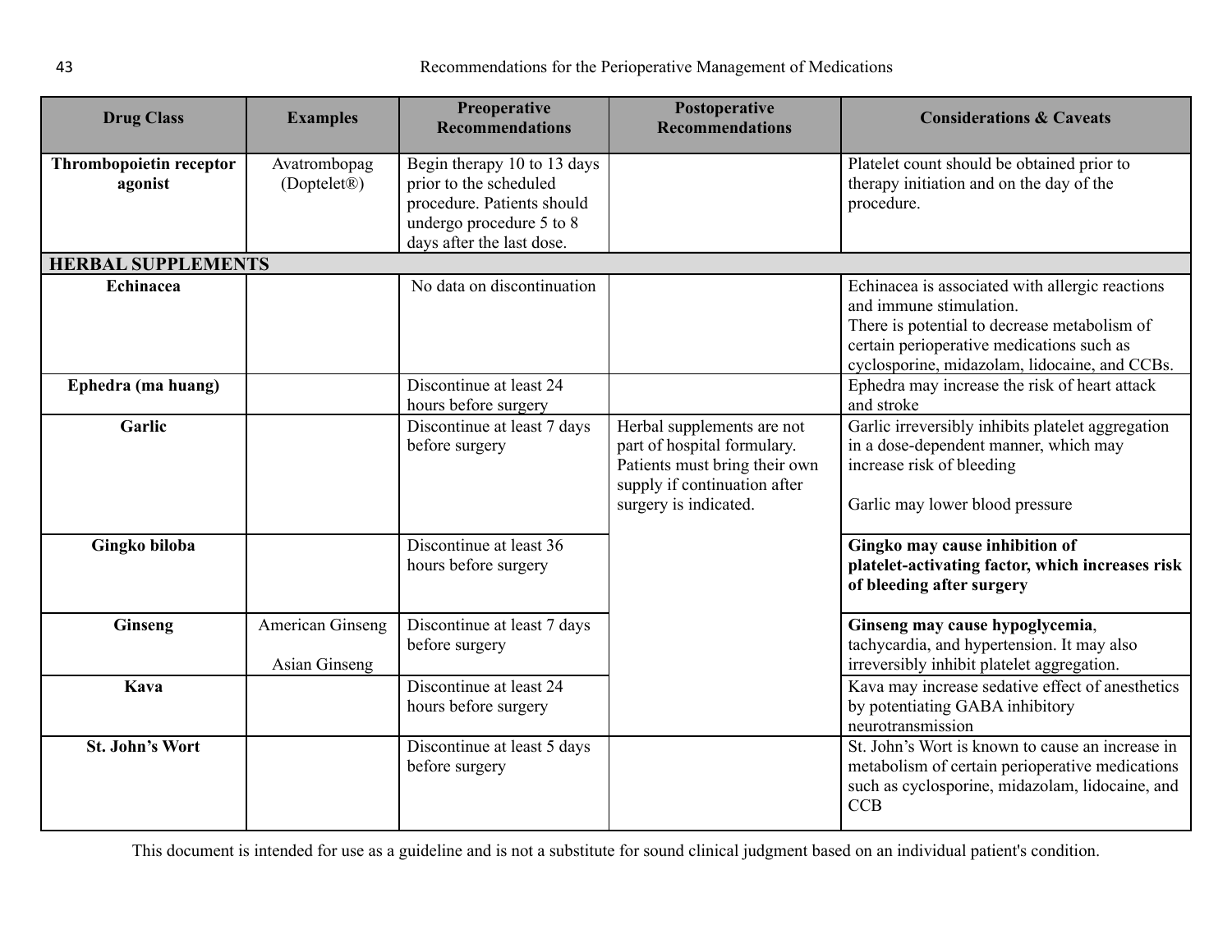| Drug Class | Examples | Preoperative Recommendations | Postoperative Recommendations | Considerations & Caveats |
|---|---|---|---|---|
| **Thrombopoietin receptor agonist** | Avatrombopag (Doptelet®) | Begin therapy 10 to 13 days prior to the scheduled procedure. Patients should undergo procedure 5 to 8 days after the last dose. | | Platelet count should be obtained prior to therapy initiation and on the day of the procedure. |
| **HERBAL SUPPLEMENTS** | | | | |
| **Echinacea** | | No data on discontinuation | | Echinacea is associated with allergic reactions and immune stimulation. There is potential to decrease metabolism of certain perioperative medications such as cyclosporine, midazolam, lidocaine, and CCBs. |
| **Ephedra (ma huang)** | | Discontinue at least 24 hours before surgery | | Ephedra may increase the risk of heart attack and stroke |
| **Garlic** | | Discontinue at least 7 days before surgery | Herbal supplements are not part of hospital formulary. Patients must bring their own supply if continuation after surgery is indicated. | Garlic irreversibly inhibits platelet aggregation in a dose-dependent manner, which may increase risk of bleeding<br><br>Garlic may lower blood pressure |
| **Gingko biloba** | | Discontinue at least 36 hours before surgery | | **Gingko may cause inhibition of platelet-activating factor, which increases risk of bleeding after surgery** |
| **Ginseng** | American Ginseng<br><br>Asian Ginseng | Discontinue at least 7 days before surgery | | **Ginseng may cause hypoglycemia**, tachycardia, and hypertension. It may also irreversibly inhibit platelet aggregation. |
| **Kava** | | Discontinue at least 24 hours before surgery | | Kava may increase sedative effect of anesthetics by potentiating GABA inhibitory neurotransmission |
| **St. John's Wort** | | Discontinue at least 5 days before surgery | | St. John's Wort is known to cause an increase in metabolism of certain perioperative medications such as cyclosporine, midazolam, lidocaine, and CCB |

This document is intended for use as a guideline and is not a substitute for sound clinical judgment based on an individual patient's condition.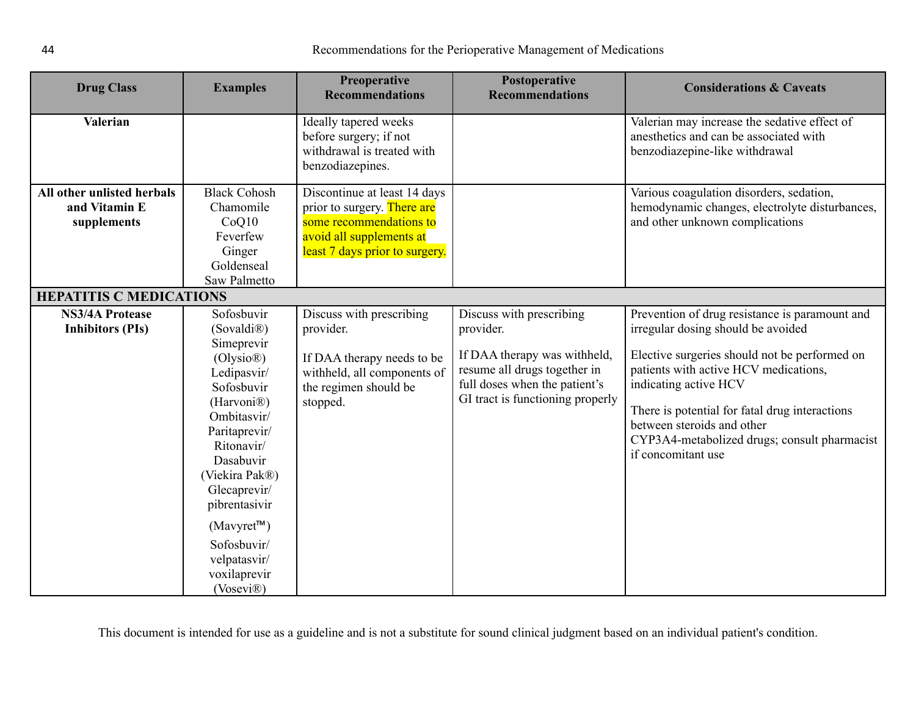| Drug Class | Examples | Preoperative Recommendations | Postoperative Recommendations | Considerations & Caveats |
|---|---|---|---|---|
| **Valerian** | | Ideally tapered weeks before surgery; if not withdrawal is treated with benzodiazepines. | | Valerian may increase the sedative effect of anesthetics and can be associated with benzodiazepine-like withdrawal |
| **All other unlisted herbals and Vitamin E supplements** | Black Cohosh<br>Chamomile<br>CoQ10<br>Feverfew<br>Ginger<br>Goldenseal<br>Saw Palmetto | Discontinue at least 14 days prior to surgery. There are some recommendations to avoid all supplements at least 7 days prior to surgery. | | Various coagulation disorders, sedation, hemodynamic changes, electrolyte disturbances, and other unknown complications |
| **HEPATITIS C MEDICATIONS** | | | | |
| **NS3/4A Protease Inhibitors (PIs)** | Sofosbuvir (Sovaldi®)<br>Simeprevir (Olysio®)<br>Ledipasvir/ Sofosbuvir (Harvoni®)<br>Ombitasvir/ Paritaprevir/ Ritonavir/ Dasabuvir (Viekira Pak®)<br>Glecaprevir/ pibrentasivir (Mavyret™)<br>Sofosbuvir/ velpatasvir/ voxilaprevir (Vosevi®) | Discuss with prescribing provider.<br><br>If DAA therapy needs to be withheld, all components of the regimen should be stopped. | Discuss with prescribing provider.<br><br>If DAA therapy was withheld, resume all drugs together in full doses when the patient's GI tract is functioning properly | Prevention of drug resistance is paramount and irregular dosing should be avoided<br><br>Elective surgeries should not be performed on patients with active HCV medications, indicating active HCV<br><br>There is potential for fatal drug interactions between steroids and other CYP3A4-metabolized drugs; consult pharmacist if concomitant use |

This document is intended for use as a guideline and is not a substitute for sound clinical judgment based on an individual patient's condition.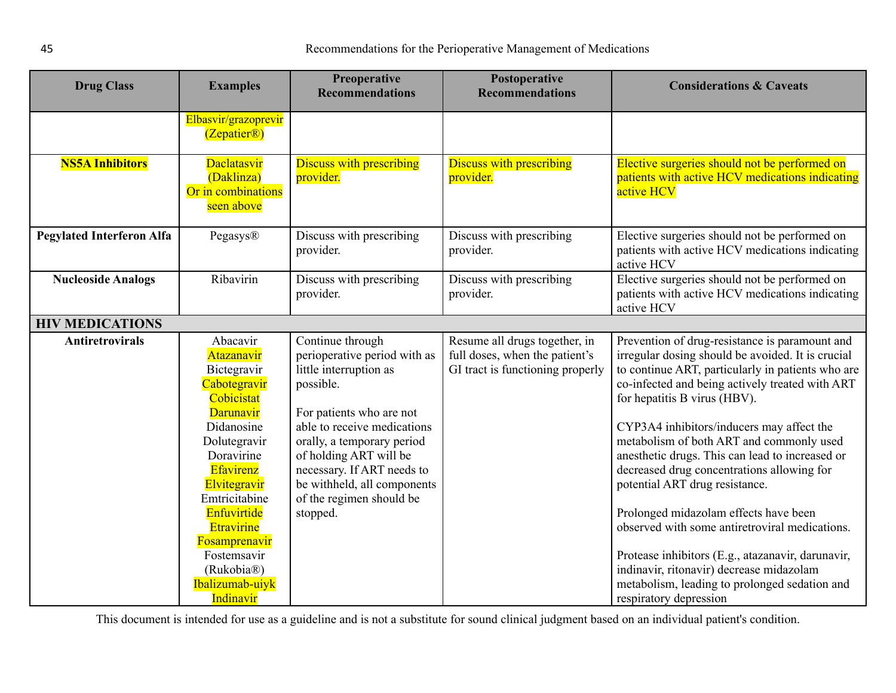| Drug Class | Examples | Preoperative Recommendations | Postoperative Recommendations | Considerations & Caveats |
|---|---|---|---|---|
| | Elbasvir/grazoprevir (Zepatier®) | | | |
| **NS5A Inhibitors** | Daclatasvir (Daklinza)<br>Or in combinations seen above | Discuss with prescribing provider. | Discuss with prescribing provider. | Elective surgeries should not be performed on patients with active HCV medications indicating active HCV |
| **Pegylated Interferon Alfa** | Pegasys® | Discuss with prescribing provider. | Discuss with prescribing provider. | Elective surgeries should not be performed on patients with active HCV medications indicating active HCV |
| **Nucleoside Analogs** | Ribavirin | Discuss with prescribing provider. | Discuss with prescribing provider. | Elective surgeries should not be performed on patients with active HCV medications indicating active HCV |
| **HIV MEDICATIONS** | | | | |
| **Antiretrovirals** | Abacavir<br>Atazanavir<br>Bictegravir<br>Cabotegravir<br>Cobicistat<br>Darunavir<br>Didanosine<br>Dolutegravir<br>Doravirine<br>Efavirenz<br>Elvitegravir<br>Emtricitabine<br>Enfuvirtide<br>Etravirine<br>Fosamprenavir<br>Fostemsavir (Rukobia®)<br>Ibalizumab-uiyk<br>Indinavir | Continue through perioperative period with as little interruption as possible.<br><br>For patients who are not able to receive medications orally, a temporary period of holding ART will be necessary. If ART needs to be withheld, all components of the regimen should be stopped. | Resume all drugs together, in full doses, when the patient's GI tract is functioning properly | Prevention of drug-resistance is paramount and irregular dosing should be avoided. It is crucial to continue ART, particularly in patients who are co-infected and being actively treated with ART for hepatitis B virus (HBV).<br><br>CYP3A4 inhibitors/inducers may affect the metabolism of both ART and commonly used anesthetic drugs. This can lead to increased or decreased drug concentrations allowing for potential ART drug resistance.<br><br>Prolonged midazolam effects have been observed with some antiretroviral medications.<br><br>Protease inhibitors (E.g., atazanavir, darunavir, indinavir, ritonavir) decrease midazolam metabolism, leading to prolonged sedation and respiratory depression |

This document is intended for use as a guideline and is not a substitute for sound clinical judgment based on an individual patient's condition.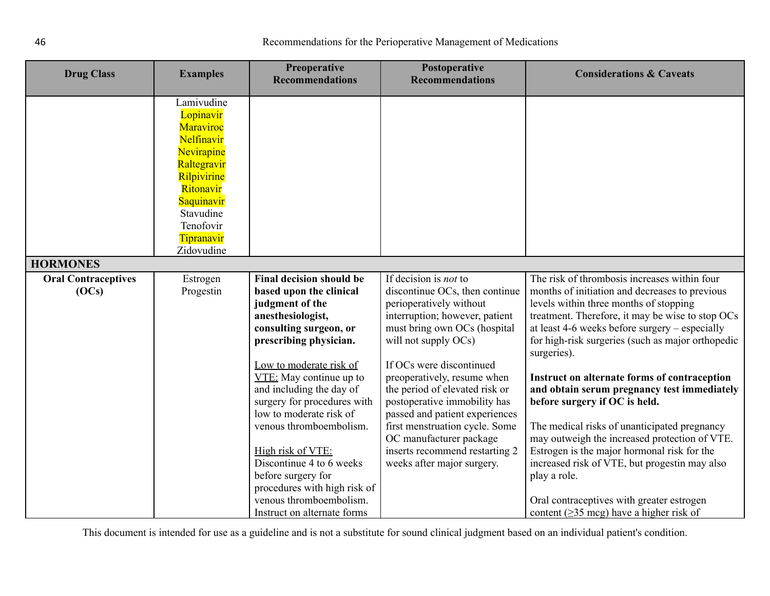| Drug Class | Examples | Preoperative Recommendations | Postoperative Recommendations | Considerations & Caveats |
|---|---|---|---|---|
| | Lamivudine<br>Lopinavir<br>Maraviroc<br>Nelfinavir<br>Nevirapine<br>Raltegravir<br>Rilpivirine<br>Ritonavir<br>Saquinavir<br>Stavudine<br>Tenofovir<br>Tipranavir<br>Zidovudine | | | |
| **HORMONES** | | | | |
| **Oral Contraceptives (OCs)** | Estrogen<br>Progestin | **Final decision should be based upon the clinical judgment of the anesthesiologist, consulting surgeon, or prescribing physician.**<br><br>Low to moderate risk of VTE: May continue up to and including the day of surgery for procedures with low to moderate risk of venous thromboembolism.<br><br>High risk of VTE: Discontinue 4 to 6 weeks before surgery for procedures with high risk of venous thromboembolism. Instruct on alternate forms | If decision is *not* to discontinue OCs, then continue perioperatively without interruption; however, patient must bring own OCs (hospital will not supply OCs)<br><br>If OCs were discontinued preoperatively, resume when the period of elevated risk or postoperative immobility has passed and patient experiences first menstruation cycle. Some OC manufacturer package inserts recommend restarting 2 weeks after major surgery. | The risk of thrombosis increases within four months of initiation and decreases to previous levels within three months of stopping treatment. Therefore, it may be wise to stop OCs at least 4-6 weeks before surgery – especially for high-risk surgeries (such as major orthopedic surgeries).<br><br>**Instruct on alternate forms of contraception and obtain serum pregnancy test immediately before surgery if OC is held.**<br><br>The medical risks of unanticipated pregnancy may outweigh the increased protection of VTE. Estrogen is the major hormonal risk for the increased risk of VTE, but progestin may also play a role.<br><br>Oral contraceptives with greater estrogen content (≥35 mcg) have a higher risk of |

This document is intended for use as a guideline and is not a substitute for sound clinical judgment based on an individual patient's condition.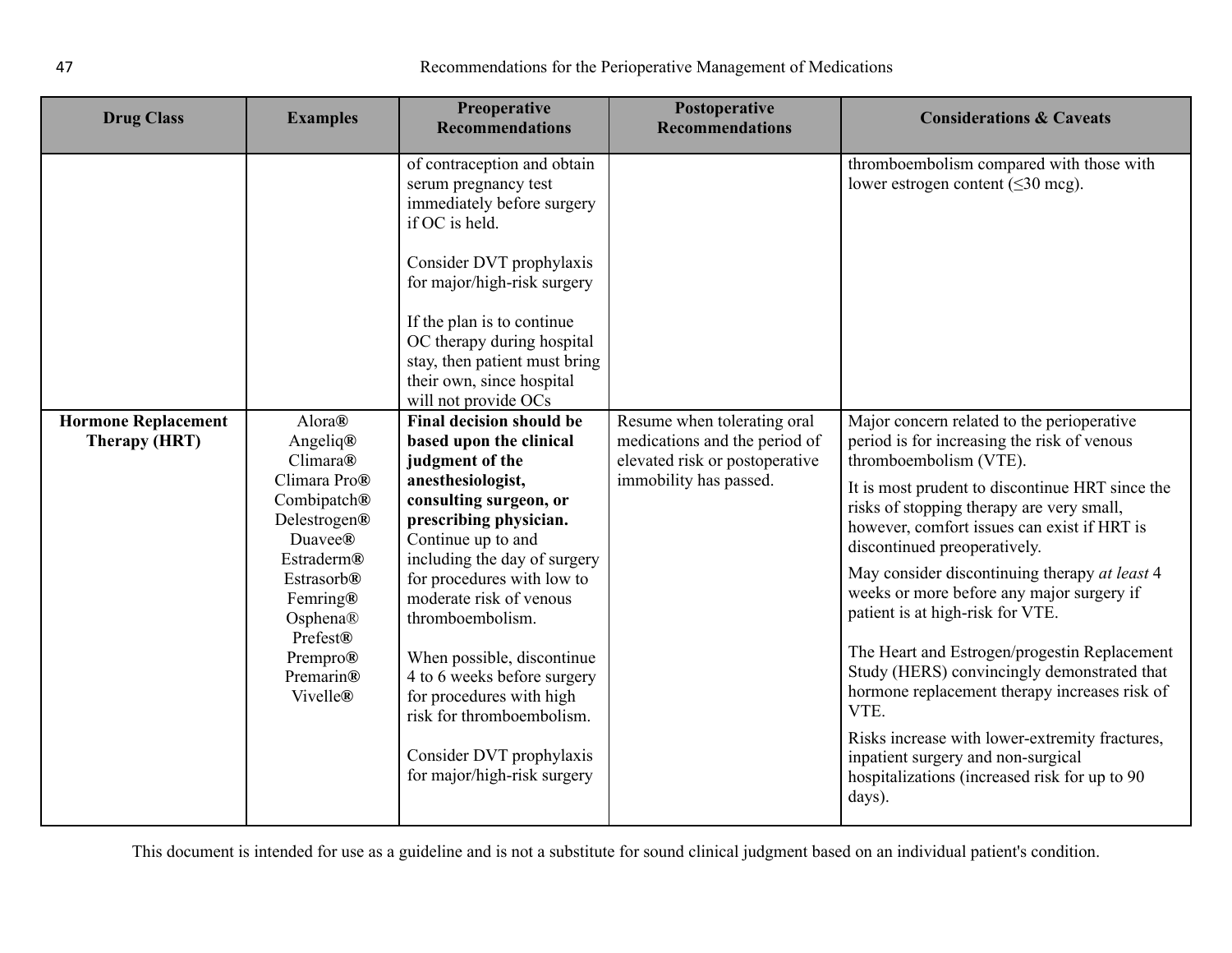| Drug Class | Examples | Preoperative Recommendations | Postoperative Recommendations | Considerations & Caveats |
|---|---|---|---|---|
| | | of contraception and obtain serum pregnancy test immediately before surgery if OC is held.<br><br>Consider DVT prophylaxis for major/high-risk surgery<br><br>If the plan is to continue OC therapy during hospital stay, then patient must bring their own, since hospital will not provide OCs | | thromboembolism compared with those with lower estrogen content (≤30 mcg). |
| **Hormone Replacement Therapy (HRT)** | Alora®<br>Angeliq®<br>Climara®<br>Climara Pro®<br>Combipatch®<br>Delestrogen®<br>Duavee®<br>Estraderm®<br>Estrasorb®<br>Femring®<br>Osphena®<br>Prefest®<br>Prempro®<br>Premarin®<br>Vivelle® | **Final decision should be based upon the clinical judgment of the anesthesiologist, consulting surgeon, or prescribing physician.** Continue up to and including the day of surgery for procedures with low to moderate risk of venous thromboembolism.<br><br>When possible, discontinue 4 to 6 weeks before surgery for procedures with high risk for thromboembolism.<br><br>Consider DVT prophylaxis for major/high-risk surgery | Resume when tolerating oral medications and the period of elevated risk or postoperative immobility has passed. | Major concern related to the perioperative period is for increasing the risk of venous thromboembolism (VTE).<br><br>It is most prudent to discontinue HRT since the risks of stopping therapy are very small, however, comfort issues can exist if HRT is discontinued preoperatively.<br><br>May consider discontinuing therapy *at least* 4 weeks or more before any major surgery if patient is at high-risk for VTE.<br><br>The Heart and Estrogen/progestin Replacement Study (HERS) convincingly demonstrated that hormone replacement therapy increases risk of VTE.<br><br>Risks increase with lower-extremity fractures, inpatient surgery and non-surgical hospitalizations (increased risk for up to 90 days). |

This document is intended for use as a guideline and is not a substitute for sound clinical judgment based on an individual patient's condition.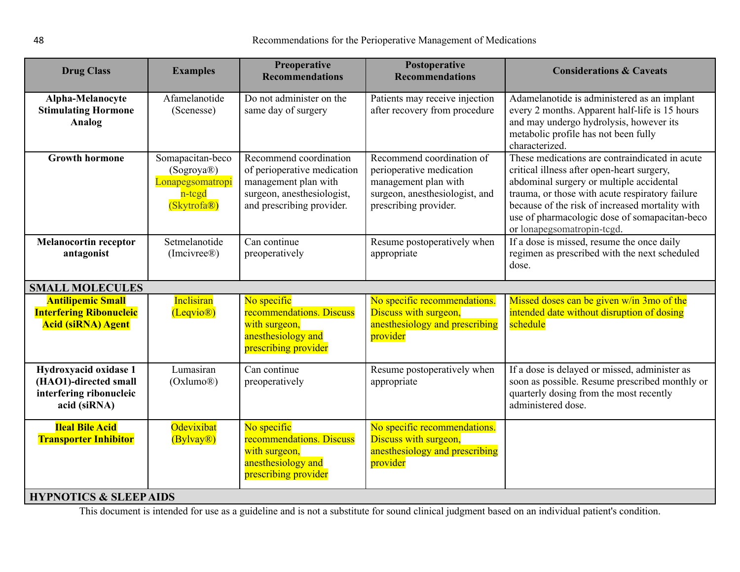| Drug Class | Examples | Preoperative Recommendations | Postoperative Recommendations | Considerations & Caveats |
|---|---|---|---|---|
| **Alpha-Melanocyte Stimulating Hormone Analog** | Afamelanotide (Scenesse) | Do not administer on the same day of surgery | Patients may receive injection after recovery from procedure | Adamelanotide is administered as an implant every 2 months. Apparent half-life is 15 hours and may undergo hydrolysis, however its metabolic profile has not been fully characterized. |
| **Growth hormone** | Somapacitan-beco (Sogroya®) Lonapegsomatropin-tcgd (Skytrofa®) | Recommend coordination of perioperative medication management plan with surgeon, anesthesiologist, and prescribing provider. | Recommend coordination of perioperative medication management plan with surgeon, anesthesiologist, and prescribing provider. | These medications are contraindicated in acute critical illness after open-heart surgery, abdominal surgery or multiple accidental trauma, or those with acute respiratory failure because of the risk of increased mortality with use of pharmacologic dose of somapacitan-beco or lonapegsomatropin-tcgd. |
| **Melanocortin receptor antagonist** | Setmelanotide (Imcivree®) | Can continue preoperatively | Resume postoperatively when appropriate | If a dose is missed, resume the once daily regimen as prescribed with the next scheduled dose. |
| **SMALL MOLECULES** | | | | |
| **Antilipemic Small Interfering Ribonucleic Acid (siRNA) Agent** | Inclisiran (Leqvio®) | No specific recommendations. Discuss with surgeon, anesthesiology and prescribing provider | No specific recommendations. Discuss with surgeon, anesthesiology and prescribing provider | Missed doses can be given w/in 3mo of the intended date without disruption of dosing schedule |
| **Hydroxyacid oxidase 1 (HAO1)-directed small interfering ribonucleic acid (siRNA)** | Lumasiran (Oxlumo®) | Can continue preoperatively | Resume postoperatively when appropriate | If a dose is delayed or missed, administer as soon as possible. Resume prescribed monthly or quarterly dosing from the most recently administered dose. |
| **Ileal Bile Acid Transporter Inhibitor** | Odevixibat (Bylvay®) | No specific recommendations. Discuss with surgeon, anesthesiology and prescribing provider | No specific recommendations. Discuss with surgeon, anesthesiology and prescribing provider | |
| **HYPNOTICS & SLEEP AIDS** | | | | |

This document is intended for use as a guideline and is not a substitute for sound clinical judgment based on an individual patient's condition.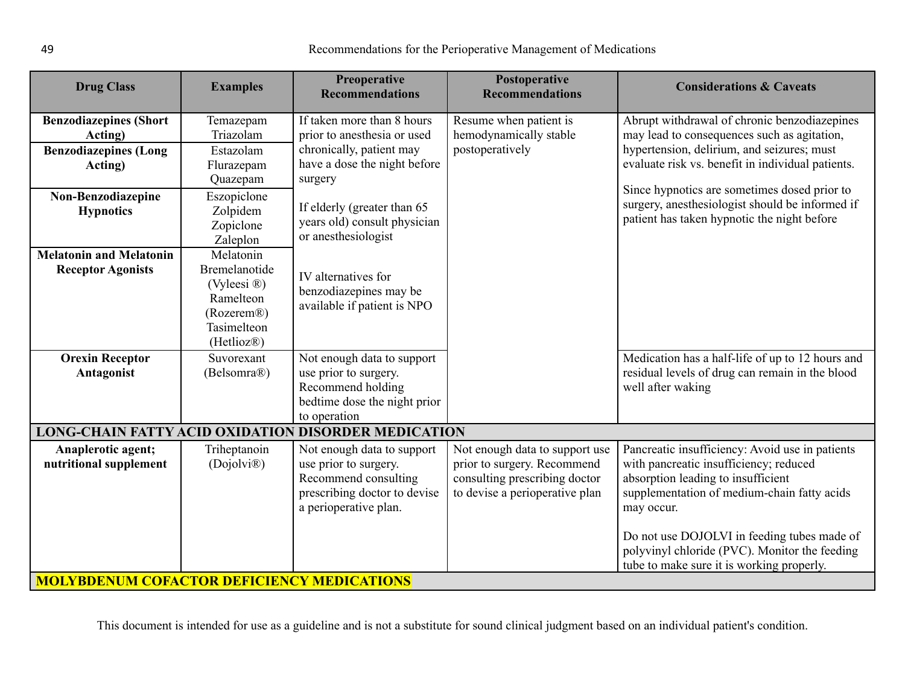| Drug Class | Examples | Preoperative Recommendations | Postoperative Recommendations | Considerations & Caveats |
|---|---|---|---|---|
| **Benzodiazepines (Short Acting)** | Temazepam<br>Triazolam | If taken more than 8 hours prior to anesthesia or used chronically, patient may have a dose the night before surgery<br><br>If elderly (greater than 65 years old) consult physician or anesthesiologist<br><br>IV alternatives for benzodiazepines may be available if patient is NPO | Resume when patient is hemodynamically stable postoperatively | Abrupt withdrawal of chronic benzodiazepines may lead to consequences such as agitation, hypertension, delirium, and seizures; must evaluate risk vs. benefit in individual patients.<br><br>Since hypnotics are sometimes dosed prior to surgery, anesthesiologist should be informed if patient has taken hypnotic the night before |
| **Benzodiazepines (Long Acting)** | Estazolam<br>Flurazepam<br>Quazepam | | | |
| **Non-Benzodiazepine Hypnotics** | Eszopiclone<br>Zolpidem<br>Zopiclone<br>Zaleplon | | | |
| **Melatonin and Melatonin Receptor Agonists** | Melatonin<br>Bremelanotide (Vyleesi ®)<br>Ramelteon (Rozerem®)<br>Tasimelteon (Hetlioz®) | | | |
| **Orexin Receptor Antagonist** | Suvorexant (Belsomra®) | Not enough data to support use prior to surgery. Recommend holding bedtime dose the night prior to operation | | Medication has a half-life of up to 12 hours and residual levels of drug can remain in the blood well after waking |
| **LONG-CHAIN FATTY ACID OXIDATION DISORDER MEDICATION** | | | | |
| **Anaplerotic agent; nutritional supplement** | Triheptanoin (Dojolvi®) | Not enough data to support use prior to surgery. Recommend consulting prescribing doctor to devise a perioperative plan. | Not enough data to support use prior to surgery. Recommend consulting prescribing doctor to devise a perioperative plan | Pancreatic insufficiency: Avoid use in patients with pancreatic insufficiency; reduced absorption leading to insufficient supplementation of medium-chain fatty acids may occur.<br><br>Do not use DOJOLVI in feeding tubes made of polyvinyl chloride (PVC). Monitor the feeding tube to make sure it is working properly. |
| **MOLYBDENUM COFACTOR DEFICIENCY MEDICATIONS** | | | | |

This document is intended for use as a guideline and is not a substitute for sound clinical judgment based on an individual patient's condition.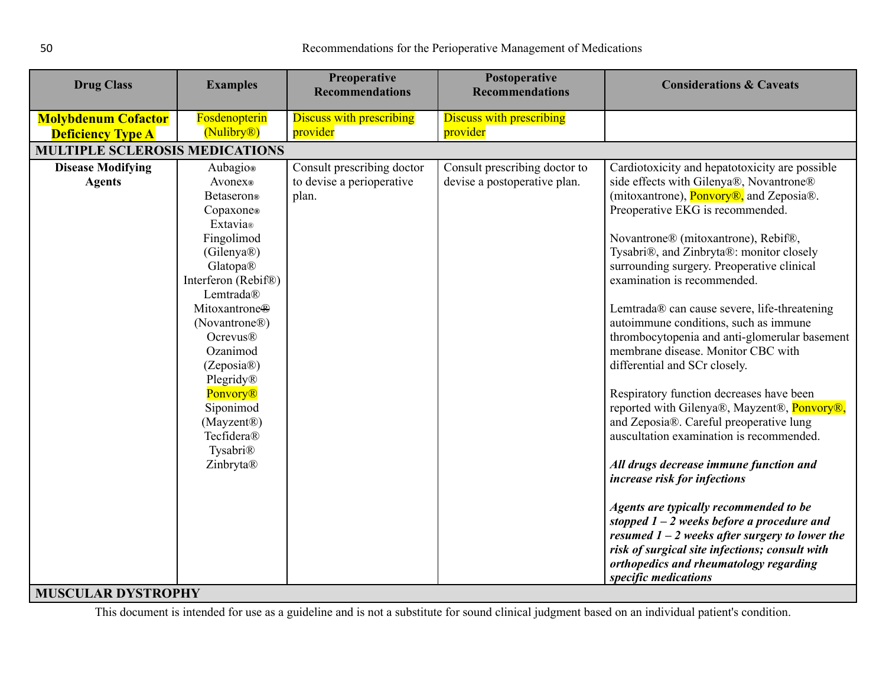| Drug Class | Examples | Preoperative Recommendations | Postoperative Recommendations | Considerations & Caveats |
|---|---|---|---|---|
| **Molybdenum Cofactor Deficiency Type A** | Fosdenopterin (Nulibry®) | Discuss with prescribing provider | Discuss with prescribing provider | |
| **MULTIPLE SCLEROSIS MEDICATIONS** | | | | |
| **Disease Modifying Agents** | Aubagio® <br> Avonex® <br> Betaseron® <br> Copaxone® <br> Extavia® <br> Fingolimod (Gilenya®) <br> Glatopa® <br> Interferon (Rebif®) <br> Lemtrada® <br> Mitoxantrone® (Novantrone®) <br> Ocrevus® <br> Ozanimod (Zeposia®) <br> Plegridy® <br> Ponvory® <br> Siponimod (Mayzent®) <br> Tecfidera® <br> Tysabri® <br> Zinbryta® | Consult prescribing doctor to devise a perioperative plan. | Consult prescribing doctor to devise a postoperative plan. | Cardiotoxicity and hepatotoxicity are possible side effects with Gilenya®, Novantrone® (mitoxantrone), Ponvory®, and Zeposia®. Preoperative EKG is recommended. <br><br> Novantrone® (mitoxantrone), Rebif®, Tysabri®, and Zinbryta®: monitor closely surrounding surgery. Preoperative clinical examination is recommended. <br><br> Lemtrada® can cause severe, life-threatening autoimmune conditions, such as immune thrombocytopenia and anti-glomerular basement membrane disease. Monitor CBC with differential and SCr closely. <br><br> Respiratory function decreases have been reported with Gilenya®, Mayzent®, Ponvory®, and Zeposia®. Careful preoperative lung auscultation examination is recommended. <br><br> ***All drugs decrease immune function and increase risk for infections*** <br><br> ***Agents are typically recommended to be stopped 1 – 2 weeks before a procedure and resumed 1 – 2 weeks after surgery to lower the risk of surgical site infections; consult with orthopedics and rheumatology regarding specific medications*** |
| **MUSCULAR DYSTROPHY** | | | | |

This document is intended for use as a guideline and is not a substitute for sound clinical judgment based on an individual patient's condition.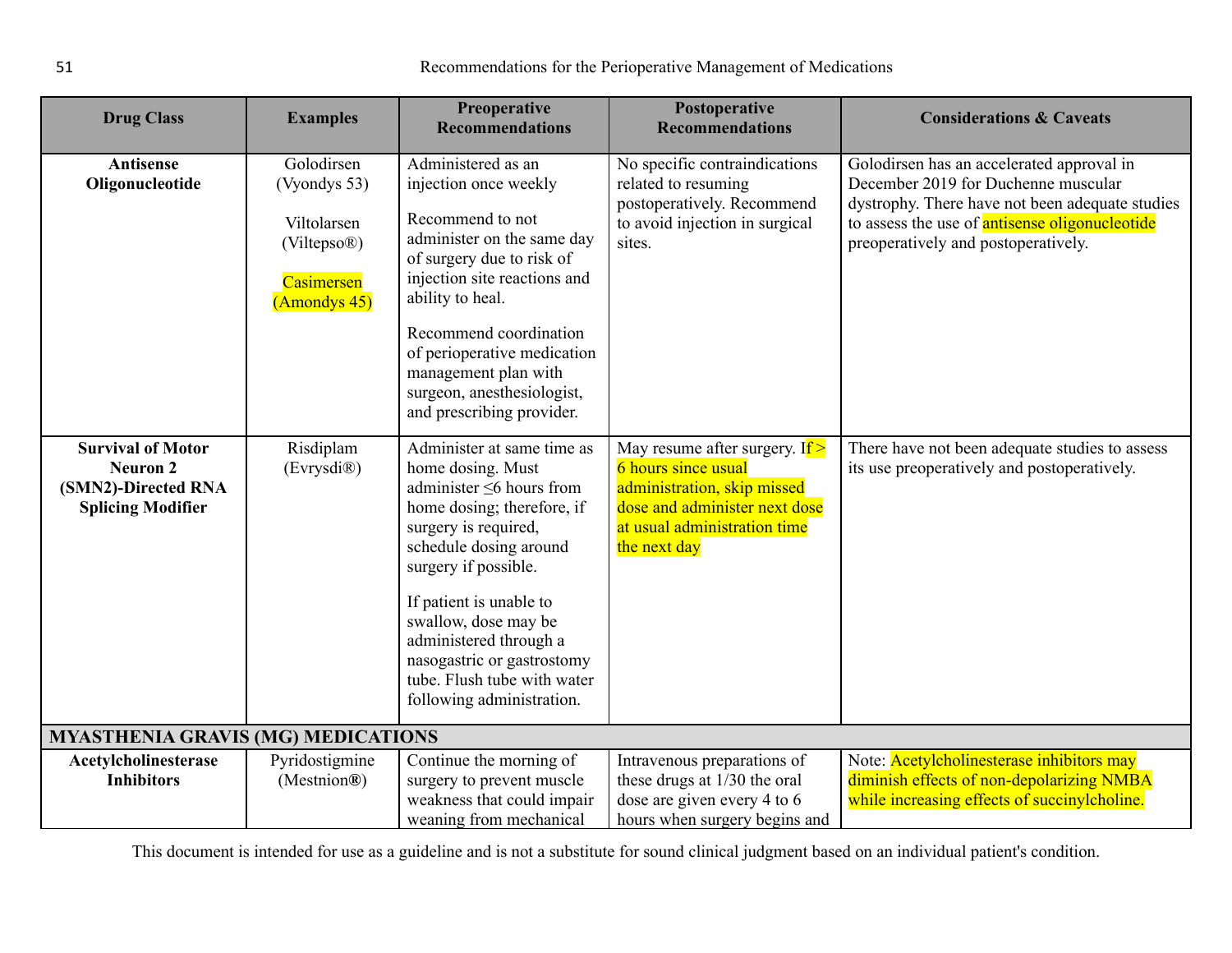| Drug Class | Examples | Preoperative Recommendations | Postoperative Recommendations | Considerations & Caveats |
|---|---|---|---|---|
| **Antisense Oligonucleotide** | Golodirsen (Vyondys 53)<br><br>Viltolarsen (Viltepso®)<br><br>Casimersen (Amondys 45) | Administered as an injection once weekly<br><br>Recommend to not administer on the same day of surgery due to risk of injection site reactions and ability to heal.<br><br>Recommend coordination of perioperative medication management plan with surgeon, anesthesiologist, and prescribing provider. | No specific contraindications related to resuming postoperatively. Recommend to avoid injection in surgical sites. | Golodirsen has an accelerated approval in December 2019 for Duchenne muscular dystrophy. There have not been adequate studies to assess the use of antisense oligonucleotide preoperatively and postoperatively. |
| **Survival of Motor Neuron 2 (SMN2)-Directed RNA Splicing Modifier** | Risdiplam (Evrysdi®) | Administer at same time as home dosing. Must administer ≤6 hours from home dosing; therefore, if surgery is required, schedule dosing around surgery if possible.<br><br>If patient is unable to swallow, dose may be administered through a nasogastric or gastrostomy tube. Flush tube with water following administration. | May resume after surgery. If > 6 hours since usual administration, skip missed dose and administer next dose at usual administration time the next day | There have not been adequate studies to assess its use preoperatively and postoperatively. |
| **MYASTHENIA GRAVIS (MG) MEDICATIONS** | | | | |
| **Acetylcholinesterase Inhibitors** | Pyridostigmine (Mestnion®) | Continue the morning of surgery to prevent muscle weakness that could impair weaning from mechanical | Intravenous preparations of these drugs at 1/30 the oral dose are given every 4 to 6 hours when surgery begins and | Note: Acetylcholinesterase inhibitors may diminish effects of non-depolarizing NMBA while increasing effects of succinylcholine. |

This document is intended for use as a guideline and is not a substitute for sound clinical judgment based on an individual patient's condition.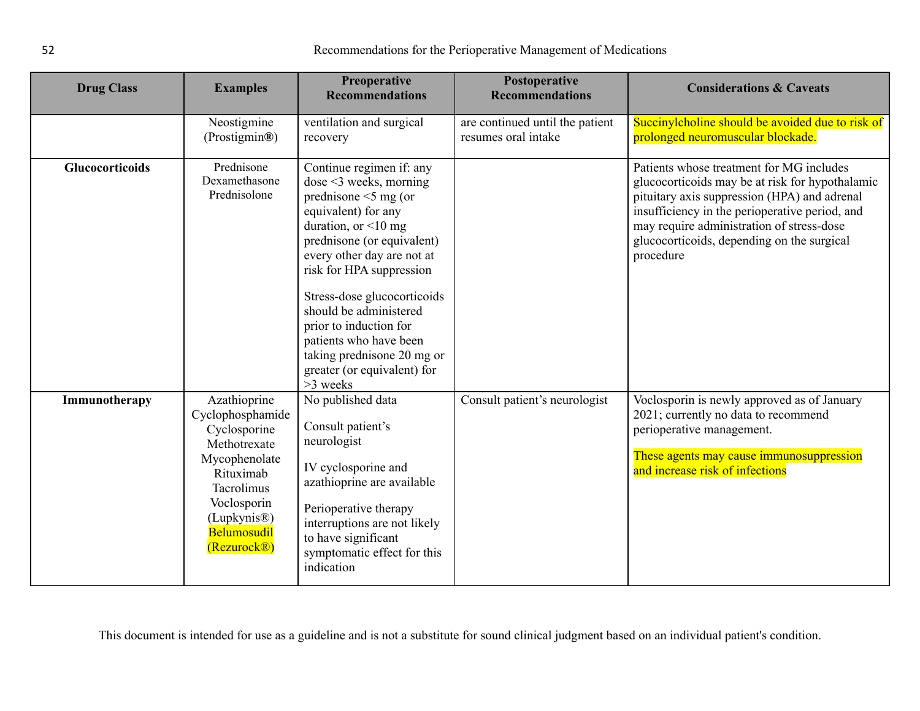| Drug Class | Examples | Preoperative Recommendations | Postoperative Recommendations | Considerations & Caveats |
|---|---|---|---|---|
| | Neostigmine (Prostigmin®) | ventilation and surgical recovery | are continued until the patient resumes oral intake | Succinylcholine should be avoided due to risk of prolonged neuromuscular blockade. |
| **Glucocorticoids** | Prednisone<br>Dexamethasone<br>Prednisolone | Continue regimen if: any dose <3 weeks, morning prednisone <5 mg (or equivalent) for any duration, or <10 mg prednisone (or equivalent) every other day are not at risk for HPA suppression<br><br>Stress-dose glucocorticoids should be administered prior to induction for patients who have been taking prednisone 20 mg or greater (or equivalent) for >3 weeks | | Patients whose treatment for MG includes glucocorticoids may be at risk for hypothalamic pituitary axis suppression (HPA) and adrenal insufficiency in the perioperative period, and may require administration of stress-dose glucocorticoids, depending on the surgical procedure |
| **Immunotherapy** | Azathioprine<br>Cyclophosphamide<br>Cyclosporine<br>Methotrexate<br>Mycophenolate<br>Rituximab<br>Tacrolimus<br>Voclosporin (Lupkynis®)<br>Belumosudil (Rezurock®) | No published data<br><br>Consult patient's neurologist<br><br>IV cyclosporine and azathioprine are available<br><br>Perioperative therapy interruptions are not likely to have significant symptomatic effect for this indication | Consult patient's neurologist | Voclosporin is newly approved as of January 2021; currently no data to recommend perioperative management.<br><br>These agents may cause immunosuppression and increase risk of infections |

This document is intended for use as a guideline and is not a substitute for sound clinical judgment based on an individual patient's condition.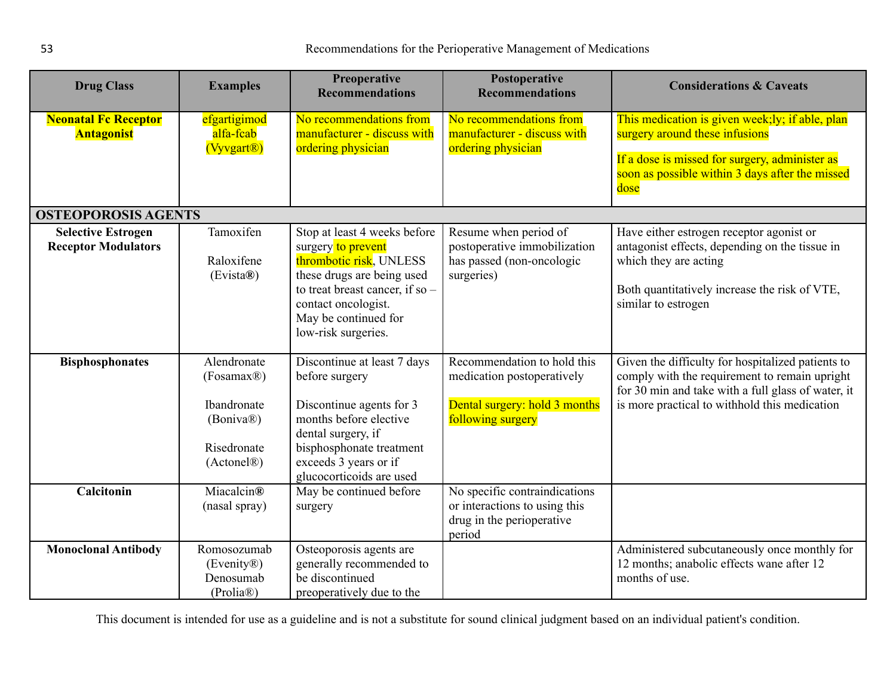| Drug Class | Examples | Preoperative Recommendations | Postoperative Recommendations | Considerations & Caveats |
|---|---|---|---|---|
| **Neonatal Fc Receptor Antagonist** | efgartigimod alfa-fcab (Vyvgart®) | No recommendations from manufacturer - discuss with ordering physician | No recommendations from manufacturer - discuss with ordering physician | This medication is given week;ly; if able, plan surgery around these infusions<br><br>If a dose is missed for surgery, administer as soon as possible within 3 days after the missed dose |
| **OSTEOPOROSIS AGENTS** | | | | |
| **Selective Estrogen Receptor Modulators** | Tamoxifen<br><br>Raloxifene (Evista®) | Stop at least 4 weeks before surgery to prevent thrombotic risk, UNLESS these drugs are being used to treat breast cancer, if so – contact oncologist.<br>May be continued for low-risk surgeries. | Resume when period of postoperative immobilization has passed (non-oncologic surgeries) | Have either estrogen receptor agonist or antagonist effects, depending on the tissue in which they are acting<br><br>Both quantitatively increase the risk of VTE, similar to estrogen |
| **Bisphosphonates** | Alendronate (Fosamax®)<br><br>Ibandronate (Boniva®)<br><br>Risedronate (Actonel®) | Discontinue at least 7 days before surgery<br><br>Discontinue agents for 3 months before elective dental surgery, if bisphosphonate treatment exceeds 3 years or if glucocorticoids are used | Recommendation to hold this medication postoperatively<br><br>Dental surgery: hold 3 months following surgery | Given the difficulty for hospitalized patients to comply with the requirement to remain upright for 30 min and take with a full glass of water, it is more practical to withhold this medication |
| **Calcitonin** | Miacalcin® (nasal spray) | May be continued before surgery | No specific contraindications or interactions to using this drug in the perioperative period | |
| **Monoclonal Antibody** | Romosozumab (Evenity®)<br>Denosumab (Prolia®) | Osteoporosis agents are generally recommended to be discontinued preoperatively due to the | | Administered subcutaneously once monthly for 12 months; anabolic effects wane after 12 months of use. |

This document is intended for use as a guideline and is not a substitute for sound clinical judgment based on an individual patient's condition.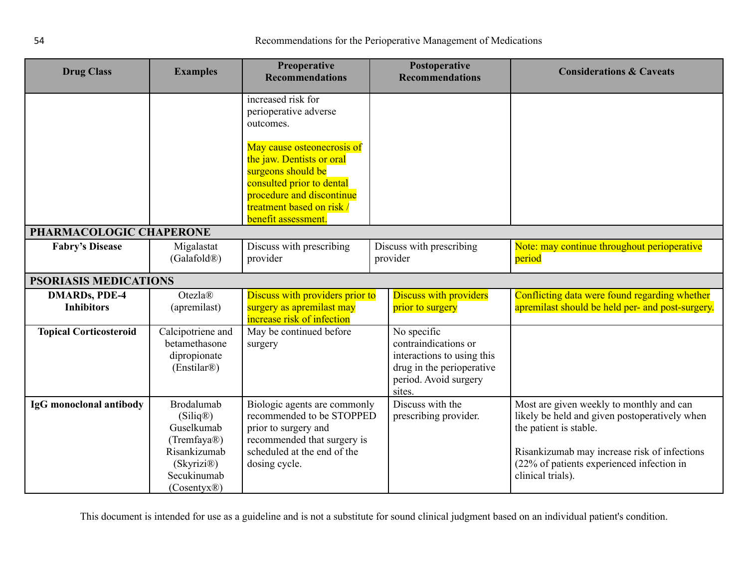| Drug Class | Examples | Preoperative Recommendations | Postoperative Recommendations | Considerations & Caveats |
|---|---|---|---|---|
| | | increased risk for perioperative adverse outcomes.<br><br>May cause osteonecrosis of the jaw. Dentists or oral surgeons should be consulted prior to dental procedure and discontinue treatment based on risk / benefit assessment. | | |
| **PHARMACOLOGIC CHAPERONE** | | | | |
| **Fabry's Disease** | Migalastat (Galafold®) | Discuss with prescribing provider | Discuss with prescribing provider | Note: may continue throughout perioperative period |
| **PSORIASIS MEDICATIONS** | | | | |
| **DMARDs, PDE-4 Inhibitors** | Otezla® (apremilast) | Discuss with providers prior to surgery as apremilast may increase risk of infection | Discuss with providers prior to surgery | Conflicting data were found regarding whether apremilast should be held per- and post-surgery. |
| **Topical Corticosteroid** | Calcipotriene and betamethasone dipropionate (Enstilar®) | May be continued before surgery | No specific contraindications or interactions to using this drug in the perioperative period. Avoid surgery sites. | |
| **IgG monoclonal antibody** | Brodalumab (Siliq®)<br>Guselkumab (Tremfaya®)<br>Risankizumab (Skyrizi®)<br>Secukinumab (Cosentyx®) | Biologic agents are commonly recommended to be STOPPED prior to surgery and recommended that surgery is scheduled at the end of the dosing cycle. | Discuss with the prescribing provider. | Most are given weekly to monthly and can likely be held and given postoperatively when the patient is stable.<br><br>Risankizumab may increase risk of infections (22% of patients experienced infection in clinical trials). |

This document is intended for use as a guideline and is not a substitute for sound clinical judgment based on an individual patient's condition.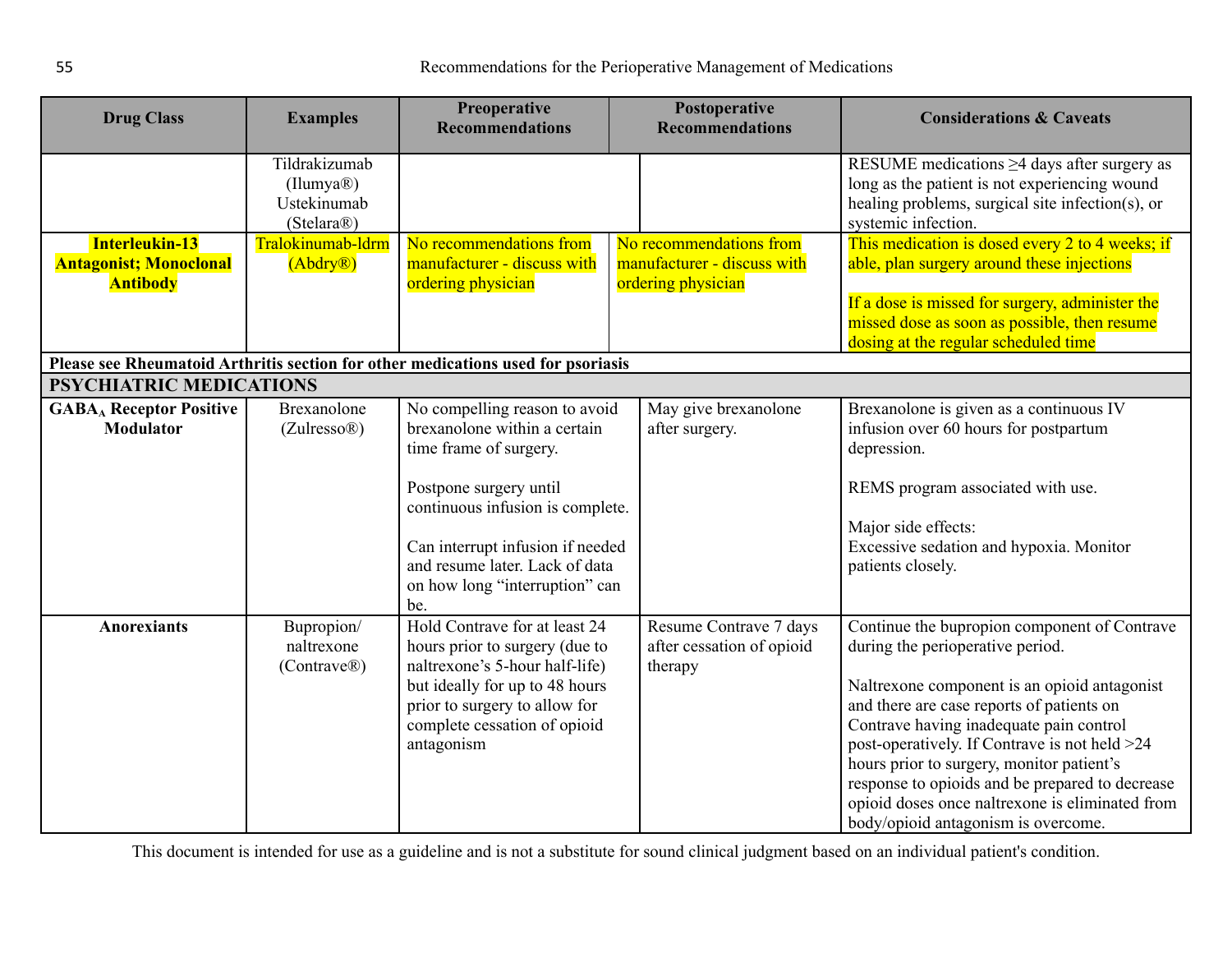| Drug Class | Examples | Preoperative Recommendations | Postoperative Recommendations | Considerations & Caveats |
|---|---|---|---|---|
| | Tildrakizumab (Ilumya®) Ustekinumab (Stelara®) | | | RESUME medications ≥4 days after surgery as long as the patient is not experiencing wound healing problems, surgical site infection(s), or systemic infection. |
| **Interleukin-13 Antagonist; Monoclonal Antibody** | Tralokinumab-ldrm (Abdry®) | No recommendations from manufacturer - discuss with ordering physician | No recommendations from manufacturer - discuss with ordering physician | This medication is dosed every 2 to 4 weeks; if able, plan surgery around these injections<br><br>If a dose is missed for surgery, administer the missed dose as soon as possible, then resume dosing at the regular scheduled time |
| **Please see Rheumatoid Arthritis section for other medications used for psoriasis** | | | | |
| **PSYCHIATRIC MEDICATIONS** | | | | |
| **$GABA_A$ Receptor Positive Modulator** | Brexanolone (Zulresso®) | No compelling reason to avoid brexanolone within a certain time frame of surgery.<br><br>Postpone surgery until continuous infusion is complete.<br><br>Can interrupt infusion if needed and resume later. Lack of data on how long "interruption" can be. | May give brexanolone after surgery. | Brexanolone is given as a continuous IV infusion over 60 hours for postpartum depression.<br><br>REMS program associated with use.<br><br>Major side effects:<br>Excessive sedation and hypoxia. Monitor patients closely. |
| **Anorexiants** | Bupropion/ naltrexone (Contrave®) | Hold Contrave for at least 24 hours prior to surgery (due to naltrexone's 5-hour half-life) but ideally for up to 48 hours prior to surgery to allow for complete cessation of opioid antagonism | Resume Contrave 7 days after cessation of opioid therapy | Continue the bupropion component of Contrave during the perioperative period.<br><br>Naltrexone component is an opioid antagonist and there are case reports of patients on Contrave having inadequate pain control post-operatively. If Contrave is not held >24 hours prior to surgery, monitor patient's response to opioids and be prepared to decrease opioid doses once naltrexone is eliminated from body/opioid antagonism is overcome. |

This document is intended for use as a guideline and is not a substitute for sound clinical judgment based on an individual patient's condition.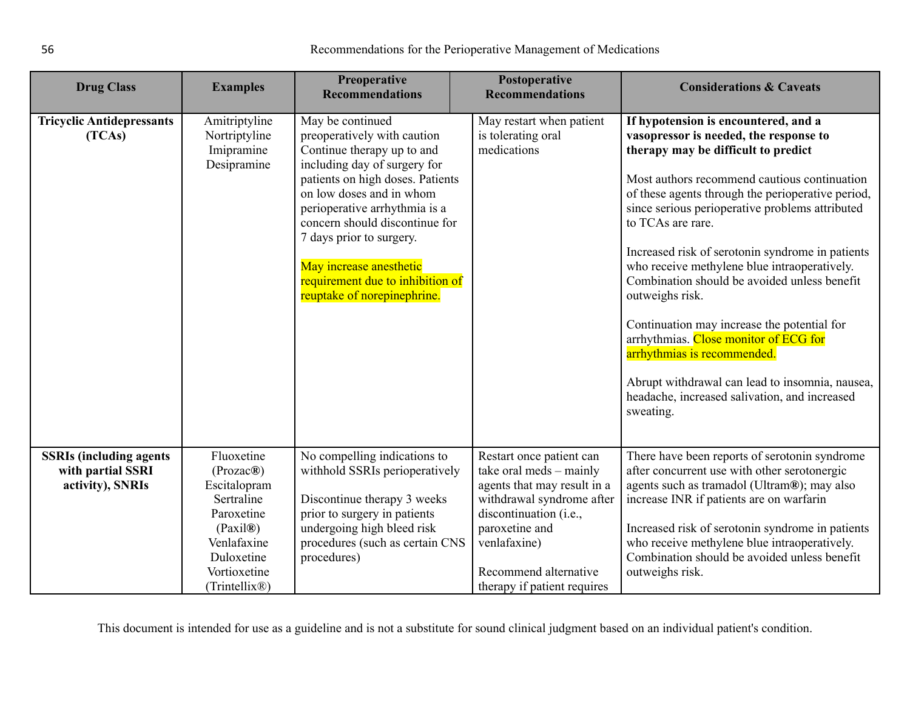| Drug Class | Examples | Preoperative Recommendations | Postoperative Recommendations | Considerations & Caveats |
|---|---|---|---|---|
| **Tricyclic Antidepressants (TCAs)** | Amitriptyline<br>Nortriptyline<br>Imipramine<br>Desipramine | May be continued preoperatively with caution Continue therapy up to and including day of surgery for patients on high doses. Patients on low doses and in whom perioperative arrhythmia is a concern should discontinue for 7 days prior to surgery.<br><br>May increase anesthetic requirement due to inhibition of reuptake of norepinephrine. | May restart when patient is tolerating oral medications | **If hypotension is encountered, and a vasopressor is needed, the response to therapy may be difficult to predict**<br><br>Most authors recommend cautious continuation of these agents through the perioperative period, since serious perioperative problems attributed to TCAs are rare.<br><br>Increased risk of serotonin syndrome in patients who receive methylene blue intraoperatively. Combination should be avoided unless benefit outweighs risk.<br><br>Continuation may increase the potential for arrhythmias. Close monitor of ECG for arrhythmias is recommended.<br><br>Abrupt withdrawal can lead to insomnia, nausea, headache, increased salivation, and increased sweating. |
| **SSRIs (including agents with partial SSRI activity), SNRIs** | Fluoxetine (Prozac®)<br>Escitalopram<br>Sertraline<br>Paroxetine (Paxil®)<br>Venlafaxine<br>Duloxetine<br>Vortioxetine (Trintellix®) | No compelling indications to withhold SSRIs perioperatively<br><br>Discontinue therapy 3 weeks prior to surgery in patients undergoing high bleed risk procedures (such as certain CNS procedures) | Restart once patient can take oral meds – mainly agents that may result in a withdrawal syndrome after discontinuation (i.e., paroxetine and venlafaxine)<br><br>Recommend alternative therapy if patient requires | There have been reports of serotonin syndrome after concurrent use with other serotonergic agents such as tramadol (Ultram®); may also increase INR if patients are on warfarin<br><br>Increased risk of serotonin syndrome in patients who receive methylene blue intraoperatively. Combination should be avoided unless benefit outweighs risk. |

This document is intended for use as a guideline and is not a substitute for sound clinical judgment based on an individual patient's condition.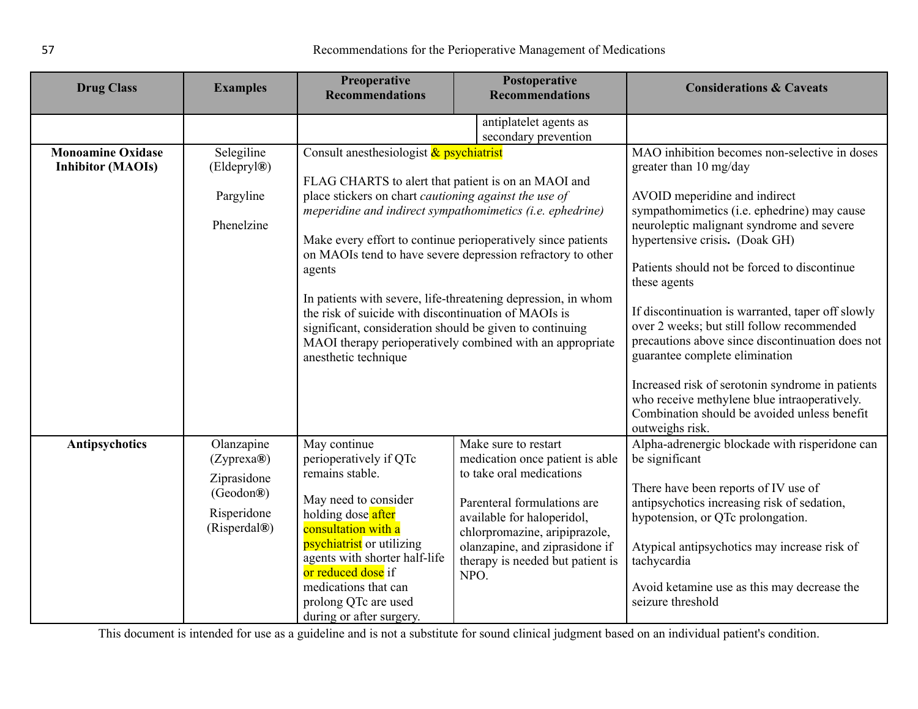| Drug Class | Examples | Preoperative Recommendations | Postoperative Recommendations | Considerations & Caveats |
|---|---|---|---|---|
| | | | antiplatelet agents as secondary prevention | |
| **Monoamine Oxidase Inhibitor (MAOIs)** | Selegiline (Eldepryl®)<br><br>Pargyline<br><br>Phenelzine | Consult anesthesiologist & psychiatrist<br><br>FLAG CHARTS to alert that patient is on an MAOI and place stickers on chart *cautioning against the use of meperidine and indirect sympathomimetics (i.e. ephedrine)*<br><br>Make every effort to continue perioperatively since patients on MAOIs tend to have severe depression refractory to other agents<br><br>In patients with severe, life-threatening depression, in whom the risk of suicide with discontinuation of MAOIs is significant, consideration should be given to continuing MAOI therapy perioperatively combined with an appropriate anesthetic technique | | MAO inhibition becomes non-selective in doses greater than 10 mg/day<br><br>AVOID meperidine and indirect sympathomimetics (i.e. ephedrine) may cause neuroleptic malignant syndrome and severe hypertensive crisis**.** (Doak GH)<br><br>Patients should not be forced to discontinue these agents<br><br>If discontinuation is warranted, taper off slowly over 2 weeks; but still follow recommended precautions above since discontinuation does not guarantee complete elimination<br><br>Increased risk of serotonin syndrome in patients who receive methylene blue intraoperatively. Combination should be avoided unless benefit outweighs risk. |
| **Antipsychotics** | Olanzapine (Zyprexa®)<br><br>Ziprasidone (Geodon®)<br><br>Risperidone (Risperdal®) | May continue perioperatively if QTc remains stable.<br><br>May need to consider holding dose after consultation with a psychiatrist or utilizing agents with shorter half-life or reduced dose if medications that can prolong QTc are used during or after surgery. | Make sure to restart medication once patient is able to take oral medications<br><br>Parenteral formulations are available for haloperidol, chlorpromazine, aripiprazole, olanzapine, and ziprasidone if therapy is needed but patient is NPO. | Alpha-adrenergic blockade with risperidone can be significant<br><br>There have been reports of IV use of antipsychotics increasing risk of sedation, hypotension, or QTc prolongation.<br><br>Atypical antipsychotics may increase risk of tachycardia<br><br>Avoid ketamine use as this may decrease the seizure threshold |

This document is intended for use as a guideline and is not a substitute for sound clinical judgment based on an individual patient's condition.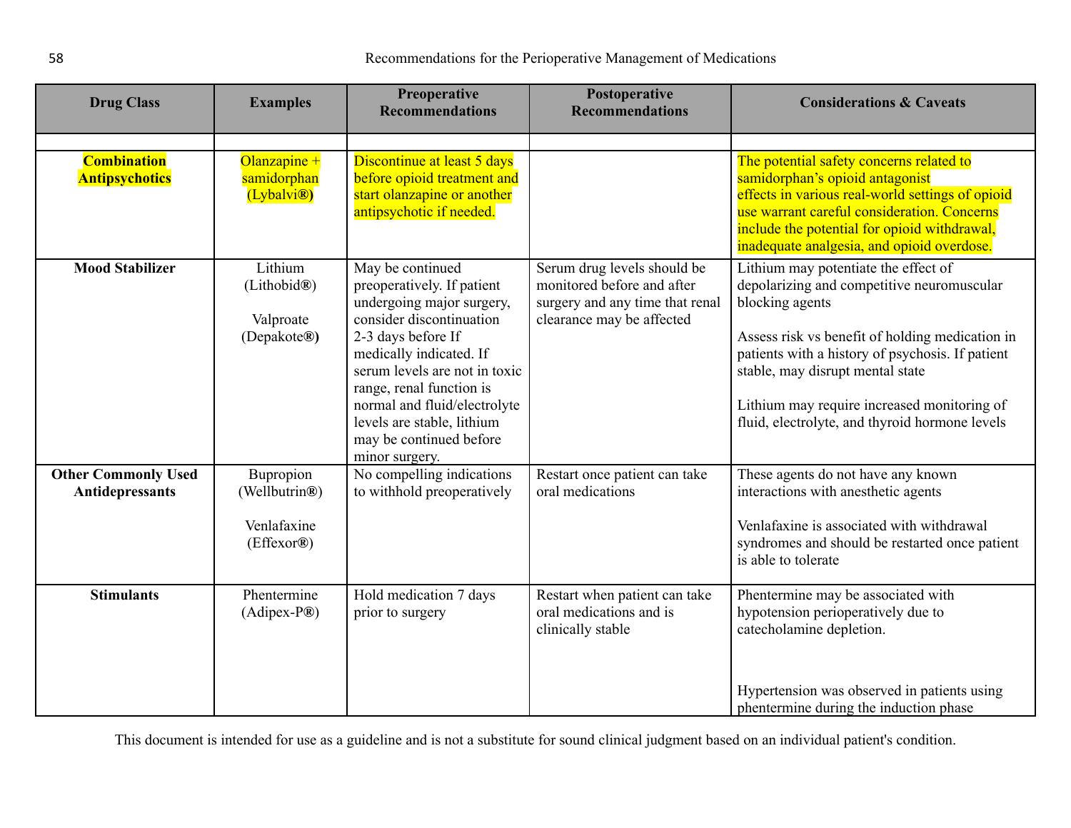| Drug Class | Examples | Preoperative Recommendations | Postoperative Recommendations | Considerations & Caveats |
|---|---|---|---|---|
| | | | | |
| **Combination Antipsychotics** | Olanzapine + samidorphan (Lybalvi®) | Discontinue at least 5 days before opioid treatment and start olanzapine or another antipsychotic if needed. | | The potential safety concerns related to samidorphan's opioid antagonist effects in various real-world settings of opioid use warrant careful consideration. Concerns include the potential for opioid withdrawal, inadequate analgesia, and opioid overdose. |
| **Mood Stabilizer** | Lithium (Lithobid®)<br><br>Valproate (Depakote®) | May be continued preoperatively. If patient undergoing major surgery, consider discontinuation 2-3 days before If medically indicated. If serum levels are not in toxic range, renal function is normal and fluid/electrolyte levels are stable, lithium may be continued before minor surgery. | Serum drug levels should be monitored before and after surgery and any time that renal clearance may be affected | Lithium may potentiate the effect of depolarizing and competitive neuromuscular blocking agents<br><br>Assess risk vs benefit of holding medication in patients with a history of psychosis. If patient stable, may disrupt mental state<br><br>Lithium may require increased monitoring of fluid, electrolyte, and thyroid hormone levels |
| **Other Commonly Used Antidepressants** | Bupropion (Wellbutrin®)<br><br>Venlafaxine (Effexor®) | No compelling indications to withhold preoperatively | Restart once patient can take oral medications | These agents do not have any known interactions with anesthetic agents<br><br>Venlafaxine is associated with withdrawal syndromes and should be restarted once patient is able to tolerate |
| **Stimulants** | Phentermine (Adipex-P®) | Hold medication 7 days prior to surgery | Restart when patient can take oral medications and is clinically stable | Phentermine may be associated with hypotension perioperatively due to catecholamine depletion.<br><br>Hypertension was observed in patients using phentermine during the induction phase |

This document is intended for use as a guideline and is not a substitute for sound clinical judgment based on an individual patient's condition.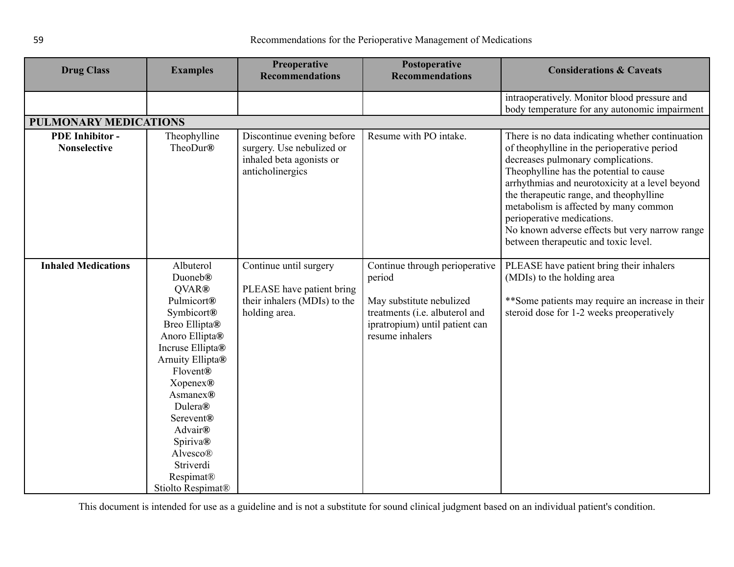| Drug Class | Examples | Preoperative Recommendations | Postoperative Recommendations | Considerations & Caveats |
|---|---|---|---|---|
| | | | | intraoperatively. Monitor blood pressure and body temperature for any autonomic impairment |
| **PULMONARY MEDICATIONS** | | | | |
| **PDE Inhibitor - Nonselective** | Theophylline<br>TheoDur® | Discontinue evening before surgery. Use nebulized or inhaled beta agonists or anticholinergics | Resume with PO intake. | There is no data indicating whether continuation of theophylline in the perioperative period decreases pulmonary complications. Theophylline has the potential to cause arrhythmias and neurotoxicity at a level beyond the therapeutic range, and theophylline metabolism is affected by many common perioperative medications.<br>No known adverse effects but very narrow range between therapeutic and toxic level. |
| **Inhaled Medications** | Albuterol<br>Duoneb®<br>QVAR®<br>Pulmicort®<br>Symbicort®<br>Breo Ellipta®<br>Anoro Ellipta®<br>Incruse Ellipta®<br>Arnuity Ellipta®<br>Flovent®<br>Xopenex®<br>Asmanex®<br>Dulera®<br>Serevent®<br>Advair®<br>Spiriva®<br>Alvesco®<br>Striverdi Respimat®<br>Stiolto Respimat® | Continue until surgery<br><br>PLEASE have patient bring their inhalers (MDIs) to the holding area. | Continue through perioperative period<br><br>May substitute nebulized treatments (i.e. albuterol and ipratropium) until patient can resume inhalers | PLEASE have patient bring their inhalers (MDIs) to the holding area<br><br>**Some patients may require an increase in their steroid dose for 1-2 weeks preoperatively |

This document is intended for use as a guideline and is not a substitute for sound clinical judgment based on an individual patient's condition.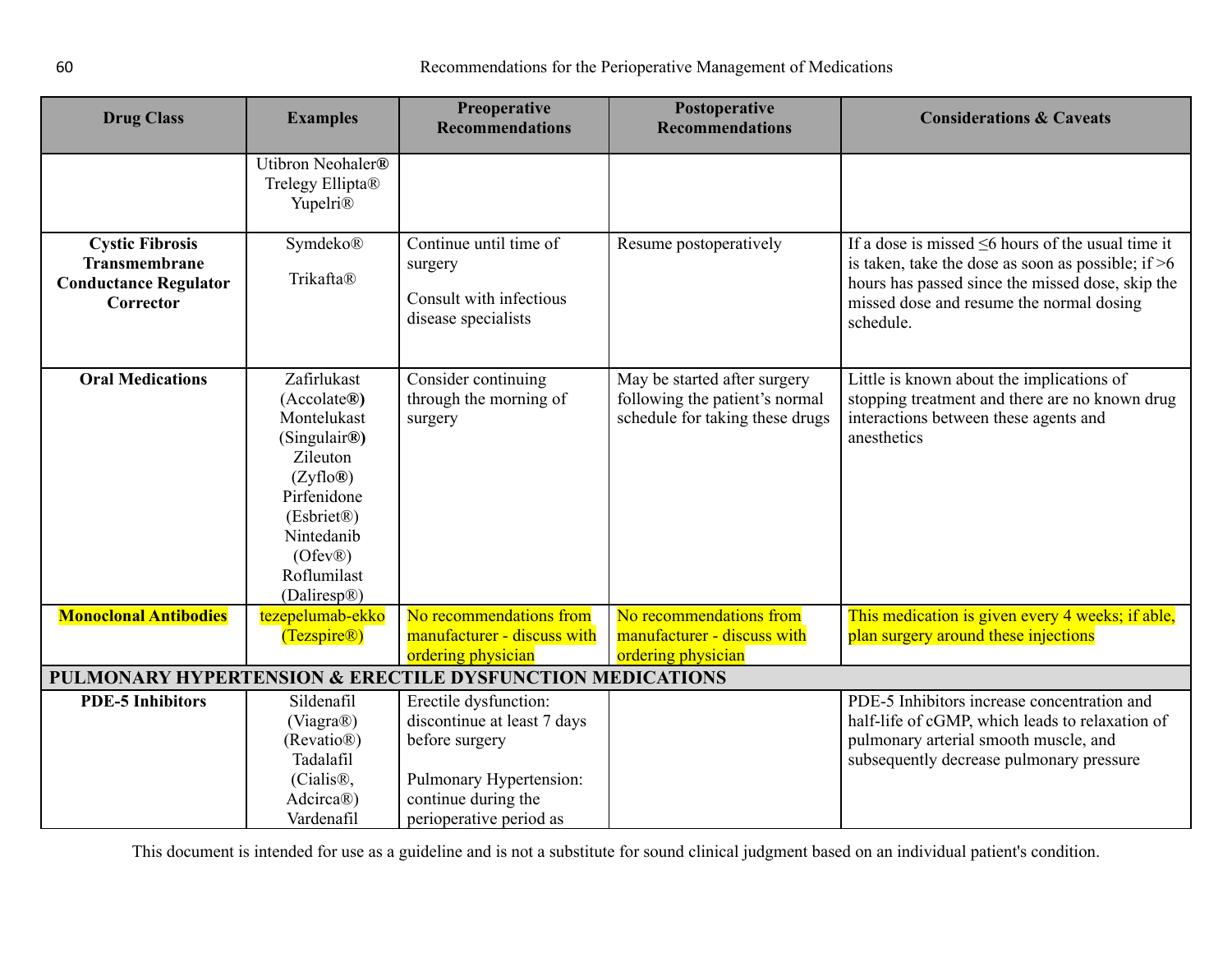| Drug Class | Examples | Preoperative Recommendations | Postoperative Recommendations | Considerations & Caveats |
|---|---|---|---|---|
| | Utibron Neohaler® Trelegy Ellipta® Yupelri® | | | |
| **Cystic Fibrosis Transmembrane Conductance Regulator Corrector** | Symdeko® Trikafta® | Continue until time of surgery<br><br>Consult with infectious disease specialists | Resume postoperatively | If a dose is missed ≤6 hours of the usual time it is taken, take the dose as soon as possible; if >6 hours has passed since the missed dose, skip the missed dose and resume the normal dosing schedule. |
| **Oral Medications** | Zafirlukast (Accolate®) Montelukast (Singulair®) Zileuton (Zyflo®) Pirfenidone (Esbriet®) Nintedanib (Ofev®) Roflumilast (Daliresp®) | Consider continuing through the morning of surgery | May be started after surgery following the patient's normal schedule for taking these drugs | Little is known about the implications of stopping treatment and there are no known drug interactions between these agents and anesthetics |
| **Monoclonal Antibodies** | tezepelumab-ekko (Tezspire®) | No recommendations from manufacturer - discuss with ordering physician | No recommendations from manufacturer - discuss with ordering physician | This medication is given every 4 weeks; if able, plan surgery around these injections |
| **PULMONARY HYPERTENSION & ERECTILE DYSFUNCTION MEDICATIONS** | | | | |
| **PDE-5 Inhibitors** | Sildenafil (Viagra®) (Revatio®) Tadalafil (Cialis®, Adcirca®) Vardenafil | Erectile dysfunction: discontinue at least 7 days before surgery<br><br>Pulmonary Hypertension: continue during the perioperative period as | | PDE-5 Inhibitors increase concentration and half-life of cGMP, which leads to relaxation of pulmonary arterial smooth muscle, and subsequently decrease pulmonary pressure |

This document is intended for use as a guideline and is not a substitute for sound clinical judgment based on an individual patient's condition.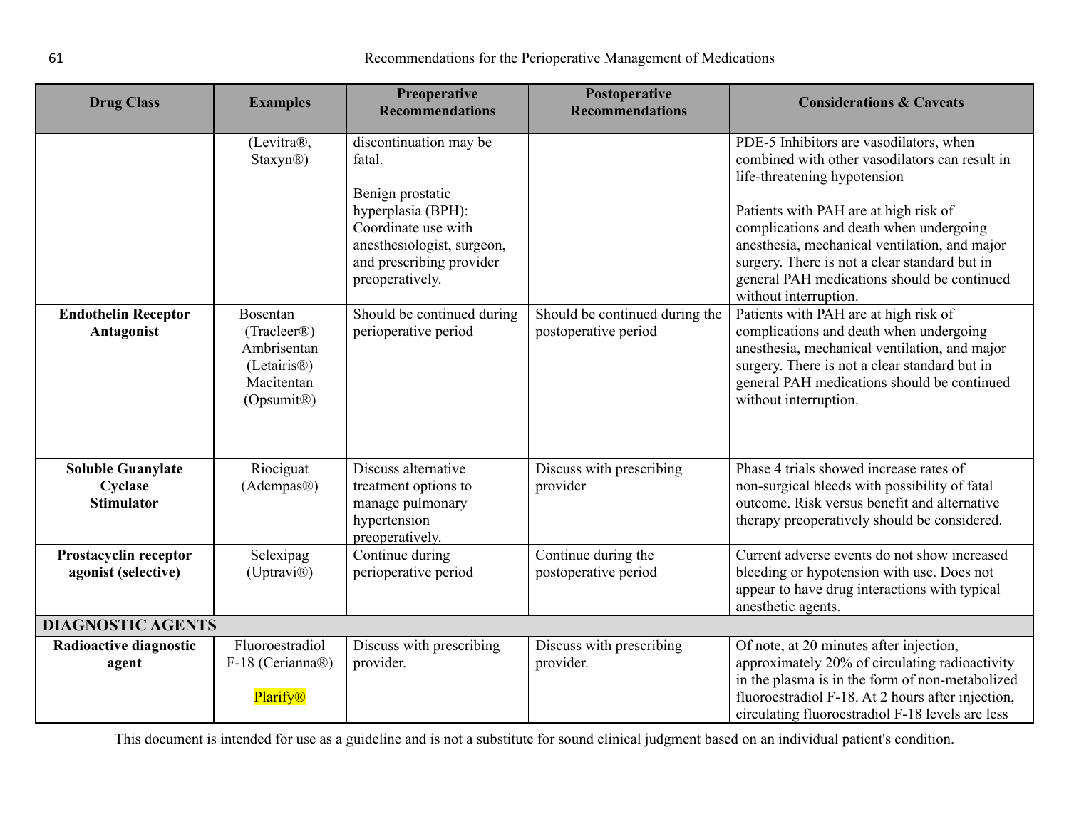| Drug Class | Examples | Preoperative Recommendations | Postoperative Recommendations | Considerations & Caveats |
|---|---|---|---|---|
| | (Levitra®, Staxyn®) | discontinuation may be fatal.<br><br>Benign prostatic hyperplasia (BPH): Coordinate use with anesthesiologist, surgeon, and prescribing provider preoperatively. | | PDE-5 Inhibitors are vasodilators, when combined with other vasodilators can result in life-threatening hypotension<br><br>Patients with PAH are at high risk of complications and death when undergoing anesthesia, mechanical ventilation, and major surgery. There is not a clear standard but in general PAH medications should be continued without interruption. |
| **Endothelin Receptor Antagonist** | Bosentan (Tracleer®)<br>Ambrisentan (Letairis®)<br>Macitentan (Opsumit®) | Should be continued during perioperative period | Should be continued during the postoperative period | Patients with PAH are at high risk of complications and death when undergoing anesthesia, mechanical ventilation, and major surgery. There is not a clear standard but in general PAH medications should be continued without interruption. |
| **Soluble Guanylate Cyclase Stimulator** | Riociguat (Adempas®) | Discuss alternative treatment options to manage pulmonary hypertension preoperatively. | Discuss with prescribing provider | Phase 4 trials showed increase rates of non-surgical bleeds with possibility of fatal outcome. Risk versus benefit and alternative therapy preoperatively should be considered. |
| **Prostacyclin receptor agonist (selective)** | Selexipag (Uptravi®) | Continue during perioperative period | Continue during the postoperative period | Current adverse events do not show increased bleeding or hypotension with use. Does not appear to have drug interactions with typical anesthetic agents. |
| **DIAGNOSTIC AGENTS** | | | | |
| **Radioactive diagnostic agent** | Fluoroestradiol F-18 (Cerianna®)<br><br>Plarify® | Discuss with prescribing provider. | Discuss with prescribing provider. | Of note, at 20 minutes after injection, approximately 20% of circulating radioactivity in the plasma is in the form of non-metabolized fluoroestradiol F-18. At 2 hours after injection, circulating fluoroestradiol F-18 levels are less |

This document is intended for use as a guideline and is not a substitute for sound clinical judgment based on an individual patient's condition.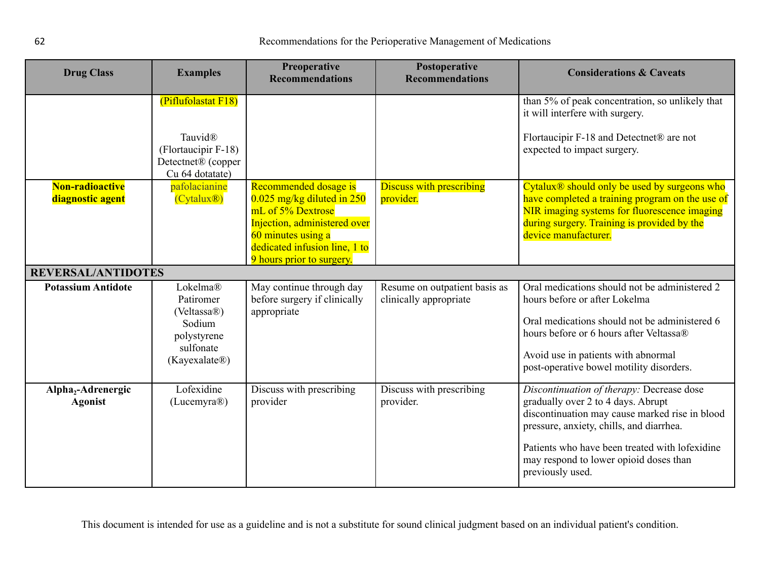| Drug Class | Examples | Preoperative Recommendations | Postoperative Recommendations | Considerations & Caveats |
|---|---|---|---|---|
| | (Piflufolastat F18)<br><br>Tauvid® (Flortaucipir F-18) Detectnet® (copper Cu 64 dotatate) | | | than 5% of peak concentration, so unlikely that it will interfere with surgery.<br><br>Flortaucipir F-18 and Detectnet® are not expected to impact surgery. |
| **Non-radioactive diagnostic agent** | pafolacianine (Cytalux®) | Recommended dosage is 0.025 mg/kg diluted in 250 mL of 5% Dextrose Injection, administered over 60 minutes using a dedicated infusion line, 1 to 9 hours prior to surgery. | Discuss with prescribing provider. | Cytalux® should only be used by surgeons who have completed a training program on the use of NIR imaging systems for fluorescence imaging during surgery. Training is provided by the device manufacturer. |
| **REVERSAL/ANTIDOTES** | | | | |
| **Potassium Antidote** | Lokelma® Patiromer (Veltassa®) Sodium polystyrene sulfonate (Kayexalate®) | May continue through day before surgery if clinically appropriate | Resume on outpatient basis as clinically appropriate | Oral medications should not be administered 2 hours before or after Lokelma<br><br>Oral medications should not be administered 6 hours before or 6 hours after Veltassa®<br><br>Avoid use in patients with abnormal post-operative bowel motility disorders. |
| **Alpha$_2$-Adrenergic Agonist** | Lofexidine (Lucemyra®) | Discuss with prescribing provider | Discuss with prescribing provider. | *Discontinuation of therapy:* Decrease dose gradually over 2 to 4 days. Abrupt discontinuation may cause marked rise in blood pressure, anxiety, chills, and diarrhea.<br><br>Patients who have been treated with lofexidine may respond to lower opioid doses than previously used. |

This document is intended for use as a guideline and is not a substitute for sound clinical judgment based on an individual patient's condition.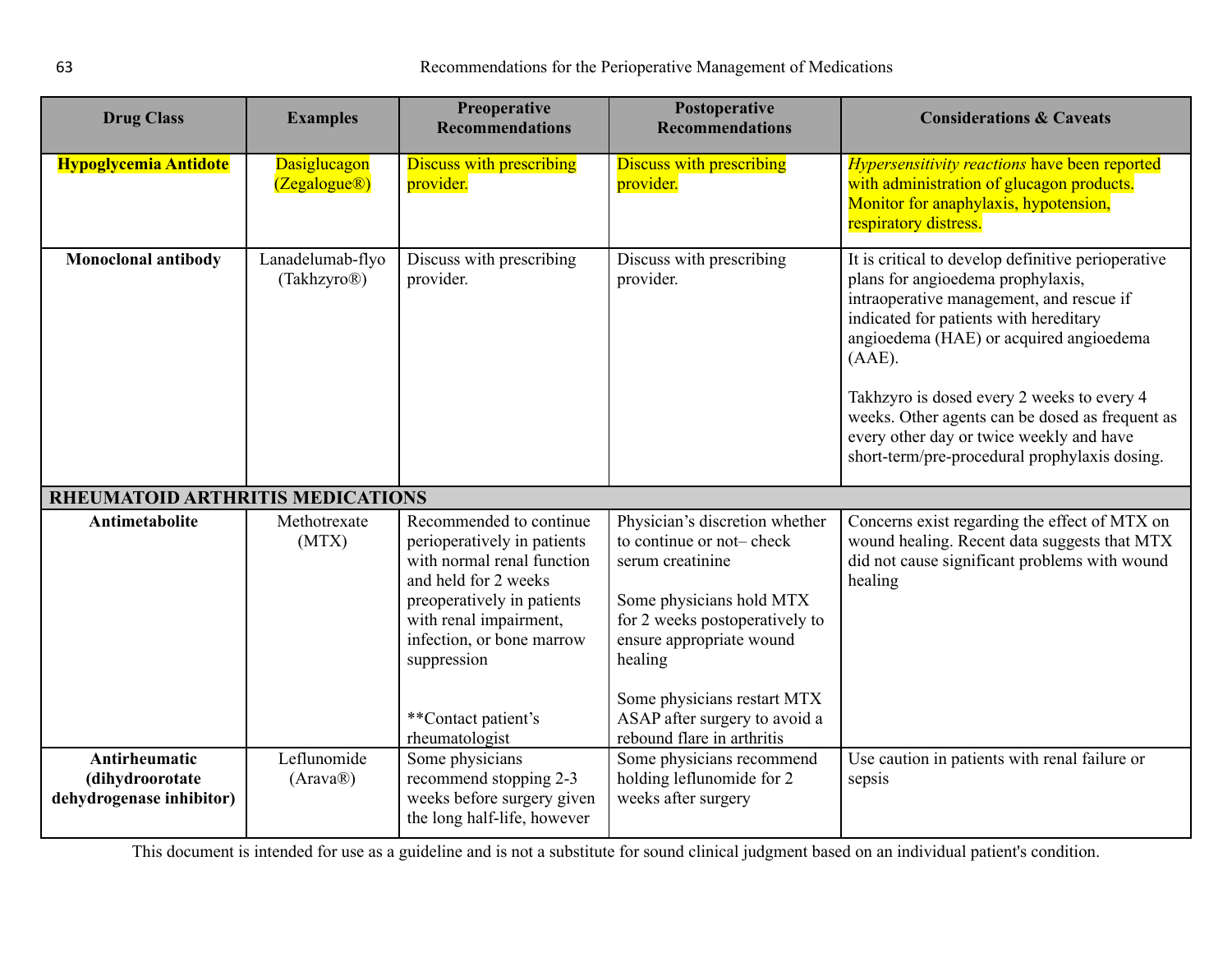| Drug Class | Examples | Preoperative Recommendations | Postoperative Recommendations | Considerations & Caveats |
|---|---|---|---|---|
| **Hypoglycemia Antidote** | Dasiglucagon (Zegalogue®) | Discuss with prescribing provider. | Discuss with prescribing provider. | *Hypersensitivity reactions* have been reported with administration of glucagon products. Monitor for anaphylaxis, hypotension, respiratory distress. |
| **Monoclonal antibody** | Lanadelumab-flyo (Takhzyro®) | Discuss with prescribing provider. | Discuss with prescribing provider. | It is critical to develop definitive perioperative plans for angioedema prophylaxis, intraoperative management, and rescue if indicated for patients with hereditary angioedema (HAE) or acquired angioedema (AAE).<br><br>Takhzyro is dosed every 2 weeks to every 4 weeks. Other agents can be dosed as frequent as every other day or twice weekly and have short-term/pre-procedural prophylaxis dosing. |
| **RHEUMATOID ARTHRITIS MEDICATIONS** | | | | |
| **Antimetabolite** | Methotrexate (MTX) | Recommended to continue perioperatively in patients with normal renal function and held for 2 weeks preoperatively in patients with renal impairment, infection, or bone marrow suppression<br><br>**Contact patient's rheumatologist | Physician's discretion whether to continue or not– check serum creatinine<br><br>Some physicians hold MTX for 2 weeks postoperatively to ensure appropriate wound healing<br><br>Some physicians restart MTX ASAP after surgery to avoid a rebound flare in arthritis | Concerns exist regarding the effect of MTX on wound healing. Recent data suggests that MTX did not cause significant problems with wound healing |
| **Antirheumatic (dihydroorotate dehydrogenase inhibitor)** | Leflunomide (Arava®) | Some physicians recommend stopping 2-3 weeks before surgery given the long half-life, however | Some physicians recommend holding leflunomide for 2 weeks after surgery | Use caution in patients with renal failure or sepsis |

This document is intended for use as a guideline and is not a substitute for sound clinical judgment based on an individual patient's condition.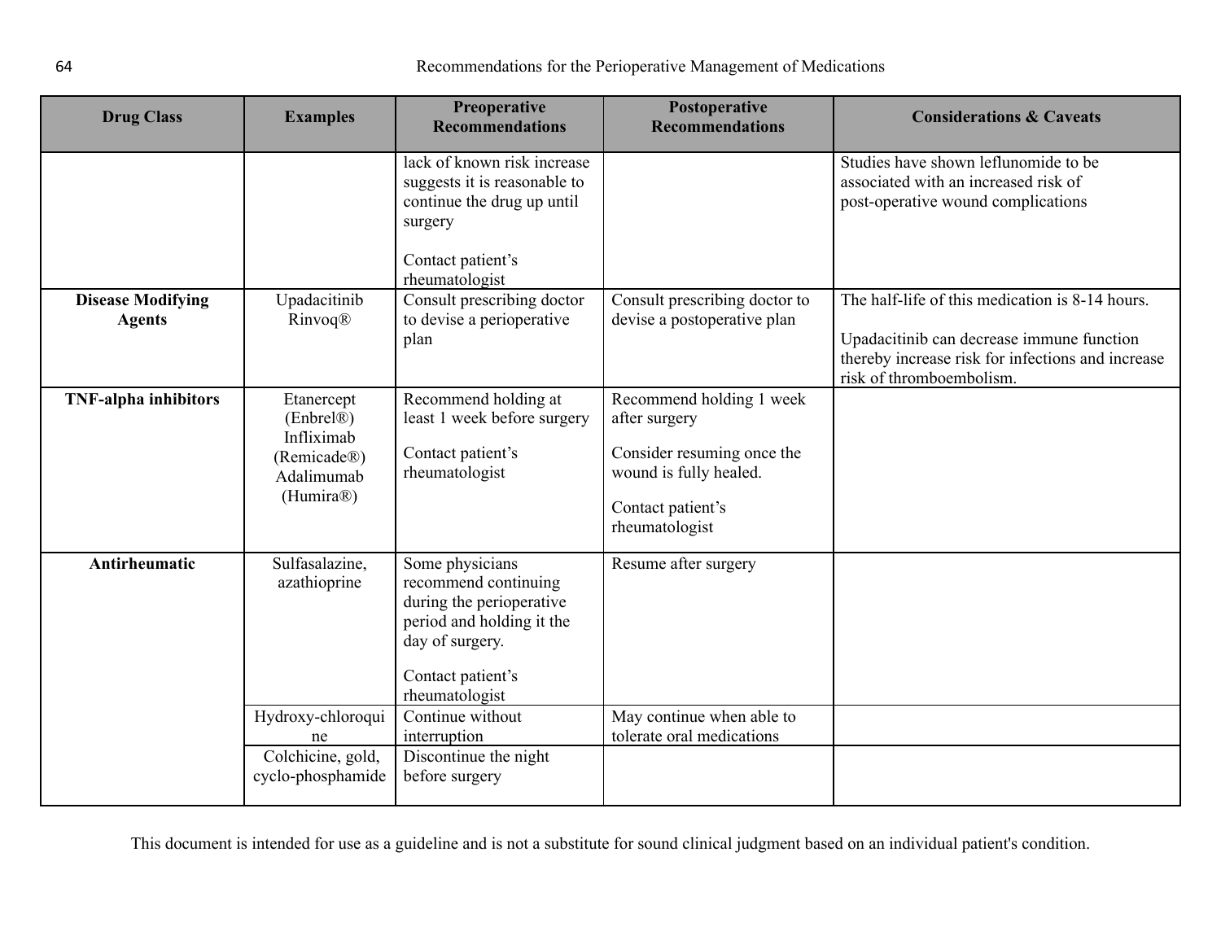| Drug Class | Examples | Preoperative Recommendations | Postoperative Recommendations | Considerations & Caveats |
|---|---|---|---|---|
| | | lack of known risk increase suggests it is reasonable to continue the drug up until surgery<br><br>Contact patient's rheumatologist | | Studies have shown leflunomide to be associated with an increased risk of post-operative wound complications |
| **Disease Modifying Agents** | Upadacitinib Rinvoq® | Consult prescribing doctor to devise a perioperative plan | Consult prescribing doctor to devise a postoperative plan | The half-life of this medication is 8-14 hours.<br><br>Upadacitinib can decrease immune function thereby increase risk for infections and increase risk of thromboembolism. |
| **TNF-alpha inhibitors** | Etanercept (Enbrel®) Infliximab (Remicade®) Adalimumab (Humira®) | Recommend holding at least 1 week before surgery<br><br>Contact patient's rheumatologist | Recommend holding 1 week after surgery<br><br>Consider resuming once the wound is fully healed.<br><br>Contact patient's rheumatologist | |
| **Antirheumatic** | Sulfasalazine, azathioprine | Some physicians recommend continuing during the perioperative period and holding it the day of surgery.<br><br>Contact patient's rheumatologist | Resume after surgery | |
| | Hydroxy-chloroquine | Continue without interruption | May continue when able to tolerate oral medications | |
| | Colchicine, gold, cyclo-phosphamide | Discontinue the night before surgery | | |

This document is intended for use as a guideline and is not a substitute for sound clinical judgment based on an individual patient's condition.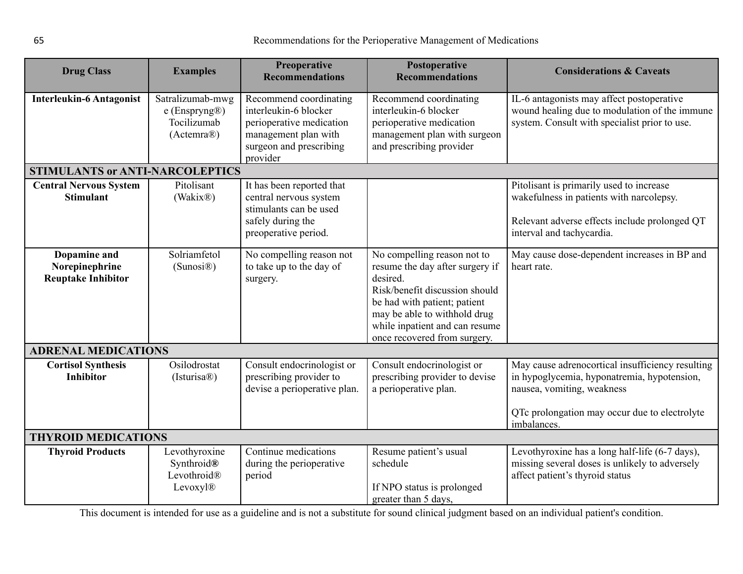| Drug Class | Examples | Preoperative Recommendations | Postoperative Recommendations | Considerations & Caveats |
|---|---|---|---|---|
| **Interleukin-6 Antagonist** | Satralizumab-mwge (Enspryng®) Tocilizumab (Actemra®) | Recommend coordinating interleukin-6 blocker perioperative medication management plan with surgeon and prescribing provider | Recommend coordinating interleukin-6 blocker perioperative medication management plan with surgeon and prescribing provider | IL-6 antagonists may affect postoperative wound healing due to modulation of the immune system. Consult with specialist prior to use. |
| **STIMULANTS or ANTI-NARCOLEPTICS** | | | | |
| **Central Nervous System Stimulant** | Pitolisant (Wakix®) | It has been reported that central nervous system stimulants can be used safely during the preoperative period. | | Pitolisant is primarily used to increase wakefulness in patients with narcolepsy.<br><br>Relevant adverse effects include prolonged QT interval and tachycardia. |
| **Dopamine and Norepinephrine Reuptake Inhibitor** | Solriamfetol (Sunosi®) | No compelling reason not to take up to the day of surgery. | No compelling reason not to resume the day after surgery if desired.<br>Risk/benefit discussion should be had with patient; patient may be able to withhold drug while inpatient and can resume once recovered from surgery. | May cause dose-dependent increases in BP and heart rate. |
| **ADRENAL MEDICATIONS** | | | | |
| **Cortisol Synthesis Inhibitor** | Osilodrostat (Isturisa®) | Consult endocrinologist or prescribing provider to devise a perioperative plan. | Consult endocrinologist or prescribing provider to devise a perioperative plan. | May cause adrenocortical insufficiency resulting in hypoglycemia, hyponatremia, hypotension, nausea, vomiting, weakness<br><br>QTc prolongation may occur due to electrolyte imbalances. |
| **THYROID MEDICATIONS** | | | | |
| **Thyroid Products** | Levothyroxine Synthroid® Levothroid® Levoxyl® | Continue medications during the perioperative period | Resume patient's usual schedule<br><br>If NPO status is prolonged greater than 5 days, | Levothyroxine has a long half-life (6-7 days), missing several doses is unlikely to adversely affect patient's thyroid status |

This document is intended for use as a guideline and is not a substitute for sound clinical judgment based on an individual patient's condition.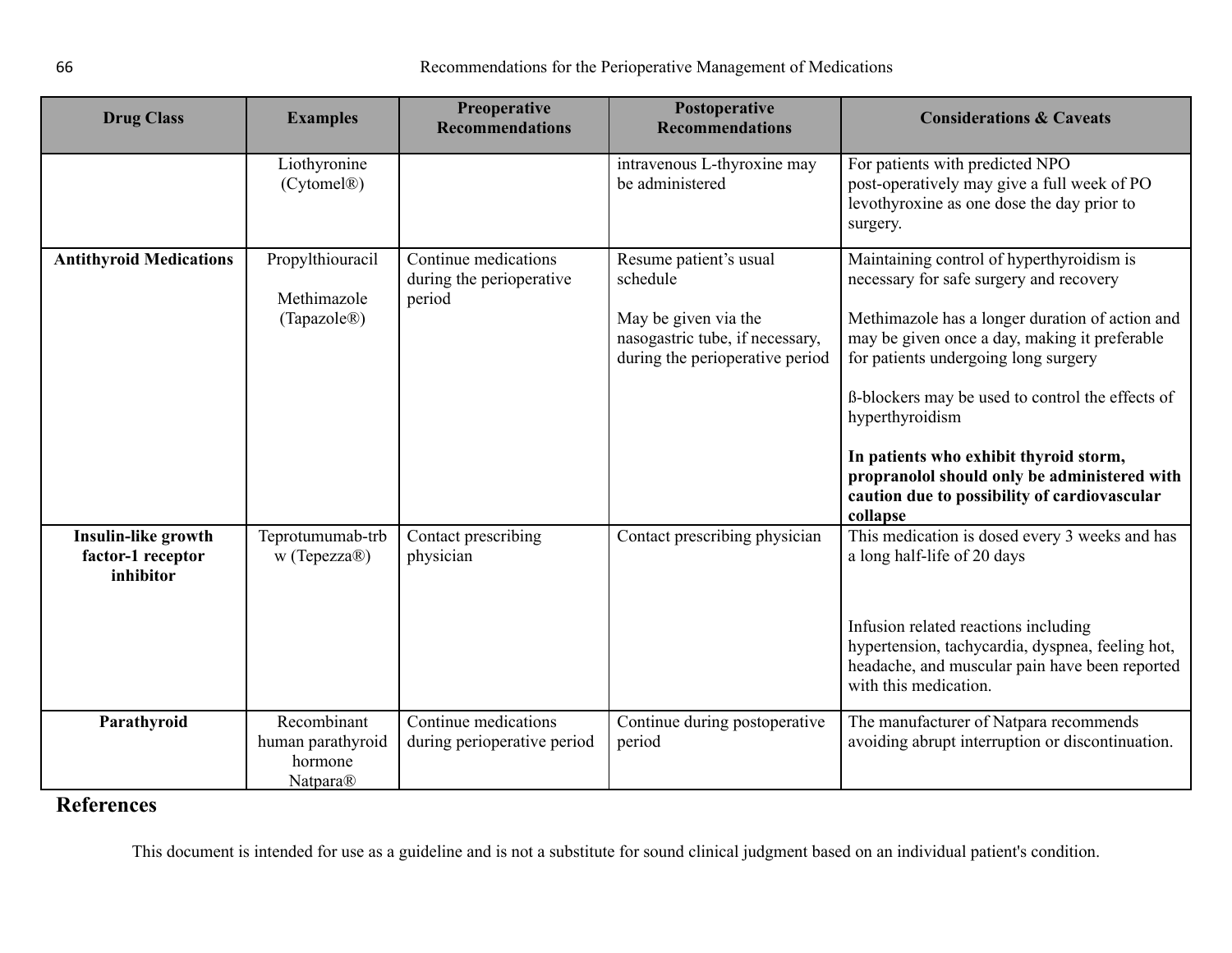| Drug Class | Examples | Preoperative Recommendations | Postoperative Recommendations | Considerations & Caveats |
|---|---|---|---|---|
| | Liothyronine (Cytomel®) | | intravenous L-thyroxine may be administered | For patients with predicted NPO post-operatively may give a full week of PO levothyroxine as one dose the day prior to surgery. |
| **Antithyroid Medications** | Propylthiouracil<br><br>Methimazole (Tapazole®) | Continue medications during the perioperative period | Resume patient's usual schedule<br><br>May be given via the nasogastric tube, if necessary, during the perioperative period | Maintaining control of hyperthyroidism is necessary for safe surgery and recovery<br><br>Methimazole has a longer duration of action and may be given once a day, making it preferable for patients undergoing long surgery<br><br>ß-blockers may be used to control the effects of hyperthyroidism<br><br>**In patients who exhibit thyroid storm, propranolol should only be administered with caution due to possibility of cardiovascular collapse** |
| **Insulin-like growth factor-1 receptor inhibitor** | Teprotumumab-trbw (Tepezza®) | Contact prescribing physician | Contact prescribing physician | This medication is dosed every 3 weeks and has a long half-life of 20 days<br><br>Infusion related reactions including hypertension, tachycardia, dyspnea, feeling hot, headache, and muscular pain have been reported with this medication. |
| **Parathyroid** | Recombinant human parathyroid hormone Natpara® | Continue medications during perioperative period | Continue during postoperative period | The manufacturer of Natpara recommends avoiding abrupt interruption or discontinuation. |

## References

This document is intended for use as a guideline and is not a substitute for sound clinical judgment based on an individual patient's condition.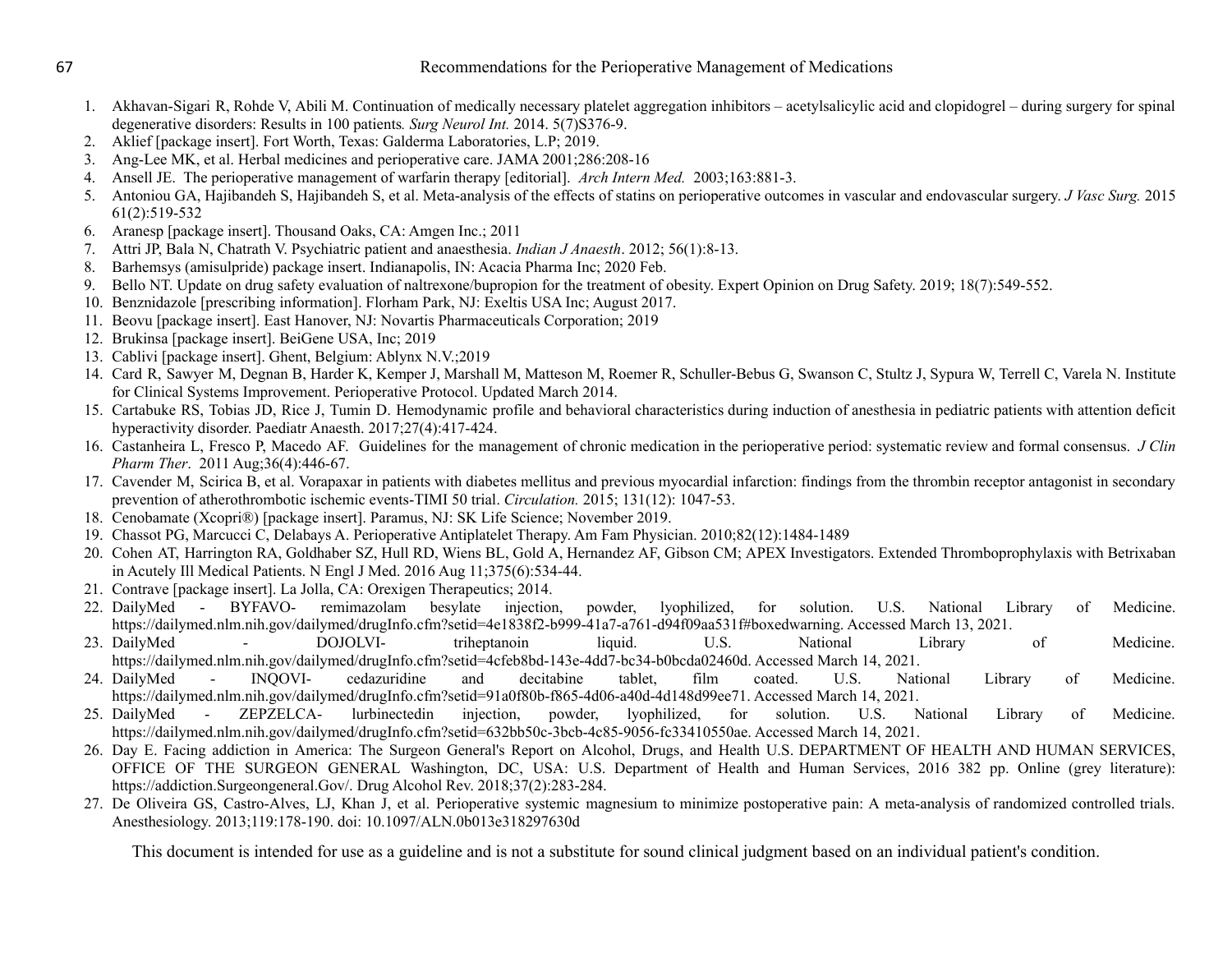1. Akhavan-Sigari R, Rohde V, Abili M. Continuation of medically necessary platelet aggregation inhibitors – acetylsalicylic acid and clopidogrel – during surgery for spinal degenerative disorders: Results in 100 patients*. Surg Neurol Int.* 2014. 5(7)S376-9.
2. Aklief [package insert]. Fort Worth, Texas: Galderma Laboratories, L.P; 2019.
3. Ang-Lee MK, et al. Herbal medicines and perioperative care. JAMA 2001;286:208-16
4. Ansell JE. The perioperative management of warfarin therapy [editorial]. *Arch Intern Med.* 2003;163:881-3.
5. Antoniou GA, Hajibandeh S, Hajibandeh S, et al. Meta-analysis of the effects of statins on perioperative outcomes in vascular and endovascular surgery. *J Vasc Surg.* 2015 61(2):519-532
6. Aranesp [package insert]. Thousand Oaks, CA: Amgen Inc.; 2011
7. Attri JP, Bala N, Chatrath V. Psychiatric patient and anaesthesia. *Indian J Anaesth*. 2012; 56(1):8-13.
8. Barhemsys (amisulpride) package insert. Indianapolis, IN: Acacia Pharma Inc; 2020 Feb.
9. Bello NT. Update on drug safety evaluation of naltrexone/bupropion for the treatment of obesity. Expert Opinion on Drug Safety. 2019; 18(7):549-552.
10. Benznidazole [prescribing information]. Florham Park, NJ: Exeltis USA Inc; August 2017.
11. Beovu [package insert]. East Hanover, NJ: Novartis Pharmaceuticals Corporation; 2019
12. Brukinsa [package insert]. BeiGene USA, Inc; 2019
13. Cablivi [package insert]. Ghent, Belgium: Ablynx N.V.;2019
14. Card R, Sawyer M, Degnan B, Harder K, Kemper J, Marshall M, Matteson M, Roemer R, Schuller-Bebus G, Swanson C, Stultz J, Sypura W, Terrell C, Varela N. Institute for Clinical Systems Improvement. Perioperative Protocol. Updated March 2014.
15. Cartabuke RS, Tobias JD, Rice J, Tumin D. Hemodynamic profile and behavioral characteristics during induction of anesthesia in pediatric patients with attention deficit hyperactivity disorder. Paediatr Anaesth. 2017;27(4):417-424.
16. Castanheira L, Fresco P, Macedo AF. Guidelines for the management of chronic medication in the perioperative period: systematic review and formal consensus. *J Clin Pharm Ther*. 2011 Aug;36(4):446-67.
17. Cavender M, Scirica B, et al. Vorapaxar in patients with diabetes mellitus and previous myocardial infarction: findings from the thrombin receptor antagonist in secondary prevention of atherothrombotic ischemic events-TIMI 50 trial. *Circulation.* 2015; 131(12): 1047-53.
18. Cenobamate (Xcopri®) [package insert]. Paramus, NJ: SK Life Science; November 2019.
19. Chassot PG, Marcucci C, Delabays A. Perioperative Antiplatelet Therapy. Am Fam Physician. 2010;82(12):1484-1489
20. Cohen AT, Harrington RA, Goldhaber SZ, Hull RD, Wiens BL, Gold A, Hernandez AF, Gibson CM; APEX Investigators. Extended Thromboprophylaxis with Betrixaban in Acutely Ill Medical Patients. N Engl J Med. 2016 Aug 11;375(6):534-44.
21. Contrave [package insert]. La Jolla, CA: Orexigen Therapeutics; 2014.
22. DailyMed - BYFAVO- remimazolam besylate injection, powder, lyophilized, for solution. U.S. National Library of Medicine. https://dailymed.nlm.nih.gov/dailymed/drugInfo.cfm?setid=4e1838f2-b999-41a7-a761-d94f09aa531f#boxedwarning. Accessed March 13, 2021.
23. DailyMed - DOJOLVI- triheptanoin liquid. U.S. National Library of Medicine. https://dailymed.nlm.nih.gov/dailymed/drugInfo.cfm?setid=4cfeb8bd-143e-4dd7-bc34-b0bcda02460d. Accessed March 14, 2021.
24. DailyMed - INQOVI- cedazuridine and decitabine tablet, film coated. U.S. National Library of Medicine. https://dailymed.nlm.nih.gov/dailymed/drugInfo.cfm?setid=91a0f80b-f865-4d06-a40d-4d148d99ee71. Accessed March 14, 2021.
25. DailyMed - ZEPZELCA- lurbinectedin injection, powder, lyophilized, for solution. U.S. National Library of Medicine. https://dailymed.nlm.nih.gov/dailymed/drugInfo.cfm?setid=632bb50c-3bcb-4c85-9056-fc33410550ae. Accessed March 14, 2021.
26. Day E. Facing addiction in America: The Surgeon General's Report on Alcohol, Drugs, and Health U.S. DEPARTMENT OF HEALTH AND HUMAN SERVICES, OFFICE OF THE SURGEON GENERAL Washington, DC, USA: U.S. Department of Health and Human Services, 2016 382 pp. Online (grey literature): https://addiction.Surgeongeneral.Gov/. Drug Alcohol Rev. 2018;37(2):283-284.
27. De Oliveira GS, Castro-Alves, LJ, Khan J, et al. Perioperative systemic magnesium to minimize postoperative pain: A meta-analysis of randomized controlled trials. Anesthesiology. 2013;119:178-190. doi: 10.1097/ALN.0b013e318297630d

This document is intended for use as a guideline and is not a substitute for sound clinical judgment based on an individual patient's condition.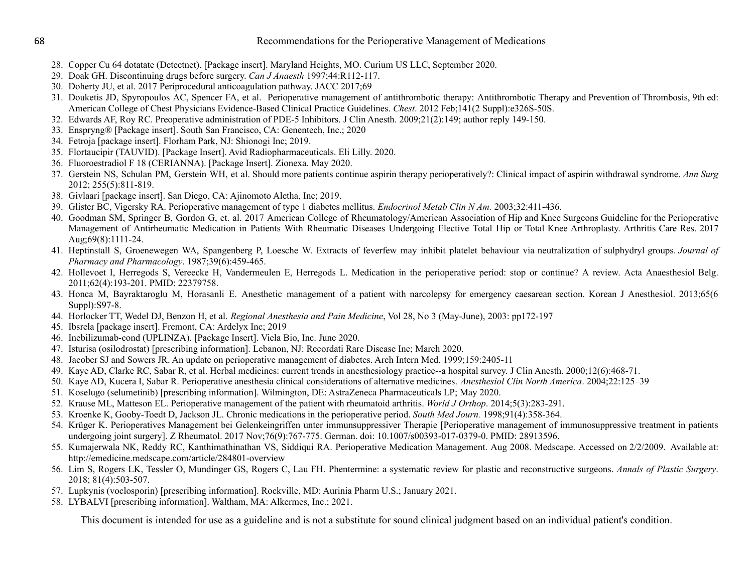28. Copper Cu 64 dotatate (Detectnet). [Package insert]. Maryland Heights, MO. Curium US LLC, September 2020.
29. Doak GH. Discontinuing drugs before surgery. *Can J Anaesth* 1997;44:R112-117.
30. Doherty JU, et al. 2017 Periprocedural anticoagulation pathway. JACC 2017;69
31. Douketis JD, Spyropoulos AC, Spencer FA, et al. Perioperative management of antithrombotic therapy: Antithrombotic Therapy and Prevention of Thrombosis, 9th ed: American College of Chest Physicians Evidence-Based Clinical Practice Guidelines. *Chest*. 2012 Feb;141(2 Suppl):e326S-50S.
32. Edwards AF, Roy RC. Preoperative administration of PDE-5 Inhibitors. J Clin Anesth. 2009;21(2):149; author reply 149-150.
33. Enspryng® [Package insert]. South San Francisco, CA: Genentech, Inc.; 2020
34. Fetroja [package insert]. Florham Park, NJ: Shionogi Inc; 2019.
35. Flortaucipir (TAUVID). [Package Insert]. Avid Radiopharmaceuticals. Eli Lilly. 2020.
36. Fluoroestradiol F 18 (CERIANNA). [Package Insert]. Zionexa. May 2020.
37. Gerstein NS, Schulan PM, Gerstein WH, et al. Should more patients continue aspirin therapy perioperatively?: Clinical impact of aspirin withdrawal syndrome. *Ann Surg* 2012; 255(5):811-819.
38. Givlaari [package insert]. San Diego, CA: Ajinomoto Aletha, Inc; 2019.
39. Glister BC, Vigersky RA. Perioperative management of type 1 diabetes mellitus. *Endocrinol Metab Clin N Am.* 2003;32:411-436.
40. Goodman SM, Springer B, Gordon G, et. al. 2017 American College of Rheumatology/American Association of Hip and Knee Surgeons Guideline for the Perioperative Management of Antirheumatic Medication in Patients With Rheumatic Diseases Undergoing Elective Total Hip or Total Knee Arthroplasty. Arthritis Care Res. 2017 Aug;69(8):1111-24.
41. Heptinstall S, Groenewegen WA, Spangenberg P, Loesche W. Extracts of feverfew may inhibit platelet behaviour via neutralization of sulphydryl groups. *Journal of Pharmacy and Pharmacology*. 1987;39(6):459-465.
42. Hollevoet I, Herregods S, Vereecke H, Vandermeulen E, Herregods L. Medication in the perioperative period: stop or continue? A review. Acta Anaesthesiol Belg. 2011;62(4):193-201. PMID: 22379758.
43. Honca M, Bayraktaroglu M, Horasanli E. Anesthetic management of a patient with narcolepsy for emergency caesarean section. Korean J Anesthesiol. 2013;65(6 Suppl):S97-8.
44. Horlocker TT, Wedel DJ, Benzon H, et al. *Regional Anesthesia and Pain Medicine*, Vol 28, No 3 (May-June), 2003: pp172-197
45. Ibsrela [package insert]. Fremont, CA: Ardelyx Inc; 2019
46. Inebilizumab-cond (UPLINZA). [Package Insert]. Viela Bio, Inc. June 2020.
47. Isturisa (osilodrostat) [prescribing information]. Lebanon, NJ: Recordati Rare Disease Inc; March 2020.
48. Jacober SJ and Sowers JR. An update on perioperative management of diabetes. Arch Intern Med. 1999;159:2405-11
49. Kaye AD, Clarke RC, Sabar R, et al. Herbal medicines: current trends in anesthesiology practice--a hospital survey. J Clin Anesth. 2000;12(6):468-71.
50. Kaye AD, Kucera I, Sabar R. Perioperative anesthesia clinical considerations of alternative medicines. *Anesthesiol Clin North America*. 2004;22:125–39
51. Koselugo (selumetinib) [prescribing information]. Wilmington, DE: AstraZeneca Pharmaceuticals LP; May 2020.
52. Krause ML, Matteson EL. Perioperative management of the patient with rheumatoid arthritis. *World J Orthop*. 2014;5(3):283-291.
53. Kroenke K, Gooby-Toedt D, Jackson JL. Chronic medications in the perioperative period. *South Med Journ.* 1998;91(4):358-364.
54. Krüger K. Perioperatives Management bei Gelenkeingriffen unter immunsuppressiver Therapie [Perioperative management of immunosuppressive treatment in patients undergoing joint surgery]. Z Rheumatol. 2017 Nov;76(9):767-775. German. doi: 10.1007/s00393-017-0379-0. PMID: 28913596.
55. Kumajerwala NK, Reddy RC, Kanthimathinathan VS, Siddiqui RA. Perioperative Medication Management. Aug 2008. Medscape. Accessed on 2/2/2009. Available at: http://emedicine.medscape.com/article/284801-overview
56. Lim S, Rogers LK, Tessler O, Mundinger GS, Rogers C, Lau FH. Phentermine: a systematic review for plastic and reconstructive surgeons. *Annals of Plastic Surgery*. 2018; 81(4):503-507.
57. Lupkynis (voclosporin) [prescribing information]. Rockville, MD: Aurinia Pharm U.S.; January 2021.
58. LYBALVI [prescribing information]. Waltham, MA: Alkermes, Inc.; 2021.

This document is intended for use as a guideline and is not a substitute for sound clinical judgment based on an individual patient's condition.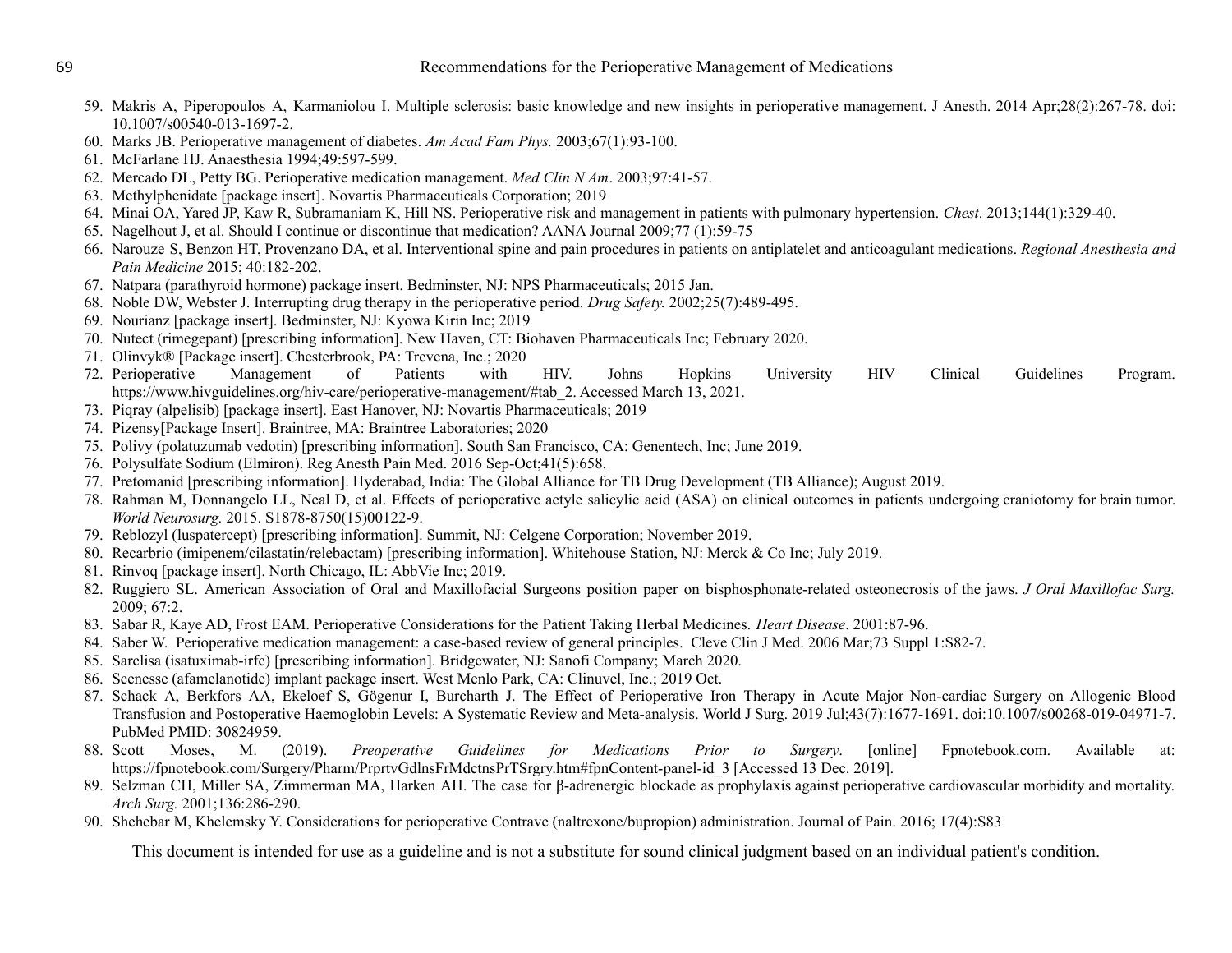59. Makris A, Piperopoulos A, Karmaniolou I. Multiple sclerosis: basic knowledge and new insights in perioperative management. J Anesth. 2014 Apr;28(2):267-78. doi: 10.1007/s00540-013-1697-2.
60. Marks JB. Perioperative management of diabetes. *Am Acad Fam Phys.* 2003;67(1):93-100.
61. McFarlane HJ. Anaesthesia 1994;49:597-599.
62. Mercado DL, Petty BG. Perioperative medication management. *Med Clin N Am*. 2003;97:41-57.
63. Methylphenidate [package insert]. Novartis Pharmaceuticals Corporation; 2019
64. Minai OA, Yared JP, Kaw R, Subramaniam K, Hill NS. Perioperative risk and management in patients with pulmonary hypertension. *Chest*. 2013;144(1):329-40.
65. Nagelhout J, et al. Should I continue or discontinue that medication? AANA Journal 2009;77 (1):59-75
66. Narouze S, Benzon HT, Provenzano DA, et al. Interventional spine and pain procedures in patients on antiplatelet and anticoagulant medications. *Regional Anesthesia and Pain Medicine* 2015; 40:182-202.
67. Natpara (parathyroid hormone) package insert. Bedminster, NJ: NPS Pharmaceuticals; 2015 Jan.
68. Noble DW, Webster J. Interrupting drug therapy in the perioperative period. *Drug Safety.* 2002;25(7):489-495.
69. Nourianz [package insert]. Bedminster, NJ: Kyowa Kirin Inc; 2019
70. Nutect (rimegepant) [prescribing information]. New Haven, CT: Biohaven Pharmaceuticals Inc; February 2020.
71. Olinvyk® [Package insert]. Chesterbrook, PA: Trevena, Inc.; 2020
72. Perioperative Management of Patients with HIV. Johns Hopkins University HIV Clinical Guidelines Program. https://www.hivguidelines.org/hiv-care/perioperative-management/#tab_2. Accessed March 13, 2021.
73. Piqray (alpelisib) [package insert]. East Hanover, NJ: Novartis Pharmaceuticals; 2019
74. Pizensy[Package Insert]. Braintree, MA: Braintree Laboratories; 2020
75. Polivy (polatuzumab vedotin) [prescribing information]. South San Francisco, CA: Genentech, Inc; June 2019.
76. Polysulfate Sodium (Elmiron). Reg Anesth Pain Med. 2016 Sep-Oct;41(5):658.
77. Pretomanid [prescribing information]. Hyderabad, India: The Global Alliance for TB Drug Development (TB Alliance); August 2019.
78. Rahman M, Donnangelo LL, Neal D, et al. Effects of perioperative actyle salicylic acid (ASA) on clinical outcomes in patients undergoing craniotomy for brain tumor. *World Neurosurg.* 2015. S1878-8750(15)00122-9.
79. Reblozyl (luspatercept) [prescribing information]. Summit, NJ: Celgene Corporation; November 2019.
80. Recarbrio (imipenem/cilastatin/relebactam) [prescribing information]. Whitehouse Station, NJ: Merck & Co Inc; July 2019.
81. Rinvoq [package insert]. North Chicago, IL: AbbVie Inc; 2019.
82. Ruggiero SL. American Association of Oral and Maxillofacial Surgeons position paper on bisphosphonate-related osteonecrosis of the jaws. *J Oral Maxillofac Surg.* 2009; 67:2.
83. Sabar R, Kaye AD, Frost EAM. Perioperative Considerations for the Patient Taking Herbal Medicines. *Heart Disease*. 2001:87-96.
84. Saber W. Perioperative medication management: a case-based review of general principles. Cleve Clin J Med. 2006 Mar;73 Suppl 1:S82-7.
85. Sarclisa (isatuximab-irfc) [prescribing information]. Bridgewater, NJ: Sanofi Company; March 2020.
86. Scenesse (afamelanotide) implant package insert. West Menlo Park, CA: Clinuvel, Inc.; 2019 Oct.
87. Schack A, Berkfors AA, Ekeloef S, Gögenur I, Burcharth J. The Effect of Perioperative Iron Therapy in Acute Major Non-cardiac Surgery on Allogenic Blood Transfusion and Postoperative Haemoglobin Levels: A Systematic Review and Meta-analysis. World J Surg. 2019 Jul;43(7):1677-1691. doi:10.1007/s00268-019-04971-7. PubMed PMID: 30824959.
88. Scott Moses, M. (2019). *Preoperative Guidelines for Medications Prior to Surgery*. [online] Fpnotebook.com. Available at: https://fpnotebook.com/Surgery/Pharm/PrprtvGdlnsFrMdctnsPrTSrgry.htm#fpnContent-panel-id_3 [Accessed 13 Dec. 2019].
89. Selzman CH, Miller SA, Zimmerman MA, Harken AH. The case for β-adrenergic blockade as prophylaxis against perioperative cardiovascular morbidity and mortality. *Arch Surg.* 2001;136:286-290.
90. Shehebar M, Khelemsky Y. Considerations for perioperative Contrave (naltrexone/bupropion) administration. Journal of Pain. 2016; 17(4):S83

This document is intended for use as a guideline and is not a substitute for sound clinical judgment based on an individual patient's condition.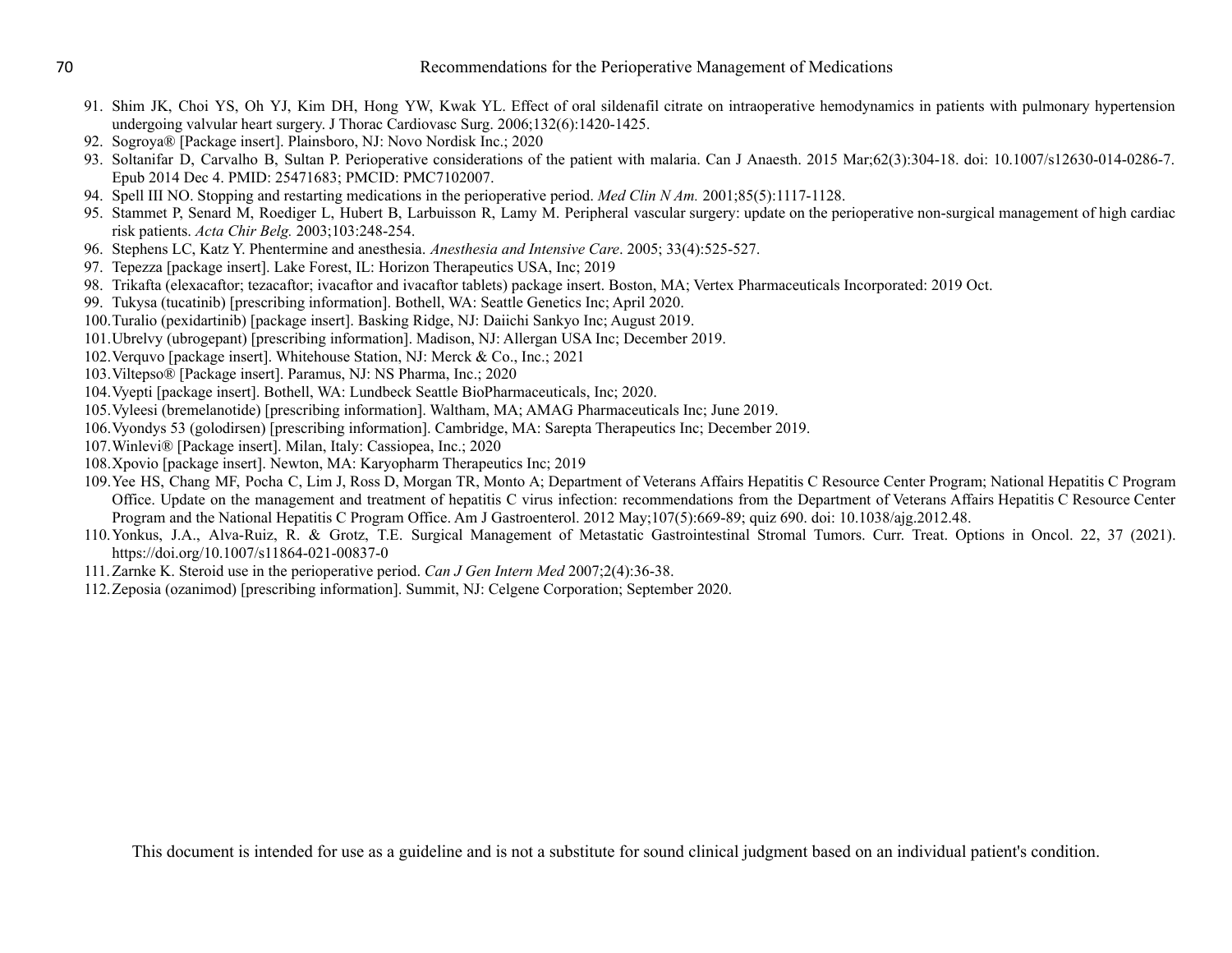91. Shim JK, Choi YS, Oh YJ, Kim DH, Hong YW, Kwak YL. Effect of oral sildenafil citrate on intraoperative hemodynamics in patients with pulmonary hypertension undergoing valvular heart surgery. J Thorac Cardiovasc Surg. 2006;132(6):1420-1425.
92. Sogroya® [Package insert]. Plainsboro, NJ: Novo Nordisk Inc.; 2020
93. Soltanifar D, Carvalho B, Sultan P. Perioperative considerations of the patient with malaria. Can J Anaesth. 2015 Mar;62(3):304-18. doi: 10.1007/s12630-014-0286-7. Epub 2014 Dec 4. PMID: 25471683; PMCID: PMC7102007.
94. Spell III NO. Stopping and restarting medications in the perioperative period. *Med Clin N Am.* 2001;85(5):1117-1128.
95. Stammet P, Senard M, Roediger L, Hubert B, Larbuisson R, Lamy M. Peripheral vascular surgery: update on the perioperative non-surgical management of high cardiac risk patients. *Acta Chir Belg.* 2003;103:248-254.
96. Stephens LC, Katz Y. Phentermine and anesthesia. *Anesthesia and Intensive Care*. 2005; 33(4):525-527.
97. Tepezza [package insert]. Lake Forest, IL: Horizon Therapeutics USA, Inc; 2019
98. Trikafta (elexacaftor; tezacaftor; ivacaftor and ivacaftor tablets) package insert. Boston, MA; Vertex Pharmaceuticals Incorporated: 2019 Oct.
99. Tukysa (tucatinib) [prescribing information]. Bothell, WA: Seattle Genetics Inc; April 2020.
100. Turalio (pexidartinib) [package insert]. Basking Ridge, NJ: Daiichi Sankyo Inc; August 2019.
101. Ubrelvy (ubrogepant) [prescribing information]. Madison, NJ: Allergan USA Inc; December 2019.
102. Verquvo [package insert]. Whitehouse Station, NJ: Merck & Co., Inc.; 2021
103. Viltepso® [Package insert]. Paramus, NJ: NS Pharma, Inc.; 2020
104. Vyepti [package insert]. Bothell, WA: Lundbeck Seattle BioPharmaceuticals, Inc; 2020.
105. Vyleesi (bremelanotide) [prescribing information]. Waltham, MA; AMAG Pharmaceuticals Inc; June 2019.
106. Vyondys 53 (golodirsen) [prescribing information]. Cambridge, MA: Sarepta Therapeutics Inc; December 2019.
107. Winlevi® [Package insert]. Milan, Italy: Cassiopea, Inc.; 2020
108. Xpovio [package insert]. Newton, MA: Karyopharm Therapeutics Inc; 2019
109. Yee HS, Chang MF, Pocha C, Lim J, Ross D, Morgan TR, Monto A; Department of Veterans Affairs Hepatitis C Resource Center Program; National Hepatitis C Program Office. Update on the management and treatment of hepatitis C virus infection: recommendations from the Department of Veterans Affairs Hepatitis C Resource Center Program and the National Hepatitis C Program Office. Am J Gastroenterol. 2012 May;107(5):669-89; quiz 690. doi: 10.1038/ajg.2012.48.
110. Yonkus, J.A., Alva-Ruiz, R. & Grotz, T.E. Surgical Management of Metastatic Gastrointestinal Stromal Tumors. Curr. Treat. Options in Oncol. 22, 37 (2021). https://doi.org/10.1007/s11864-021-00837-0
111. Zarnke K. Steroid use in the perioperative period. *Can J Gen Intern Med* 2007;2(4):36-38.
112. Zeposia (ozanimod) [prescribing information]. Summit, NJ: Celgene Corporation; September 2020.

This document is intended for use as a guideline and is not a substitute for sound clinical judgment based on an individual patient's condition.